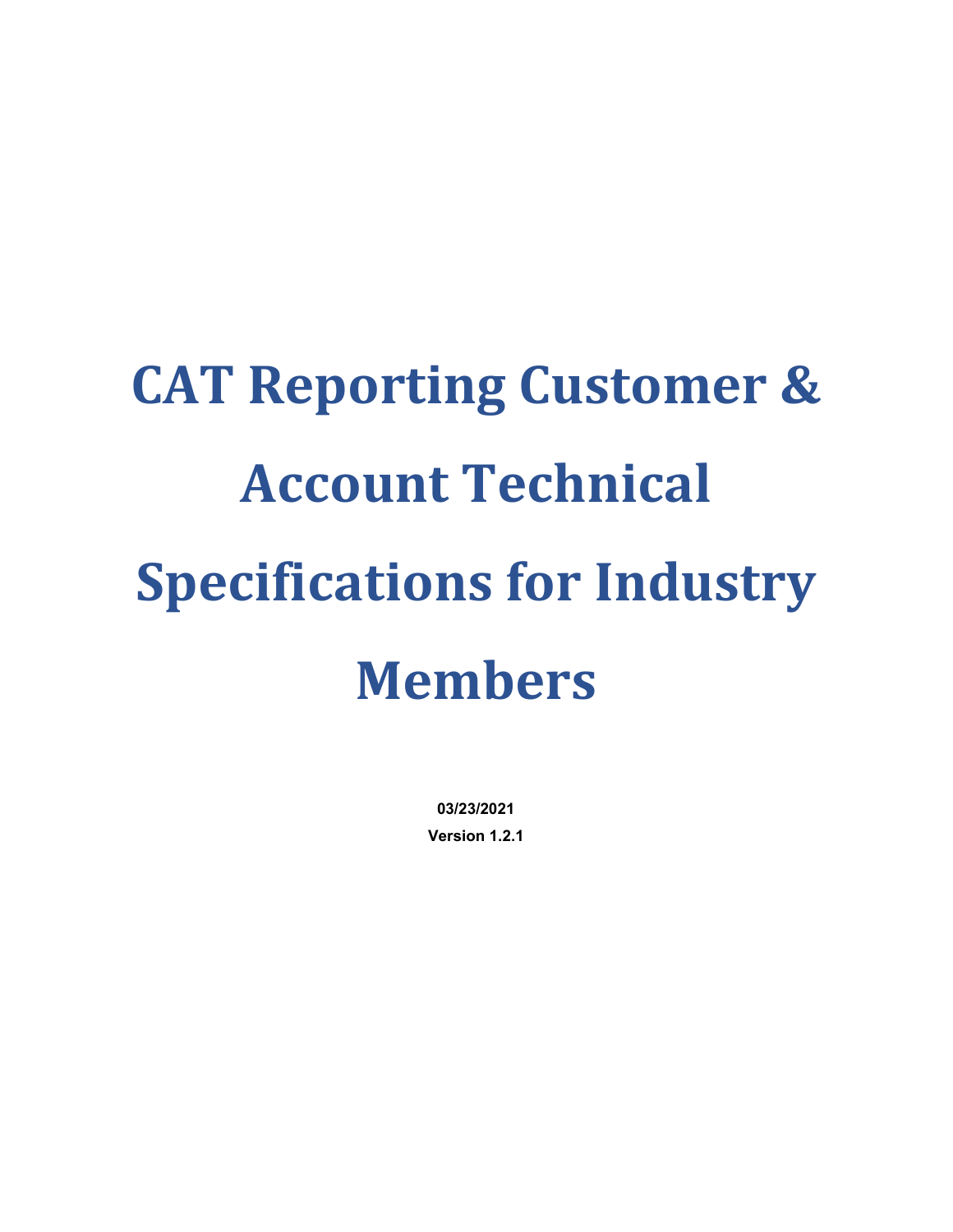# CAT Reporting Customer & Account Technical Specifications for Industry Members

**03/23/2021**

**Version 1.2.1**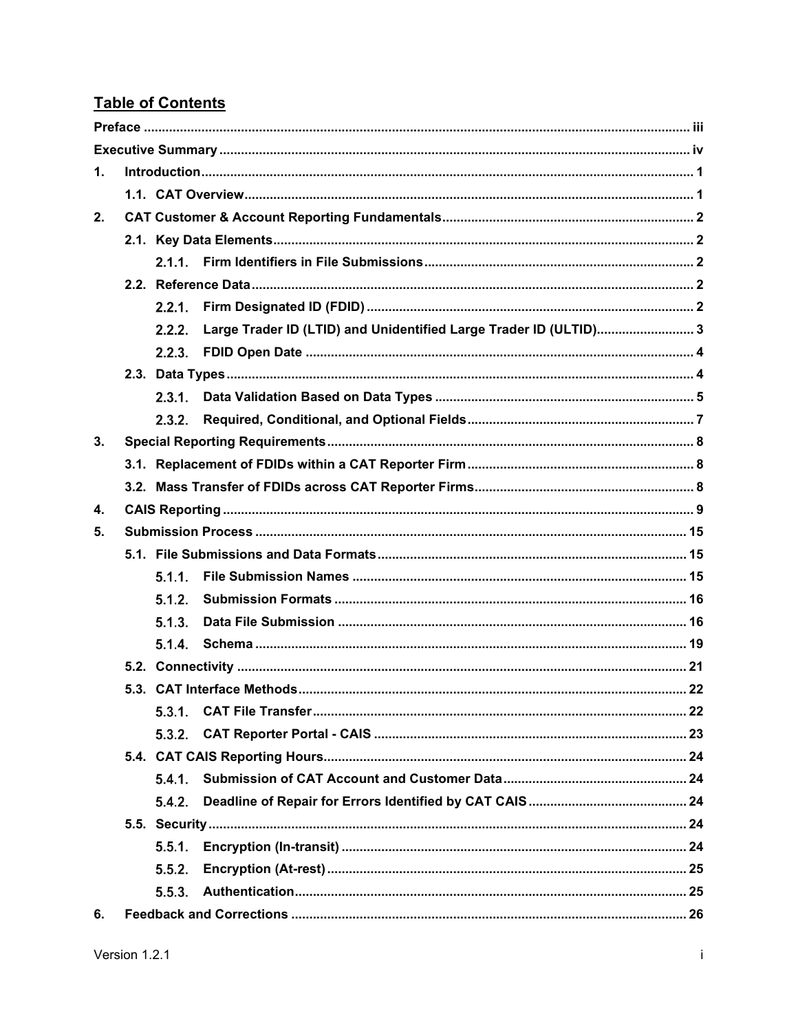## Table of Contents

| | | |
|---|---|---|
| **Preface** | | **iii** |
| **Executive Summary** | | **iv** |
| **1.** | **Introduction** | **1** |
| | **1.1. CAT Overview** | **1** |
| **2.** | **CAT Customer & Account Reporting Fundamentals** | **2** |
| | **2.1. Key Data Elements** | **2** |
| | **2.1.1. Firm Identifiers in File Submissions** | **2** |
| | **2.2. Reference Data** | **2** |
| | **2.2.1. Firm Designated ID (FDID)** | **2** |
| | **2.2.2. Large Trader ID (LTID) and Unidentified Large Trader ID (ULTID)** | **3** |
| | **2.2.3. FDID Open Date** | **4** |
| | **2.3. Data Types** | **4** |
| | **2.3.1. Data Validation Based on Data Types** | **5** |
| | **2.3.2. Required, Conditional, and Optional Fields** | **7** |
| **3.** | **Special Reporting Requirements** | **8** |
| | **3.1. Replacement of FDIDs within a CAT Reporter Firm** | **8** |
| | **3.2. Mass Transfer of FDIDs across CAT Reporter Firms** | **8** |
| **4.** | **CAIS Reporting** | **9** |
| **5.** | **Submission Process** | **15** |
| | **5.1. File Submissions and Data Formats** | **15** |
| | **5.1.1. File Submission Names** | **15** |
| | **5.1.2. Submission Formats** | **16** |
| | **5.1.3. Data File Submission** | **16** |
| | **5.1.4. Schema** | **19** |
| | **5.2. Connectivity** | **21** |
| | **5.3. CAT Interface Methods** | **22** |
| | **5.3.1. CAT File Transfer** | **22** |
| | **5.3.2. CAT Reporter Portal - CAIS** | **23** |
| | **5.4. CAT CAIS Reporting Hours** | **24** |
| | **5.4.1. Submission of CAT Account and Customer Data** | **24** |
| | **5.4.2. Deadline of Repair for Errors Identified by CAT CAIS** | **24** |
| | **5.5. Security** | **24** |
| | **5.5.1. Encryption (In-transit)** | **24** |
| | **5.5.2. Encryption (At-rest)** | **25** |
| | **5.5.3. Authentication** | **25** |
| **6.** | **Feedback and Corrections** | **26** |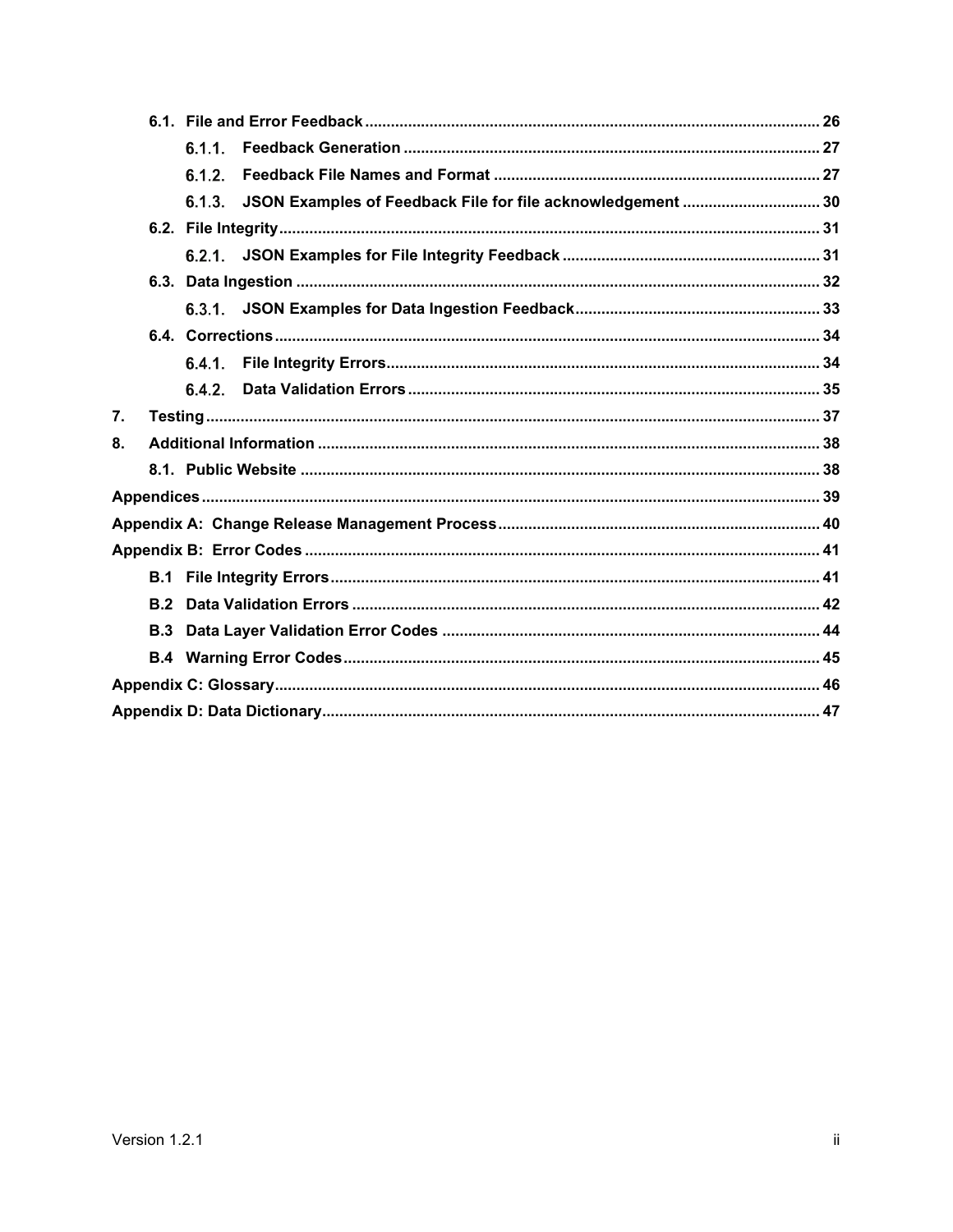- 6.1. File and Error Feedback ........................................................................................................ 26
  - 6.1.1. Feedback Generation ............................................................................................... 27
  - 6.1.2. Feedback File Names and Format ........................................................................... 27
  - 6.1.3. JSON Examples of Feedback File for file acknowledgement ................................ 30
- 6.2. File Integrity ............................................................................................................................ 31
  - 6.2.1. JSON Examples for File Integrity Feedback ........................................................... 31
- 6.3. Data Ingestion ......................................................................................................................... 32
  - 6.3.1. JSON Examples for Data Ingestion Feedback ........................................................ 33
- 6.4. Corrections ............................................................................................................................. 34
  - 6.4.1. File Integrity Errors .................................................................................................. 34
  - 6.4.2. Data Validation Errors .............................................................................................. 35

7. Testing ............................................................................................................................................ 37
8. Additional Information .................................................................................................................... 38
   - 8.1. Public Website ....................................................................................................................... 38

Appendices ............................................................................................................................................ 39

Appendix A: Change Release Management Process .......................................................................... 40

Appendix B: Error Codes ...................................................................................................................... 41

- B.1 File Integrity Errors ................................................................................................................. 41
- B.2 Data Validation Errors ............................................................................................................ 42
- B.3 Data Layer Validation Error Codes ....................................................................................... 44
- B.4 Warning Error Codes ............................................................................................................. 45

Appendix C: Glossary ............................................................................................................................ 46

Appendix D: Data Dictionary ................................................................................................................. 47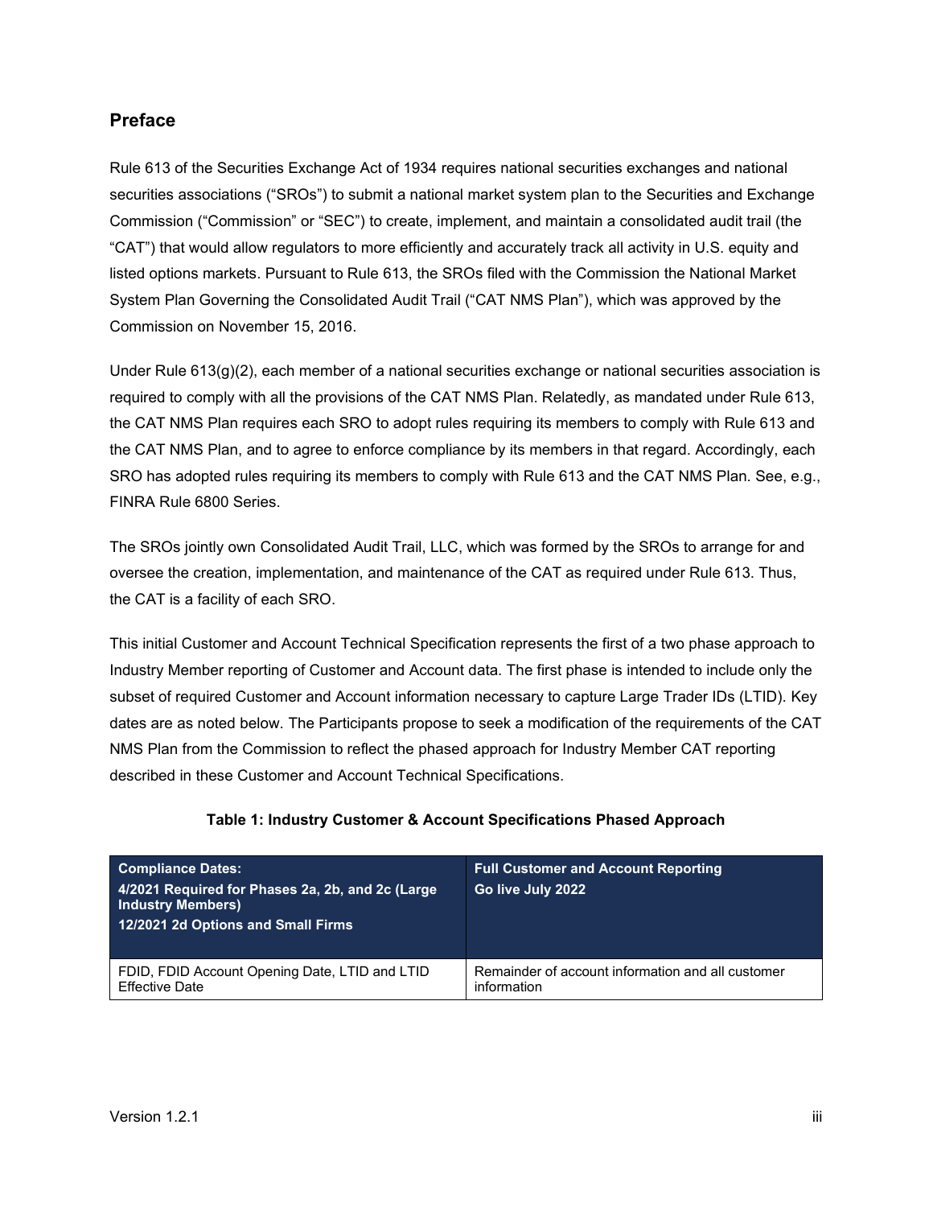## Preface

Rule 613 of the Securities Exchange Act of 1934 requires national securities exchanges and national securities associations ("SROs") to submit a national market system plan to the Securities and Exchange Commission ("Commission" or "SEC") to create, implement, and maintain a consolidated audit trail (the "CAT") that would allow regulators to more efficiently and accurately track all activity in U.S. equity and listed options markets. Pursuant to Rule 613, the SROs filed with the Commission the National Market System Plan Governing the Consolidated Audit Trail ("CAT NMS Plan"), which was approved by the Commission on November 15, 2016.

Under Rule 613(g)(2), each member of a national securities exchange or national securities association is required to comply with all the provisions of the CAT NMS Plan. Relatedly, as mandated under Rule 613, the CAT NMS Plan requires each SRO to adopt rules requiring its members to comply with Rule 613 and the CAT NMS Plan, and to agree to enforce compliance by its members in that regard. Accordingly, each SRO has adopted rules requiring its members to comply with Rule 613 and the CAT NMS Plan. See, e.g., FINRA Rule 6800 Series.

The SROs jointly own Consolidated Audit Trail, LLC, which was formed by the SROs to arrange for and oversee the creation, implementation, and maintenance of the CAT as required under Rule 613. Thus, the CAT is a facility of each SRO.

This initial Customer and Account Technical Specification represents the first of a two phase approach to Industry Member reporting of Customer and Account data. The first phase is intended to include only the subset of required Customer and Account information necessary to capture Large Trader IDs (LTID). Key dates are as noted below. The Participants propose to seek a modification of the requirements of the CAT NMS Plan from the Commission to reflect the phased approach for Industry Member CAT reporting described in these Customer and Account Technical Specifications.

**Table 1: Industry Customer & Account Specifications Phased Approach**

| **Compliance Dates:**<br>**4/2021 Required for Phases 2a, 2b, and 2c (Large Industry Members)**<br>**12/2021 2d Options and Small Firms** | **Full Customer and Account Reporting**<br>**Go live July 2022** |
|---|---|
| FDID, FDID Account Opening Date, LTID and LTID Effective Date | Remainder of account information and all customer information |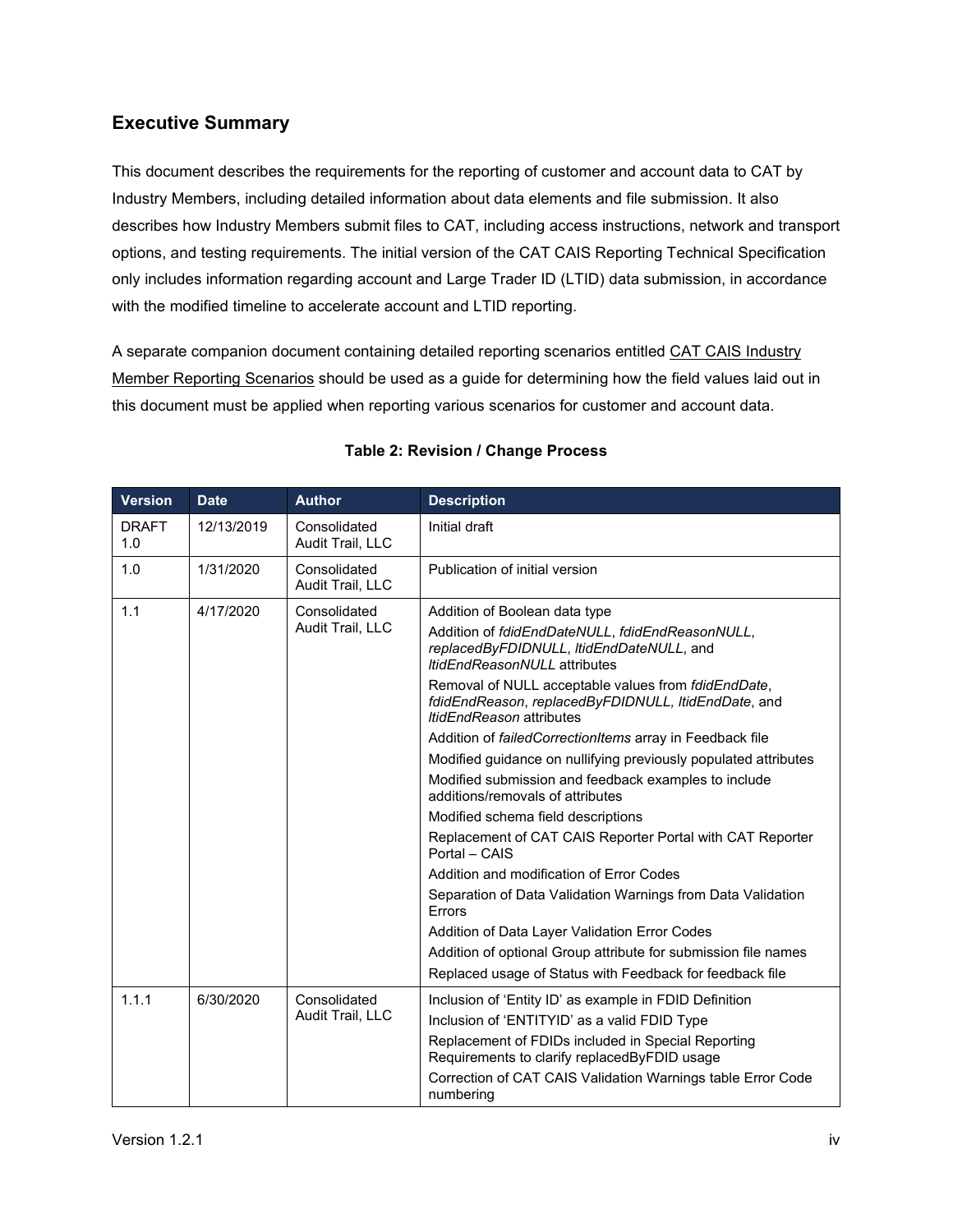## Executive Summary

This document describes the requirements for the reporting of customer and account data to CAT by Industry Members, including detailed information about data elements and file submission. It also describes how Industry Members submit files to CAT, including access instructions, network and transport options, and testing requirements. The initial version of the CAT CAIS Reporting Technical Specification only includes information regarding account and Large Trader ID (LTID) data submission, in accordance with the modified timeline to accelerate account and LTID reporting.

A separate companion document containing detailed reporting scenarios entitled CAT CAIS Industry Member Reporting Scenarios should be used as a guide for determining how the field values laid out in this document must be applied when reporting various scenarios for customer and account data.

**Table 2: Revision / Change Process**

| Version | Date | Author | Description |
|---|---|---|---|
| DRAFT 1.0 | 12/13/2019 | Consolidated Audit Trail, LLC | Initial draft |
| 1.0 | 1/31/2020 | Consolidated Audit Trail, LLC | Publication of initial version |
| 1.1 | 4/17/2020 | Consolidated Audit Trail, LLC | Addition of Boolean data type<br>Addition of *fdidEndDateNULL*, *fdidEndReasonNULL*, *replacedByFDIDNULL*, *ltidEndDateNULL*, and *ltidEndReasonNULL* attributes<br>Removal of NULL acceptable values from *fdidEndDate*, *fdidEndReason*, *replacedByFDIDNULL, ltidEndDate*, and *ltidEndReason* attributes<br>Addition of *failedCorrectionItems* array in Feedback file<br>Modified guidance on nullifying previously populated attributes<br>Modified submission and feedback examples to include additions/removals of attributes<br>Modified schema field descriptions<br>Replacement of CAT CAIS Reporter Portal with CAT Reporter Portal – CAIS<br>Addition and modification of Error Codes<br>Separation of Data Validation Warnings from Data Validation Errors<br>Addition of Data Layer Validation Error Codes<br>Addition of optional Group attribute for submission file names<br>Replaced usage of Status with Feedback for feedback file |
| 1.1.1 | 6/30/2020 | Consolidated Audit Trail, LLC | Inclusion of 'Entity ID' as example in FDID Definition<br>Inclusion of 'ENTITYID' as a valid FDID Type<br>Replacement of FDIDs included in Special Reporting Requirements to clarify replacedByFDID usage<br>Correction of CAT CAIS Validation Warnings table Error Code numbering |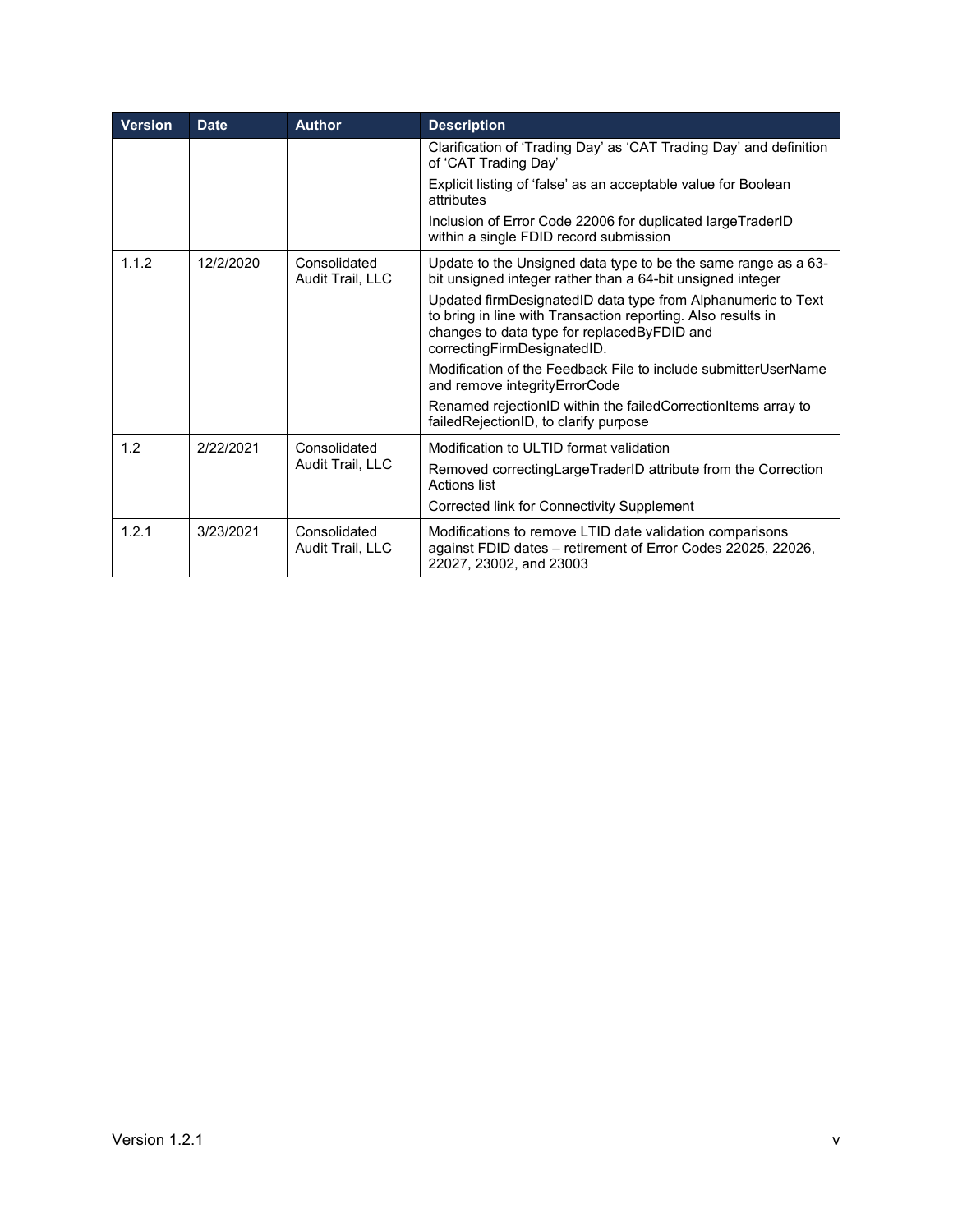| Version | Date | Author | Description |
|---|---|---|---|
| | | | Clarification of 'Trading Day' as 'CAT Trading Day' and definition of 'CAT Trading Day'<br>Explicit listing of 'false' as an acceptable value for Boolean attributes<br>Inclusion of Error Code 22006 for duplicated largeTraderID within a single FDID record submission |
| 1.1.2 | 12/2/2020 | Consolidated Audit Trail, LLC | Update to the Unsigned data type to be the same range as a 63-bit unsigned integer rather than a 64-bit unsigned integer<br>Updated firmDesignatedID data type from Alphanumeric to Text to bring in line with Transaction reporting. Also results in changes to data type for replacedByFDID and correctingFirmDesignatedID.<br>Modification of the Feedback File to include submitterUserName and remove integrityErrorCode<br>Renamed rejectionID within the failedCorrectionItems array to failedRejectionID, to clarify purpose |
| 1.2 | 2/22/2021 | Consolidated Audit Trail, LLC | Modification to ULTID format validation<br>Removed correctingLargeTraderID attribute from the Correction Actions list<br>Corrected link for Connectivity Supplement |
| 1.2.1 | 3/23/2021 | Consolidated Audit Trail, LLC | Modifications to remove LTID date validation comparisons against FDID dates – retirement of Error Codes 22025, 22026, 22027, 23002, and 23003 |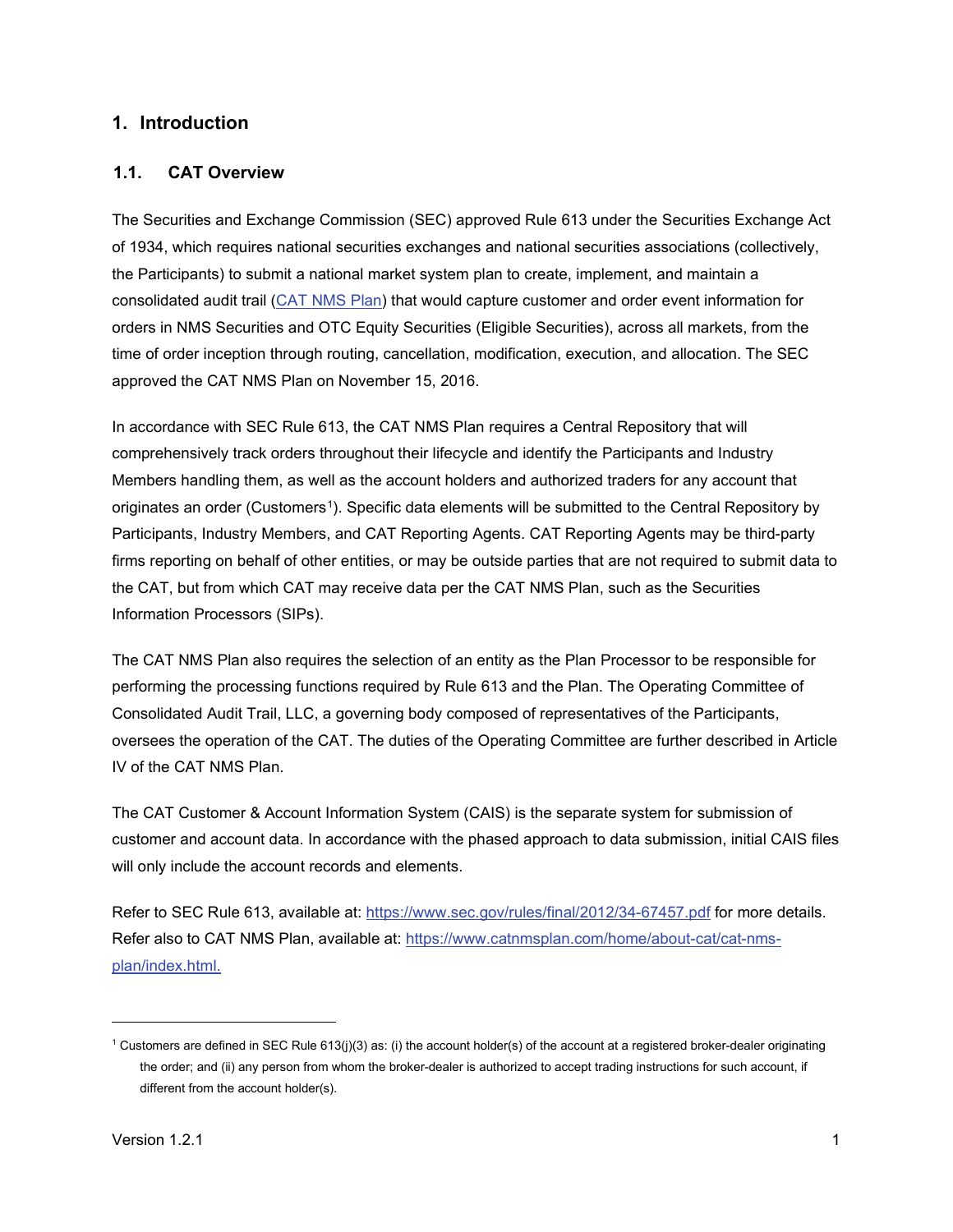# 1. Introduction

## 1.1. CAT Overview

The Securities and Exchange Commission (SEC) approved Rule 613 under the Securities Exchange Act of 1934, which requires national securities exchanges and national securities associations (collectively, the Participants) to submit a national market system plan to create, implement, and maintain a consolidated audit trail (CAT NMS Plan) that would capture customer and order event information for orders in NMS Securities and OTC Equity Securities (Eligible Securities), across all markets, from the time of order inception through routing, cancellation, modification, execution, and allocation. The SEC approved the CAT NMS Plan on November 15, 2016.

In accordance with SEC Rule 613, the CAT NMS Plan requires a Central Repository that will comprehensively track orders throughout their lifecycle and identify the Participants and Industry Members handling them, as well as the account holders and authorized traders for any account that originates an order (Customers[1]). Specific data elements will be submitted to the Central Repository by Participants, Industry Members, and CAT Reporting Agents. CAT Reporting Agents may be third-party firms reporting on behalf of other entities, or may be outside parties that are not required to submit data to the CAT, but from which CAT may receive data per the CAT NMS Plan, such as the Securities Information Processors (SIPs).

The CAT NMS Plan also requires the selection of an entity as the Plan Processor to be responsible for performing the processing functions required by Rule 613 and the Plan. The Operating Committee of Consolidated Audit Trail, LLC, a governing body composed of representatives of the Participants, oversees the operation of the CAT. The duties of the Operating Committee are further described in Article IV of the CAT NMS Plan.

The CAT Customer & Account Information System (CAIS) is the separate system for submission of customer and account data. In accordance with the phased approach to data submission, initial CAIS files will only include the account records and elements.

Refer to SEC Rule 613, available at: https://www.sec.gov/rules/final/2012/34-67457.pdf for more details. Refer also to CAT NMS Plan, available at: https://www.catnmsplan.com/home/about-cat/cat-nms-plan/index.html.

---

[1] Customers are defined in SEC Rule 613(j)(3) as: (i) the account holder(s) of the account at a registered broker-dealer originating the order; and (ii) any person from whom the broker-dealer is authorized to accept trading instructions for such account, if different from the account holder(s).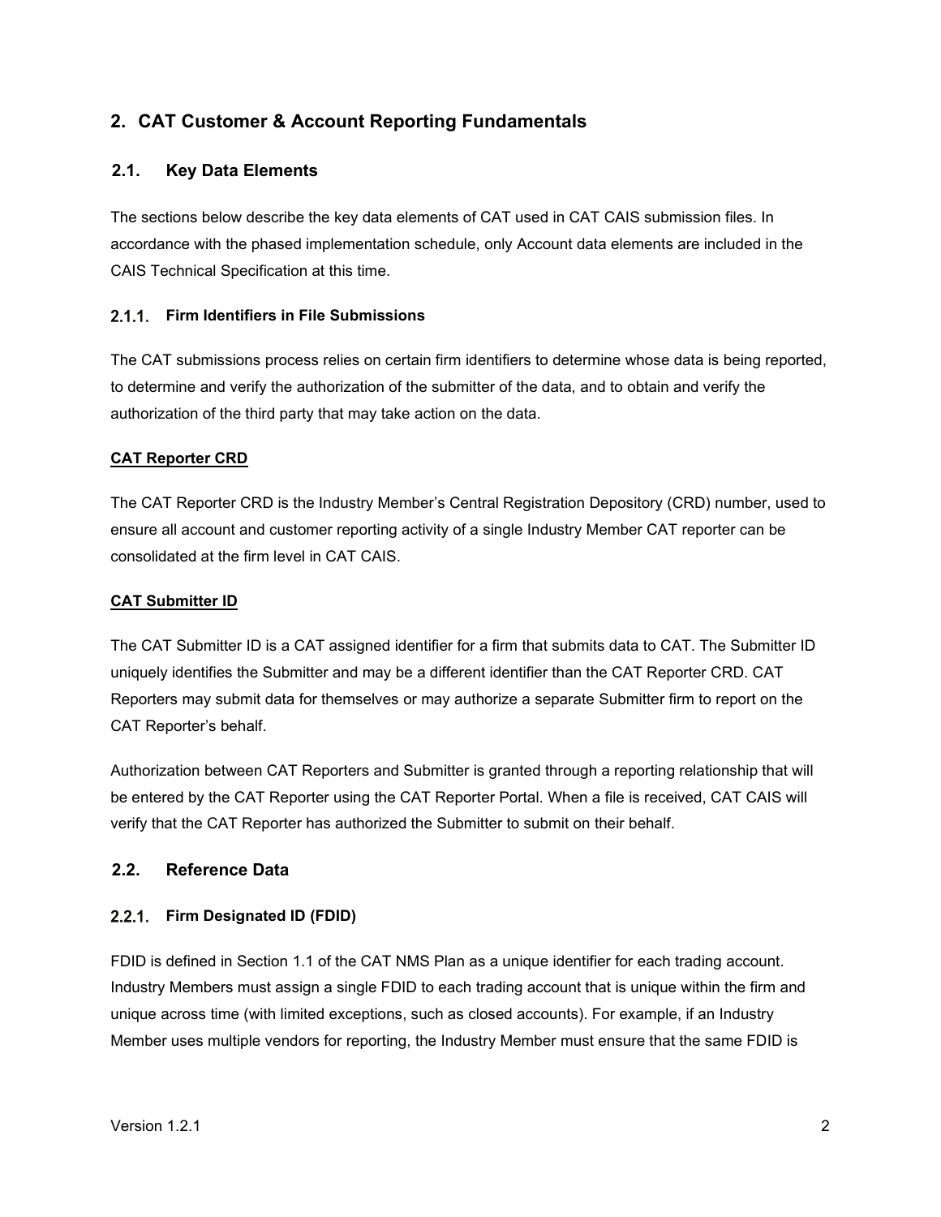# 2. CAT Customer & Account Reporting Fundamentals

## 2.1. Key Data Elements

The sections below describe the key data elements of CAT used in CAT CAIS submission files. In accordance with the phased implementation schedule, only Account data elements are included in the CAIS Technical Specification at this time.

### 2.1.1. Firm Identifiers in File Submissions

The CAT submissions process relies on certain firm identifiers to determine whose data is being reported, to determine and verify the authorization of the submitter of the data, and to obtain and verify the authorization of the third party that may take action on the data.

**CAT Reporter CRD**

The CAT Reporter CRD is the Industry Member's Central Registration Depository (CRD) number, used to ensure all account and customer reporting activity of a single Industry Member CAT reporter can be consolidated at the firm level in CAT CAIS.

**CAT Submitter ID**

The CAT Submitter ID is a CAT assigned identifier for a firm that submits data to CAT. The Submitter ID uniquely identifies the Submitter and may be a different identifier than the CAT Reporter CRD. CAT Reporters may submit data for themselves or may authorize a separate Submitter firm to report on the CAT Reporter's behalf.

Authorization between CAT Reporters and Submitter is granted through a reporting relationship that will be entered by the CAT Reporter using the CAT Reporter Portal. When a file is received, CAT CAIS will verify that the CAT Reporter has authorized the Submitter to submit on their behalf.

## 2.2. Reference Data

### 2.2.1. Firm Designated ID (FDID)

FDID is defined in Section 1.1 of the CAT NMS Plan as a unique identifier for each trading account. Industry Members must assign a single FDID to each trading account that is unique within the firm and unique across time (with limited exceptions, such as closed accounts). For example, if an Industry Member uses multiple vendors for reporting, the Industry Member must ensure that the same FDID is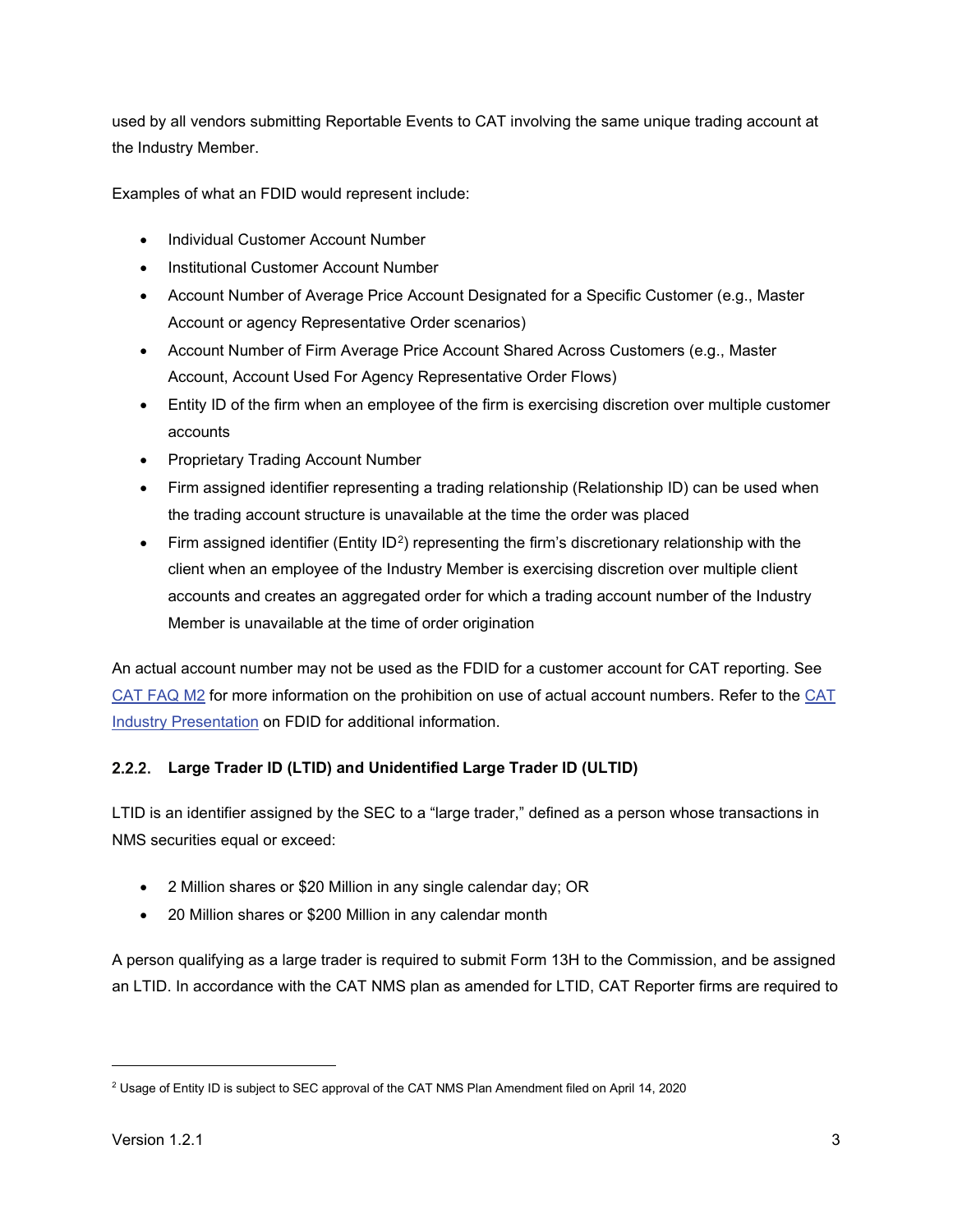used by all vendors submitting Reportable Events to CAT involving the same unique trading account at the Industry Member.

Examples of what an FDID would represent include:

- Individual Customer Account Number
- Institutional Customer Account Number
- Account Number of Average Price Account Designated for a Specific Customer (e.g., Master Account or agency Representative Order scenarios)
- Account Number of Firm Average Price Account Shared Across Customers (e.g., Master Account, Account Used For Agency Representative Order Flows)
- Entity ID of the firm when an employee of the firm is exercising discretion over multiple customer accounts
- Proprietary Trading Account Number
- Firm assigned identifier representing a trading relationship (Relationship ID) can be used when the trading account structure is unavailable at the time the order was placed
- Firm assigned identifier (Entity ID[2]) representing the firm's discretionary relationship with the client when an employee of the Industry Member is exercising discretion over multiple client accounts and creates an aggregated order for which a trading account number of the Industry Member is unavailable at the time of order origination

An actual account number may not be used as the FDID for a customer account for CAT reporting. See CAT FAQ M2 for more information on the prohibition on use of actual account numbers. Refer to the CAT Industry Presentation on FDID for additional information.

### 2.2.2. Large Trader ID (LTID) and Unidentified Large Trader ID (ULTID)

LTID is an identifier assigned by the SEC to a "large trader," defined as a person whose transactions in NMS securities equal or exceed:

- 2 Million shares or $20 Million in any single calendar day; OR
- 20 Million shares or $200 Million in any calendar month

A person qualifying as a large trader is required to submit Form 13H to the Commission, and be assigned an LTID. In accordance with the CAT NMS plan as amended for LTID, CAT Reporter firms are required to

[2] Usage of Entity ID is subject to SEC approval of the CAT NMS Plan Amendment filed on April 14, 2020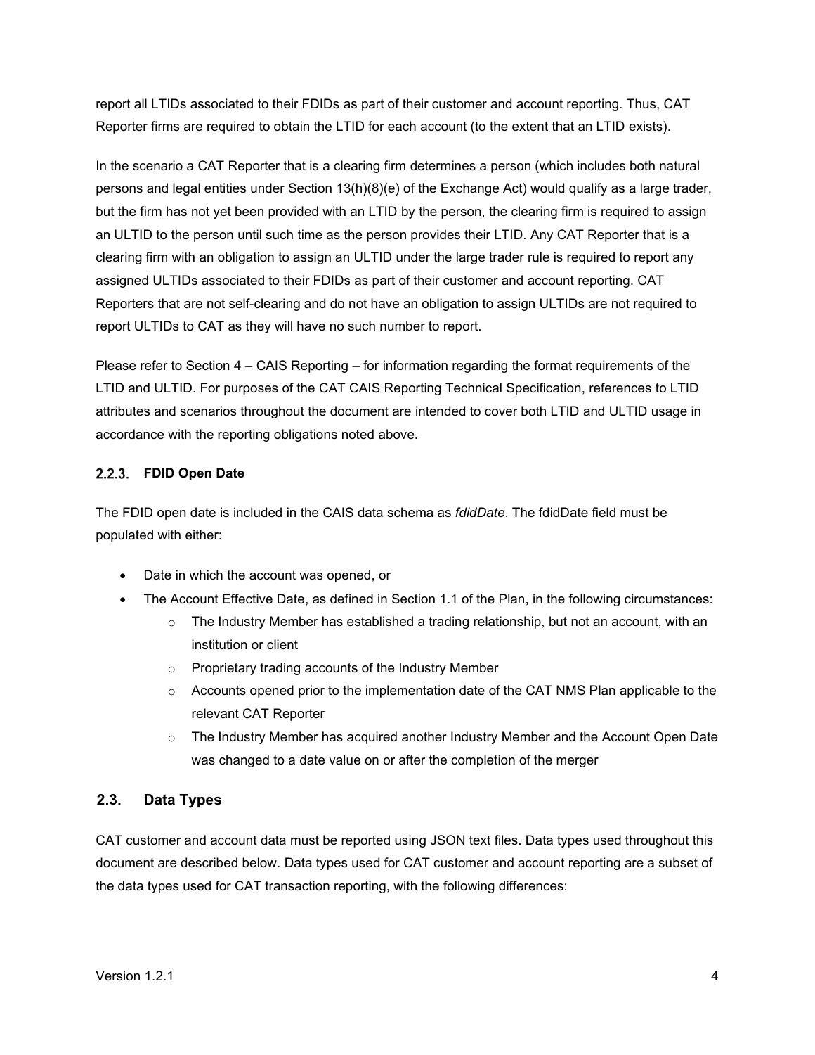report all LTIDs associated to their FDIDs as part of their customer and account reporting. Thus, CAT Reporter firms are required to obtain the LTID for each account (to the extent that an LTID exists).

In the scenario a CAT Reporter that is a clearing firm determines a person (which includes both natural persons and legal entities under Section 13(h)(8)(e) of the Exchange Act) would qualify as a large trader, but the firm has not yet been provided with an LTID by the person, the clearing firm is required to assign an ULTID to the person until such time as the person provides their LTID. Any CAT Reporter that is a clearing firm with an obligation to assign an ULTID under the large trader rule is required to report any assigned ULTIDs associated to their FDIDs as part of their customer and account reporting. CAT Reporters that are not self-clearing and do not have an obligation to assign ULTIDs are not required to report ULTIDs to CAT as they will have no such number to report.

Please refer to Section 4 – CAIS Reporting – for information regarding the format requirements of the LTID and ULTID. For purposes of the CAT CAIS Reporting Technical Specification, references to LTID attributes and scenarios throughout the document are intended to cover both LTID and ULTID usage in accordance with the reporting obligations noted above.

#### 2.2.3. FDID Open Date

The FDID open date is included in the CAIS data schema as *fdidDate*. The fdidDate field must be populated with either:

- Date in which the account was opened, or
- The Account Effective Date, as defined in Section 1.1 of the Plan, in the following circumstances:
  - The Industry Member has established a trading relationship, but not an account, with an institution or client
  - Proprietary trading accounts of the Industry Member
  - Accounts opened prior to the implementation date of the CAT NMS Plan applicable to the relevant CAT Reporter
  - The Industry Member has acquired another Industry Member and the Account Open Date was changed to a date value on or after the completion of the merger

### 2.3. Data Types

CAT customer and account data must be reported using JSON text files. Data types used throughout this document are described below. Data types used for CAT customer and account reporting are a subset of the data types used for CAT transaction reporting, with the following differences: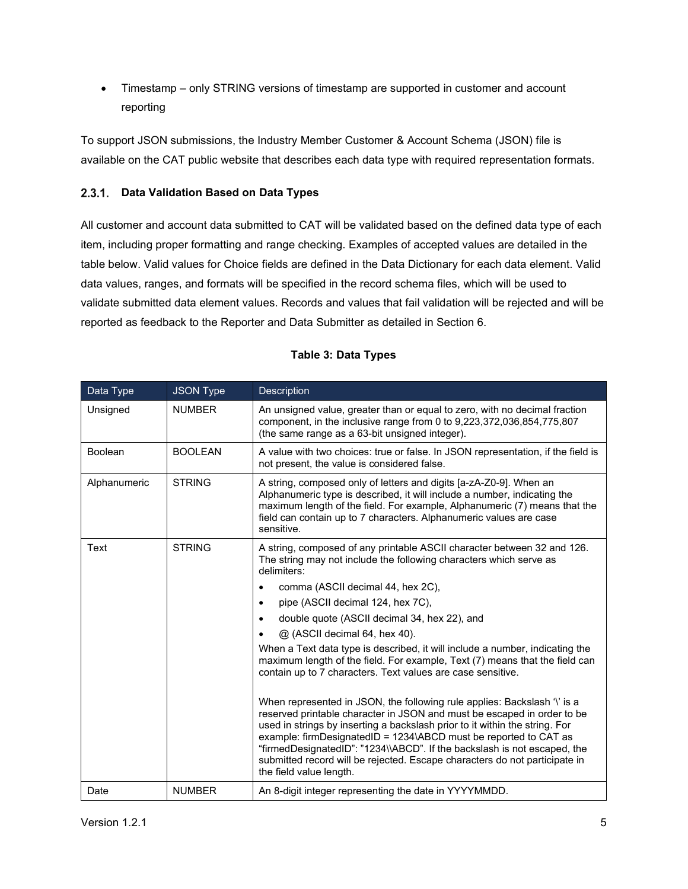- Timestamp – only STRING versions of timestamp are supported in customer and account reporting

To support JSON submissions, the Industry Member Customer & Account Schema (JSON) file is available on the CAT public website that describes each data type with required representation formats.

### 2.3.1. Data Validation Based on Data Types

All customer and account data submitted to CAT will be validated based on the defined data type of each item, including proper formatting and range checking. Examples of accepted values are detailed in the table below. Valid values for Choice fields are defined in the Data Dictionary for each data element. Valid data values, ranges, and formats will be specified in the record schema files, which will be used to validate submitted data element values. Records and values that fail validation will be rejected and will be reported as feedback to the Reporter and Data Submitter as detailed in Section 6.

**Table 3: Data Types**

| Data Type | JSON Type | Description |
|---|---|---|
| Unsigned | NUMBER | An unsigned value, greater than or equal to zero, with no decimal fraction component, in the inclusive range from 0 to 9,223,372,036,854,775,807 (the same range as a 63-bit unsigned integer). |
| Boolean | BOOLEAN | A value with two choices: true or false. In JSON representation, if the field is not present, the value is considered false. |
| Alphanumeric | STRING | A string, composed only of letters and digits [a-zA-Z0-9]. When an Alphanumeric type is described, it will include a number, indicating the maximum length of the field. For example, Alphanumeric (7) means that the field can contain up to 7 characters. Alphanumeric values are case sensitive. |
| Text | STRING | A string, composed of any printable ASCII character between 32 and 126. The string may not include the following characters which serve as delimiters:<br>• comma (ASCII decimal 44, hex 2C),<br>• pipe (ASCII decimal 124, hex 7C),<br>• double quote (ASCII decimal 34, hex 22), and<br>• @ (ASCII decimal 64, hex 40).<br>When a Text data type is described, it will include a number, indicating the maximum length of the field. For example, Text (7) means that the field can contain up to 7 characters. Text values are case sensitive.<br><br>When represented in JSON, the following rule applies: Backslash '\' is a reserved printable character in JSON and must be escaped in order to be used in strings by inserting a backslash prior to it within the string. For example: firmDesignatedID = 1234\ABCD must be reported to CAT as "firmedDesignatedID": "1234\\ABCD". If the backslash is not escaped, the submitted record will be rejected. Escape characters do not participate in the field value length. |
| Date | NUMBER | An 8-digit integer representing the date in YYYYMMDD. |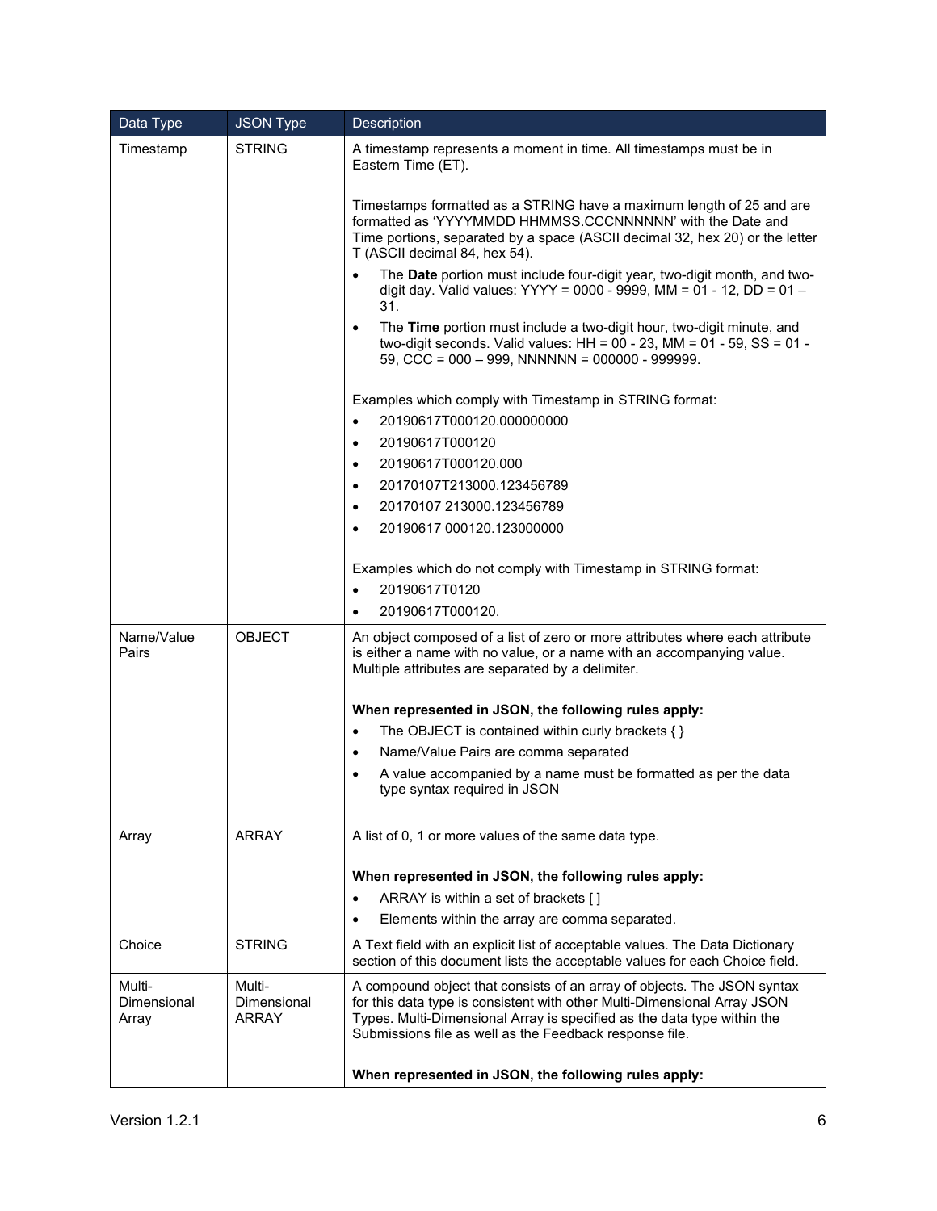| Data Type | JSON Type | Description |
| --- | --- | --- |
| Timestamp | STRING | A timestamp represents a moment in time. All timestamps must be in Eastern Time (ET).<br><br>Timestamps formatted as a STRING have a maximum length of 25 and are formatted as 'YYYYMMDD HHMMSS.CCCNNNNNN' with the Date and Time portions, separated by a space (ASCII decimal 32, hex 20) or the letter T (ASCII decimal 84, hex 54).<br>• The **Date** portion must include four-digit year, two-digit month, and two-digit day. Valid values: YYYY = 0000 - 9999, MM = 01 - 12, DD = 01 – 31.<br>• The **Time** portion must include a two-digit hour, two-digit minute, and two-digit seconds. Valid values: HH = 00 - 23, MM = 01 - 59, SS = 01 - 59, CCC = 000 – 999, NNNNNN = 000000 - 999999.<br><br>Examples which comply with Timestamp in STRING format:<br>• 20190617T000120.000000000<br>• 20190617T000120<br>• 20190617T000120.000<br>• 20170107T213000.123456789<br>• 20170107 213000.123456789<br>• 20190617 000120.123000000<br><br>Examples which do not comply with Timestamp in STRING format:<br>• 20190617T0120<br>• 20190617T000120. |
| Name/Value Pairs | OBJECT | An object composed of a list of zero or more attributes where each attribute is either a name with no value, or a name with an accompanying value. Multiple attributes are separated by a delimiter.<br><br>**When represented in JSON, the following rules apply:**<br>• The OBJECT is contained within curly brackets { }<br>• Name/Value Pairs are comma separated<br>• A value accompanied by a name must be formatted as per the data type syntax required in JSON |
| Array | ARRAY | A list of 0, 1 or more values of the same data type.<br><br>**When represented in JSON, the following rules apply:**<br>• ARRAY is within a set of brackets [ ]<br>• Elements within the array are comma separated. |
| Choice | STRING | A Text field with an explicit list of acceptable values. The Data Dictionary section of this document lists the acceptable values for each Choice field. |
| Multi-Dimensional Array | Multi-Dimensional ARRAY | A compound object that consists of an array of objects. The JSON syntax for this data type is consistent with other Multi-Dimensional Array JSON Types. Multi-Dimensional Array is specified as the data type within the Submissions file as well as the Feedback response file.<br><br>**When represented in JSON, the following rules apply:** |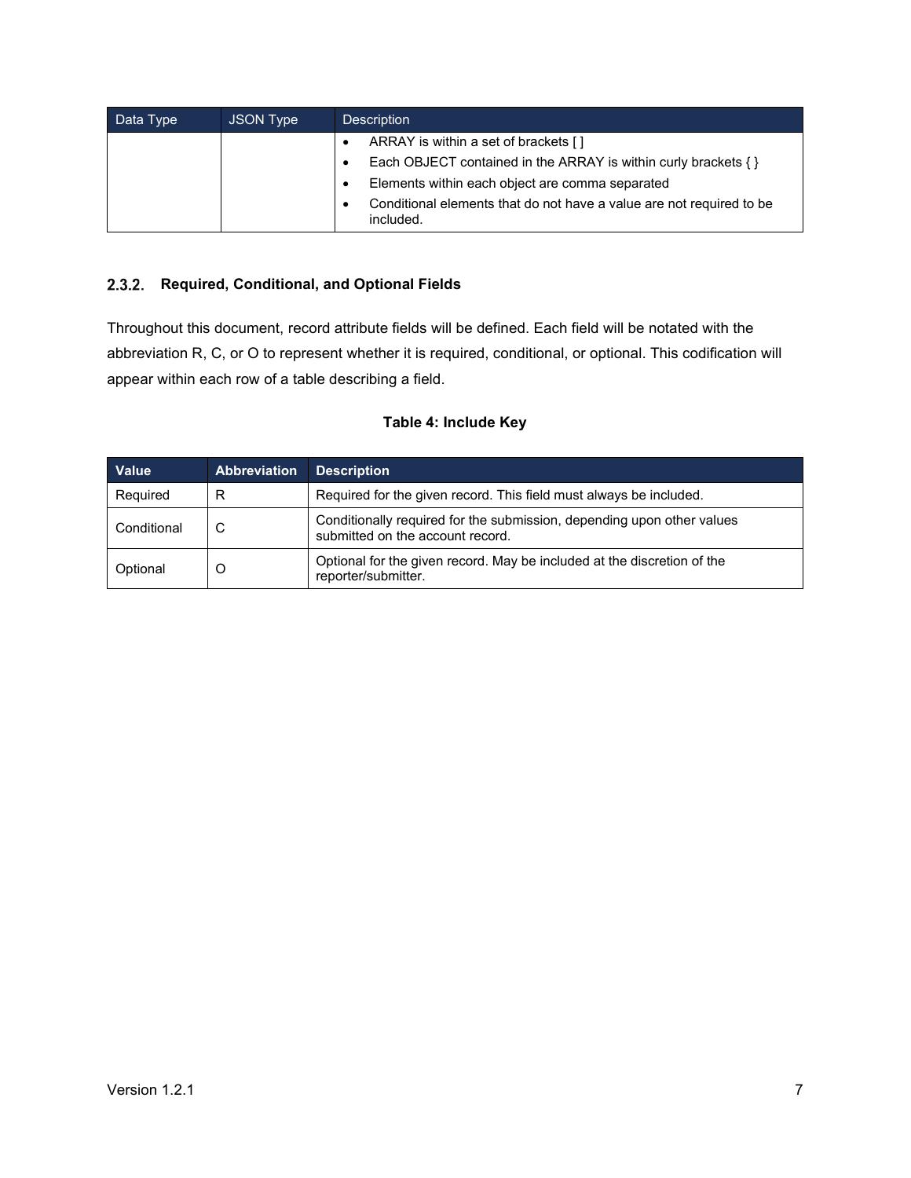| Data Type | JSON Type | Description |
| --- | --- | --- |
| | | • ARRAY is within a set of brackets [ ]<br>• Each OBJECT contained in the ARRAY is within curly brackets { }<br>• Elements within each object are comma separated<br>• Conditional elements that do not have a value are not required to be included. |

### 2.3.2. Required, Conditional, and Optional Fields

Throughout this document, record attribute fields will be defined. Each field will be notated with the abbreviation R, C, or O to represent whether it is required, conditional, or optional. This codification will appear within each row of a table describing a field.

**Table 4: Include Key**

| Value | Abbreviation | Description |
| --- | --- | --- |
| Required | R | Required for the given record. This field must always be included. |
| Conditional | C | Conditionally required for the submission, depending upon other values submitted on the account record. |
| Optional | O | Optional for the given record. May be included at the discretion of the reporter/submitter. |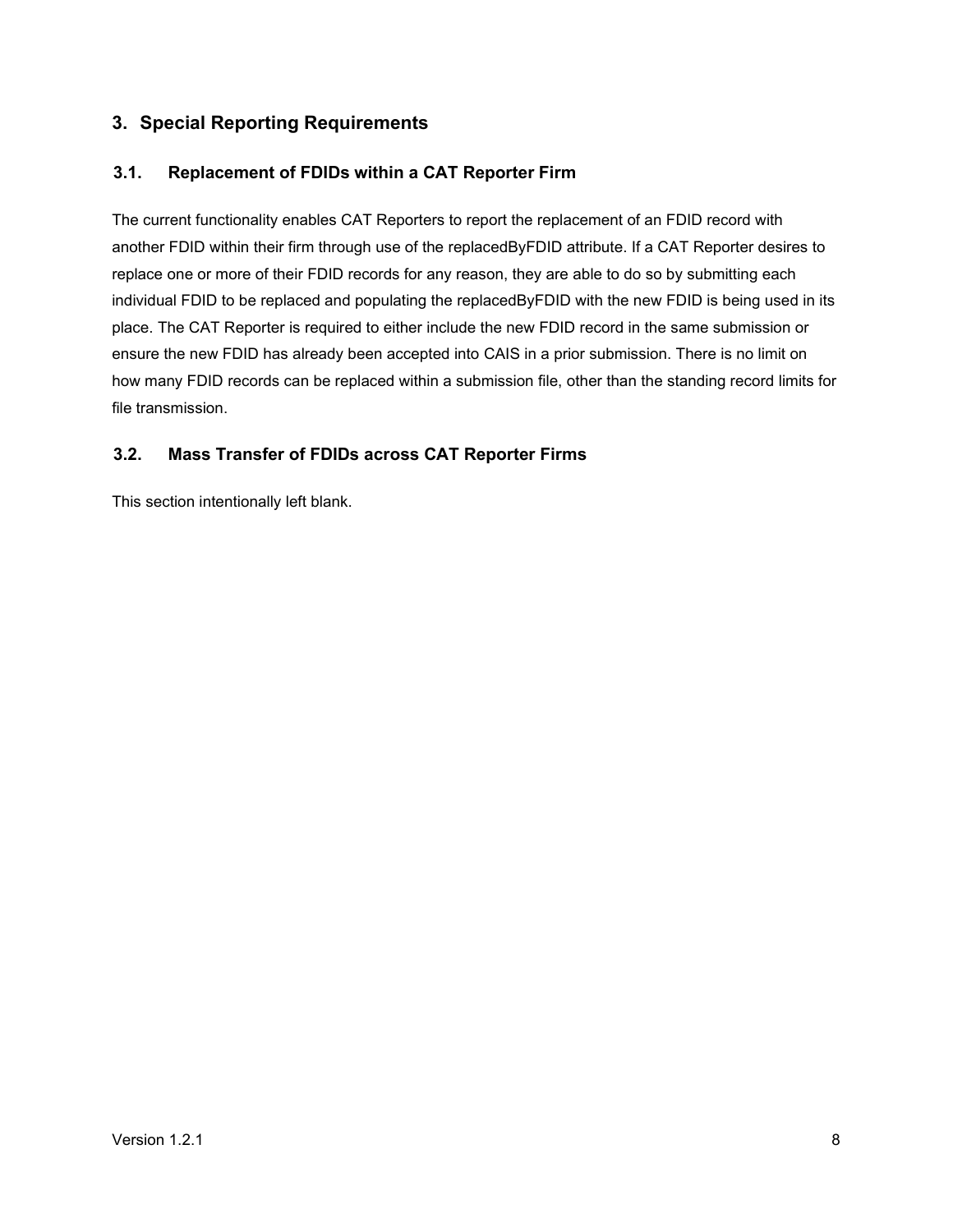# 3. Special Reporting Requirements

## 3.1. Replacement of FDIDs within a CAT Reporter Firm

The current functionality enables CAT Reporters to report the replacement of an FDID record with another FDID within their firm through use of the replacedByFDID attribute. If a CAT Reporter desires to replace one or more of their FDID records for any reason, they are able to do so by submitting each individual FDID to be replaced and populating the replacedByFDID with the new FDID is being used in its place. The CAT Reporter is required to either include the new FDID record in the same submission or ensure the new FDID has already been accepted into CAIS in a prior submission. There is no limit on how many FDID records can be replaced within a submission file, other than the standing record limits for file transmission.

## 3.2. Mass Transfer of FDIDs across CAT Reporter Firms

This section intentionally left blank.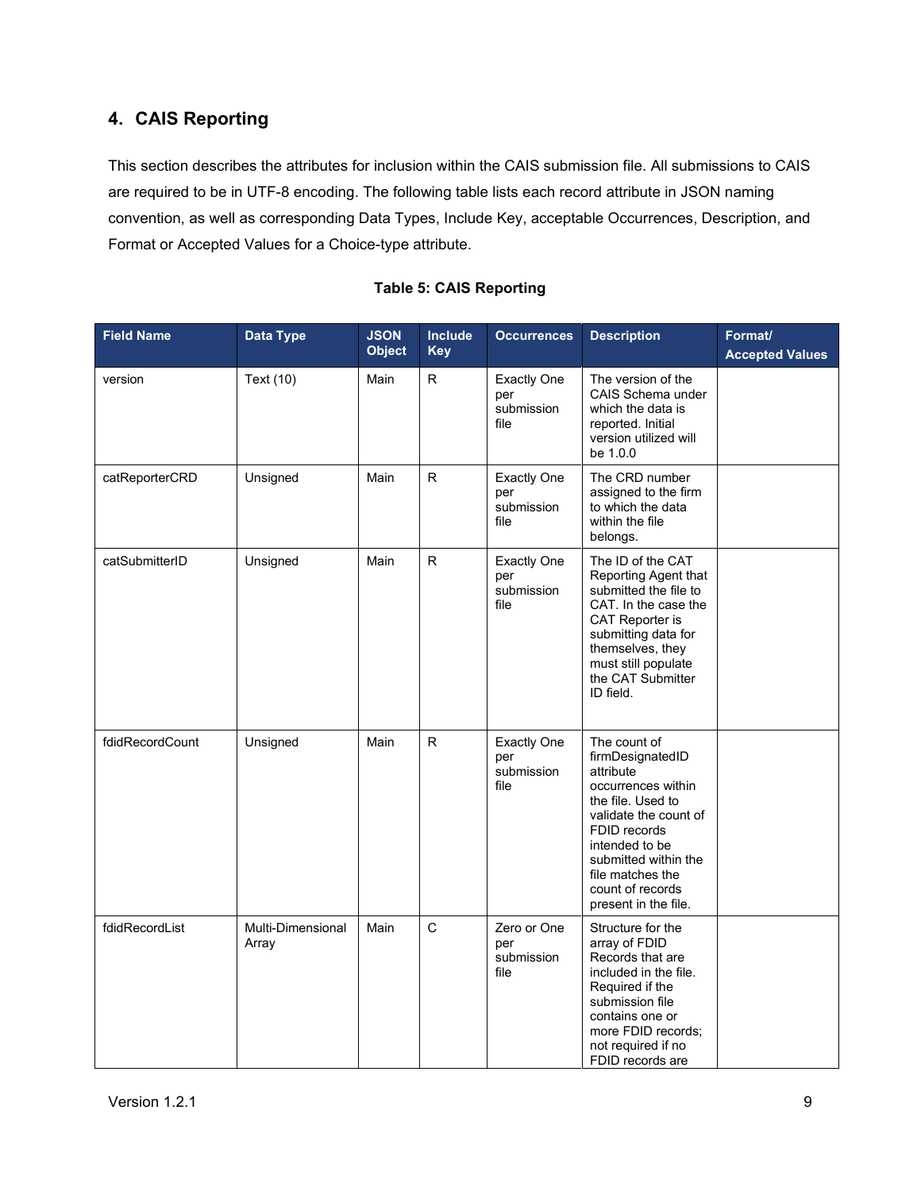## 4. CAIS Reporting

This section describes the attributes for inclusion within the CAIS submission file. All submissions to CAIS are required to be in UTF-8 encoding. The following table lists each record attribute in JSON naming convention, as well as corresponding Data Types, Include Key, acceptable Occurrences, Description, and Format or Accepted Values for a Choice-type attribute.

**Table 5: CAIS Reporting**

| Field Name | Data Type | JSON Object | Include Key | Occurrences | Description | Format/ Accepted Values |
|---|---|---|---|---|---|---|
| version | Text (10) | Main | R | Exactly One per submission file | The version of the CAIS Schema under which the data is reported. Initial version utilized will be 1.0.0 | |
| catReporterCRD | Unsigned | Main | R | Exactly One per submission file | The CRD number assigned to the firm to which the data within the file belongs. | |
| catSubmitterID | Unsigned | Main | R | Exactly One per submission file | The ID of the CAT Reporting Agent that submitted the file to CAT. In the case the CAT Reporter is submitting data for themselves, they must still populate the CAT Submitter ID field. | |
| fdidRecordCount | Unsigned | Main | R | Exactly One per submission file | The count of firmDesignatedID attribute occurrences within the file. Used to validate the count of FDID records intended to be submitted within the file matches the count of records present in the file. | |
| fdidRecordList | Multi-Dimensional Array | Main | C | Zero or One per submission file | Structure for the array of FDID Records that are included in the file. Required if the submission file contains one or more FDID records; not required if no FDID records are | |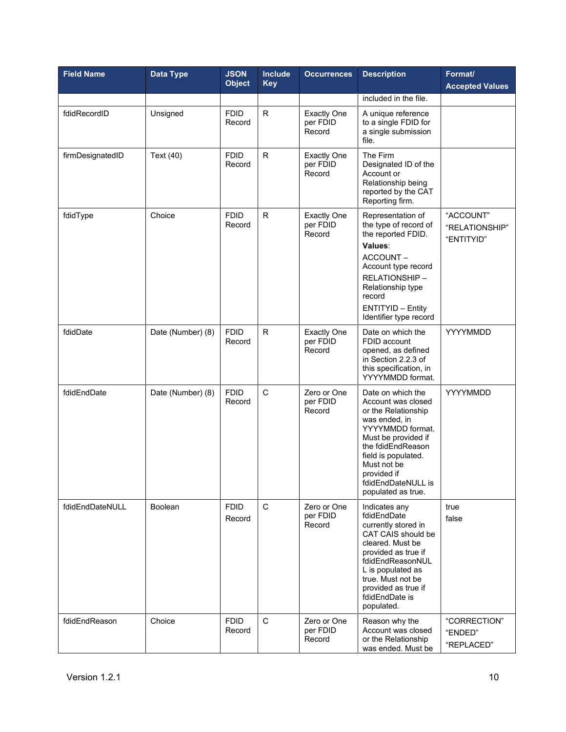| Field Name | Data Type | JSON Object | Include Key | Occurrences | Description | Format/ Accepted Values |
|---|---|---|---|---|---|---|
| | | | | | included in the file. | |
| fdidRecordID | Unsigned | FDID Record | R | Exactly One per FDID Record | A unique reference to a single FDID for a single submission file. | |
| firmDesignatedID | Text (40) | FDID Record | R | Exactly One per FDID Record | The Firm Designated ID of the Account or Relationship being reported by the CAT Reporting firm. | |
| fdidType | Choice | FDID Record | R | Exactly One per FDID Record | Representation of the type of record of the reported FDID. **Values**: ACCOUNT – Account type record RELATIONSHIP – Relationship type record ENTITYID – Entity Identifier type record | "ACCOUNT" "RELATIONSHIP" "ENTITYID" |
| fdidDate | Date (Number) (8) | FDID Record | R | Exactly One per FDID Record | Date on which the FDID account opened, as defined in Section 2.2.3 of this specification, in YYYYMMDD format. | YYYYMMDD |
| fdidEndDate | Date (Number) (8) | FDID Record | C | Zero or One per FDID Record | Date on which the Account was closed or the Relationship was ended, in YYYYMMDD format. Must be provided if the fdidEndReason field is populated. Must not be provided if fdidEndDateNULL is populated as true. | YYYYMMDD |
| fdidEndDateNULL | Boolean | FDID Record | C | Zero or One per FDID Record | Indicates any fdidEndDate currently stored in CAT CAIS should be cleared. Must be provided as true if fdidEndReasonNULL is populated as true. Must not be provided as true if fdidEndDate is populated. | true false |
| fdidEndReason | Choice | FDID Record | C | Zero or One per FDID Record | Reason why the Account was closed or the Relationship was ended. Must be | "CORRECTION" "ENDED" "REPLACED" |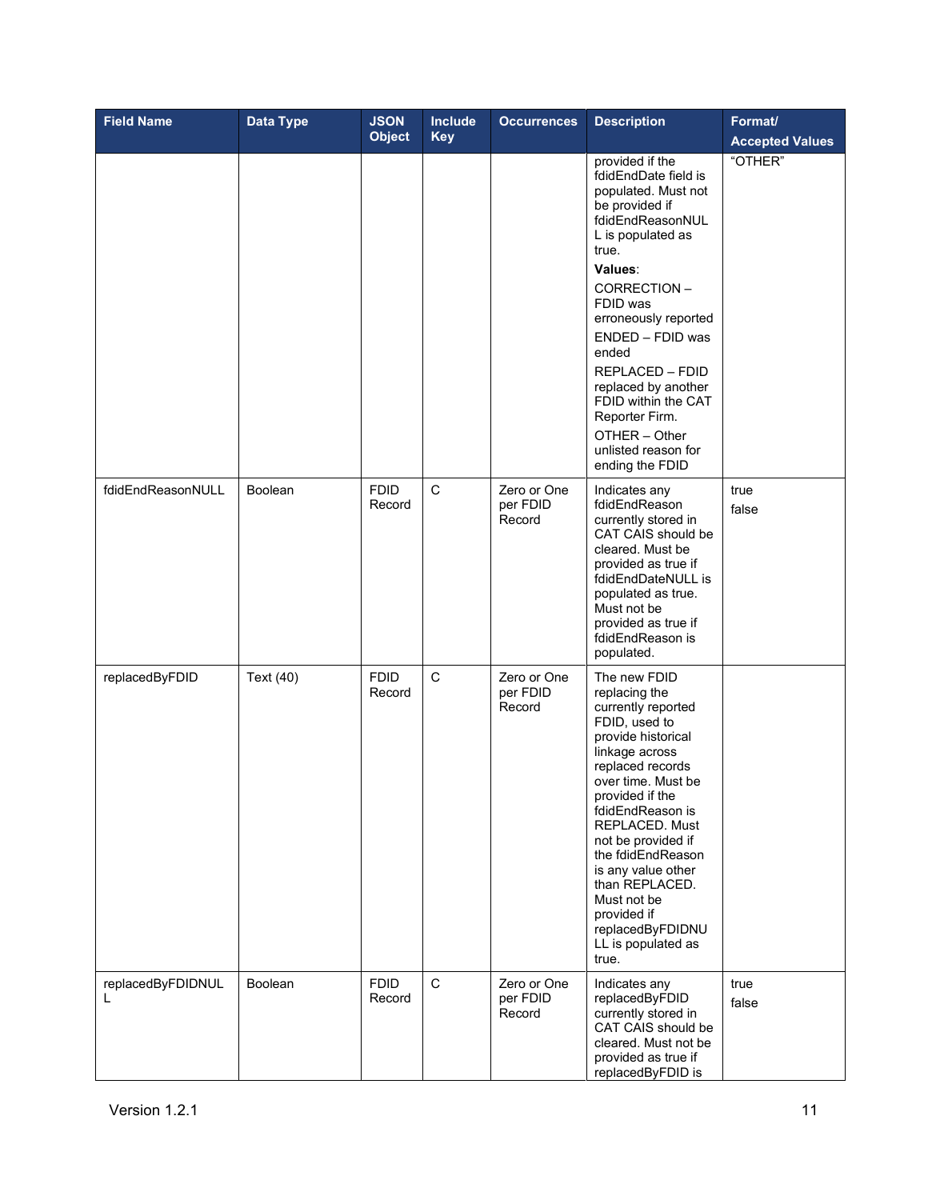| Field Name | Data Type | JSON Object | Include Key | Occurrences | Description | Format/ Accepted Values |
|---|---|---|---|---|---|---|
| | | | | | provided if the fdidEndDate field is populated. Must not be provided if fdidEndReasonNULL is populated as true. **Values**: CORRECTION – FDID was erroneously reported ENDED – FDID was ended REPLACED – FDID replaced by another FDID within the CAT Reporter Firm. OTHER – Other unlisted reason for ending the FDID | "OTHER" |
| fdidEndReasonNULL | Boolean | FDID Record | C | Zero or One per FDID Record | Indicates any fdidEndReason currently stored in CAT CAIS should be cleared. Must be provided as true if fdidEndDateNULL is populated as true. Must not be provided as true if fdidEndReason is populated. | true false |
| replacedByFDID | Text (40) | FDID Record | C | Zero or One per FDID Record | The new FDID replacing the currently reported FDID, used to provide historical linkage across replaced records over time. Must be provided if the fdidEndReason is REPLACED. Must not be provided if the fdidEndReason is any value other than REPLACED. Must not be provided if replacedByFDIDNULL is populated as true. | |
| replacedByFDIDNULL | Boolean | FDID Record | C | Zero or One per FDID Record | Indicates any replacedByFDID currently stored in CAT CAIS should be cleared. Must not be provided as true if replacedByFDID is | true false |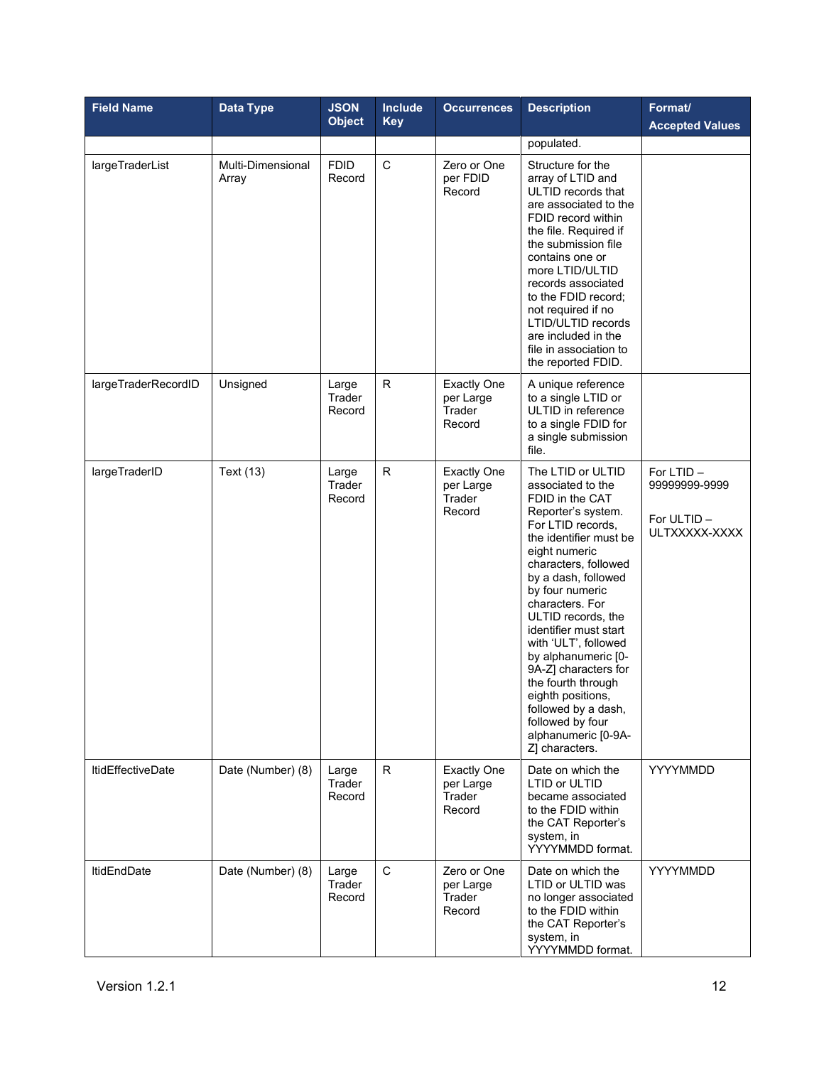| Field Name | Data Type | JSON Object | Include Key | Occurrences | Description | Format/ Accepted Values |
|---|---|---|---|---|---|---|
| | | | | | populated. | |
| largeTraderList | Multi-Dimensional Array | FDID Record | C | Zero or One per FDID Record | Structure for the array of LTID and ULTID records that are associated to the FDID record within the file. Required if the submission file contains one or more LTID/ULTID records associated to the FDID record; not required if no LTID/ULTID records are included in the file in association to the reported FDID. | |
| largeTraderRecordID | Unsigned | Large Trader Record | R | Exactly One per Large Trader Record | A unique reference to a single LTID or ULTID in reference to a single FDID for a single submission file. | |
| largeTraderID | Text (13) | Large Trader Record | R | Exactly One per Large Trader Record | The LTID or ULTID associated to the FDID in the CAT Reporter's system. For LTID records, the identifier must be eight numeric characters, followed by a dash, followed by four numeric characters. For ULTID records, the identifier must start with 'ULT', followed by alphanumeric [0-9A-Z] characters for the fourth through eighth positions, followed by a dash, followed by four alphanumeric [0-9A-Z] characters. | For LTID – 99999999-9999<br><br>For ULTID – ULTXXXXX-XXXX |
| ltidEffectiveDate | Date (Number) (8) | Large Trader Record | R | Exactly One per Large Trader Record | Date on which the LTID or ULTID became associated to the FDID within the CAT Reporter's system, in YYYYMMDD format. | YYYYMMDD |
| ltidEndDate | Date (Number) (8) | Large Trader Record | C | Zero or One per Large Trader Record | Date on which the LTID or ULTID was no longer associated to the FDID within the CAT Reporter's system, in YYYYMMDD format. | YYYYMMDD |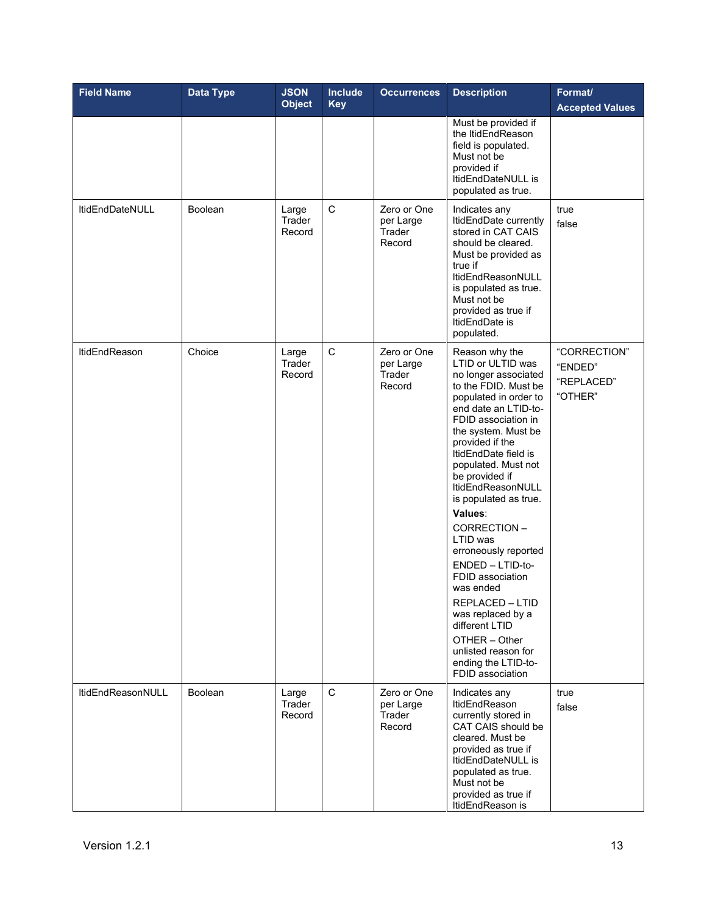| Field Name | Data Type | JSON Object | Include Key | Occurrences | Description | Format/ Accepted Values |
|---|---|---|---|---|---|---|
| | | | | | Must be provided if the ltidEndReason field is populated. Must not be provided if ltidEndDateNULL is populated as true. | |
| ltidEndDateNULL | Boolean | Large Trader Record | C | Zero or One per Large Trader Record | Indicates any ltidEndDate currently stored in CAT CAIS should be cleared. Must be provided as true if ltidEndReasonNULL is populated as true. Must not be provided as true if ltidEndDate is populated. | true<br>false |
| ltidEndReason | Choice | Large Trader Record | C | Zero or One per Large Trader Record | Reason why the LTID or ULTID was no longer associated to the FDID. Must be populated in order to end date an LTID-to-FDID association in the system. Must be provided if the ltidEndDate field is populated. Must not be provided if ltidEndReasonNULL is populated as true.<br>**Values**:<br>CORRECTION – LTID was erroneously reported<br>ENDED – LTID-to-FDID association was ended<br>REPLACED – LTID was replaced by a different LTID<br>OTHER – Other unlisted reason for ending the LTID-to-FDID association | "CORRECTION"<br>"ENDED"<br>"REPLACED"<br>"OTHER" |
| ltidEndReasonNULL | Boolean | Large Trader Record | C | Zero or One per Large Trader Record | Indicates any ltidEndReason currently stored in CAT CAIS should be cleared. Must be provided as true if ltidEndDateNULL is populated as true. Must not be provided as true if ltidEndReason is | true<br>false |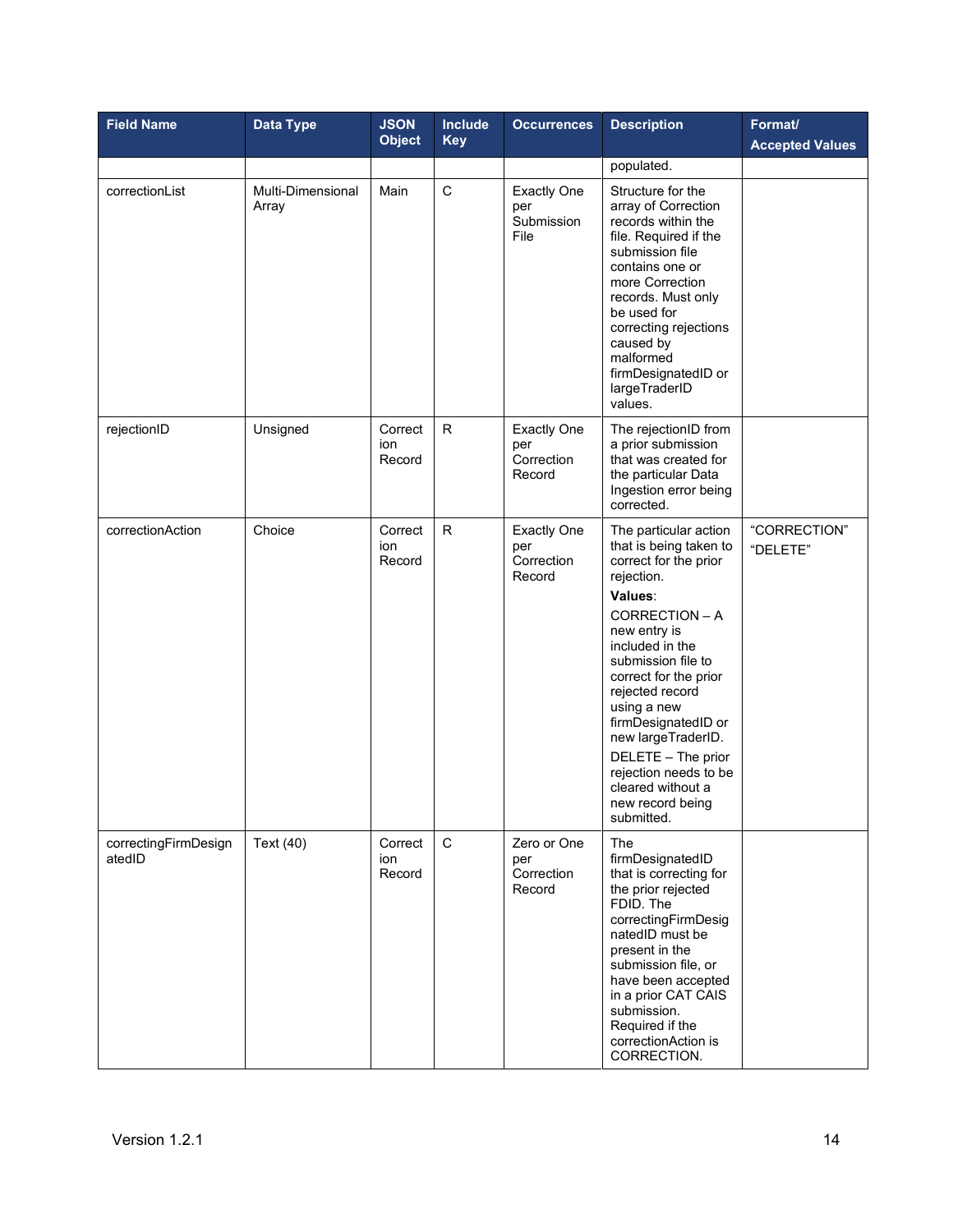| Field Name | Data Type | JSON Object | Include Key | Occurrences | Description | Format/ Accepted Values |
|---|---|---|---|---|---|---|
| | | | | | populated. | |
| correctionList | Multi-Dimensional Array | Main | C | Exactly One per Submission File | Structure for the array of Correction records within the file. Required if the submission file contains one or more Correction records. Must only be used for correcting rejections caused by malformed firmDesignatedID or largeTraderID values. | |
| rejectionID | Unsigned | Correction Record | R | Exactly One per Correction Record | The rejectionID from a prior submission that was created for the particular Data Ingestion error being corrected. | |
| correctionAction | Choice | Correction Record | R | Exactly One per Correction Record | The particular action that is being taken to correct for the prior rejection.<br>**Values**:<br>CORRECTION – A new entry is included in the submission file to correct for the prior rejected record using a new firmDesignatedID or new largeTraderID.<br>DELETE – The prior rejection needs to be cleared without a new record being submitted. | "CORRECTION"<br>"DELETE" |
| correctingFirmDesignatedID | Text (40) | Correction Record | C | Zero or One per Correction Record | The firmDesignatedID that is correcting for the prior rejected FDID. The correctingFirmDesignatedID must be present in the submission file, or have been accepted in a prior CAT CAIS submission. Required if the correctionAction is CORRECTION. | |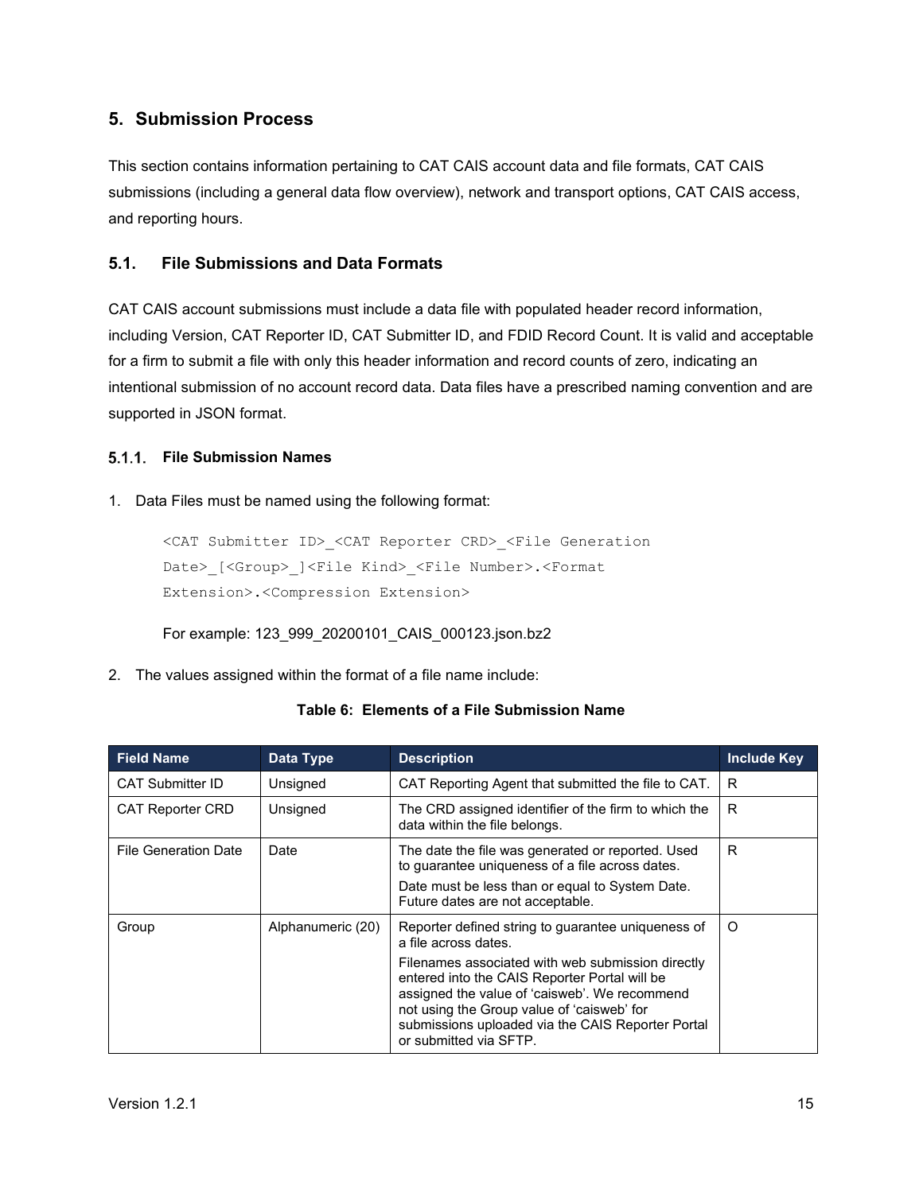# 5. Submission Process

This section contains information pertaining to CAT CAIS account data and file formats, CAT CAIS submissions (including a general data flow overview), network and transport options, CAT CAIS access, and reporting hours.

## 5.1. File Submissions and Data Formats

CAT CAIS account submissions must include a data file with populated header record information, including Version, CAT Reporter ID, CAT Submitter ID, and FDID Record Count. It is valid and acceptable for a firm to submit a file with only this header information and record counts of zero, indicating an intentional submission of no account record data. Data files have a prescribed naming convention and are supported in JSON format.

### 5.1.1. File Submission Names

1. Data Files must be named using the following format:

   ```
   <CAT Submitter ID>_<CAT Reporter CRD>_<File Generation
   Date>_[<Group>_]<File Kind>_<File Number>.<Format
   Extension>.<Compression Extension>
   ```

   For example: 123_999_20200101_CAIS_000123.json.bz2

2. The values assigned within the format of a file name include:

**Table 6: Elements of a File Submission Name**

| Field Name | Data Type | Description | Include Key |
| --- | --- | --- | --- |
| CAT Submitter ID | Unsigned | CAT Reporting Agent that submitted the file to CAT. | R |
| CAT Reporter CRD | Unsigned | The CRD assigned identifier of the firm to which the data within the file belongs. | R |
| File Generation Date | Date | The date the file was generated or reported. Used to guarantee uniqueness of a file across dates.<br>Date must be less than or equal to System Date. Future dates are not acceptable. | R |
| Group | Alphanumeric (20) | Reporter defined string to guarantee uniqueness of a file across dates.<br>Filenames associated with web submission directly entered into the CAIS Reporter Portal will be assigned the value of 'caisweb'. We recommend not using the Group value of 'caisweb' for submissions uploaded via the CAIS Reporter Portal or submitted via SFTP. | O |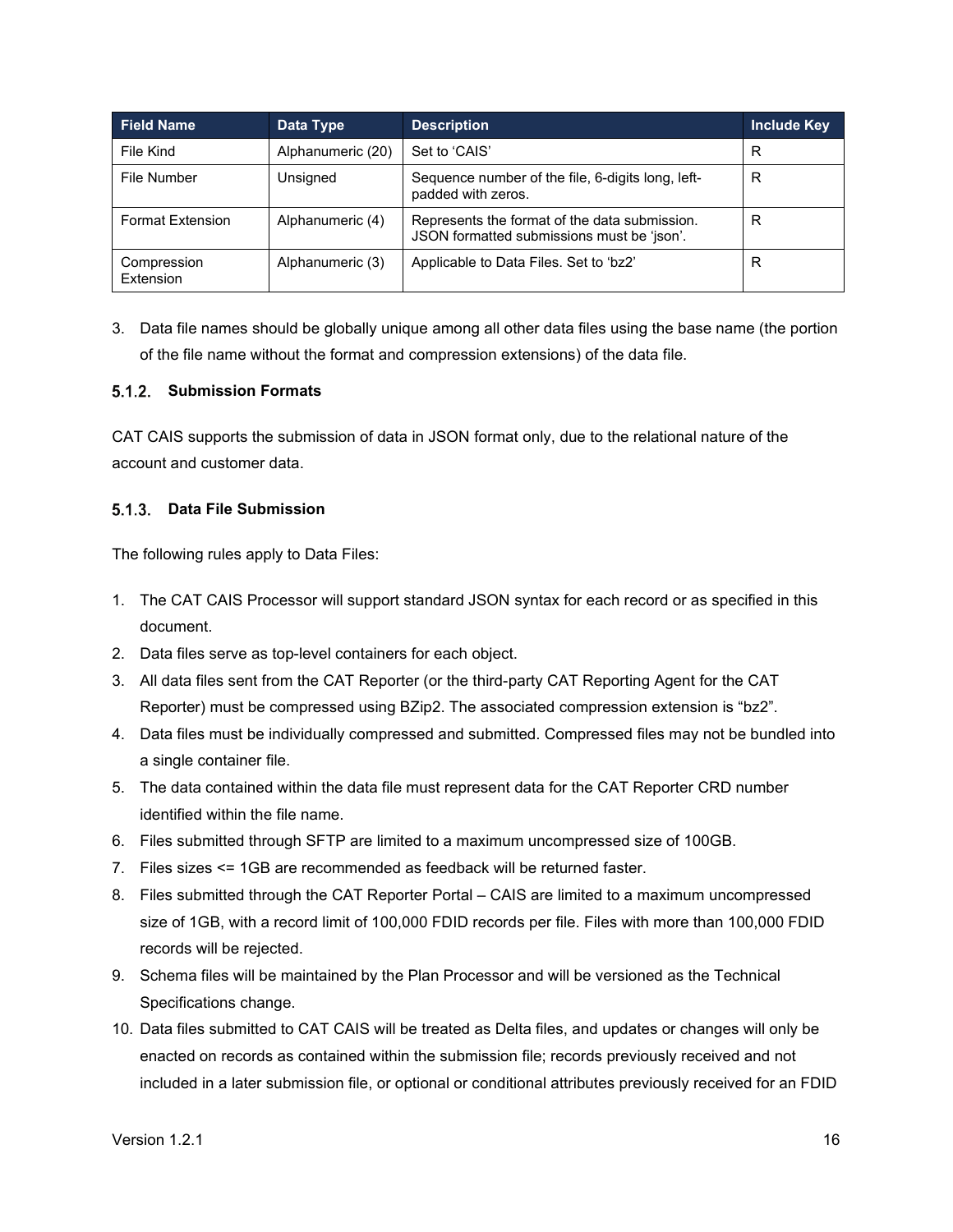| Field Name | Data Type | Description | Include Key |
| --- | --- | --- | --- |
| File Kind | Alphanumeric (20) | Set to 'CAIS' | R |
| File Number | Unsigned | Sequence number of the file, 6-digits long, left-padded with zeros. | R |
| Format Extension | Alphanumeric (4) | Represents the format of the data submission. JSON formatted submissions must be 'json'. | R |
| Compression Extension | Alphanumeric (3) | Applicable to Data Files. Set to 'bz2' | R |

3. Data file names should be globally unique among all other data files using the base name (the portion of the file name without the format and compression extensions) of the data file.

### 5.1.2. Submission Formats

CAT CAIS supports the submission of data in JSON format only, due to the relational nature of the account and customer data.

### 5.1.3. Data File Submission

The following rules apply to Data Files:

1. The CAT CAIS Processor will support standard JSON syntax for each record or as specified in this document.
2. Data files serve as top-level containers for each object.
3. All data files sent from the CAT Reporter (or the third-party CAT Reporting Agent for the CAT Reporter) must be compressed using BZip2. The associated compression extension is "bz2".
4. Data files must be individually compressed and submitted. Compressed files may not be bundled into a single container file.
5. The data contained within the data file must represent data for the CAT Reporter CRD number identified within the file name.
6. Files submitted through SFTP are limited to a maximum uncompressed size of 100GB.
7. Files sizes <= 1GB are recommended as feedback will be returned faster.
8. Files submitted through the CAT Reporter Portal – CAIS are limited to a maximum uncompressed size of 1GB, with a record limit of 100,000 FDID records per file. Files with more than 100,000 FDID records will be rejected.
9. Schema files will be maintained by the Plan Processor and will be versioned as the Technical Specifications change.
10. Data files submitted to CAT CAIS will be treated as Delta files, and updates or changes will only be enacted on records as contained within the submission file; records previously received and not included in a later submission file, or optional or conditional attributes previously received for an FDID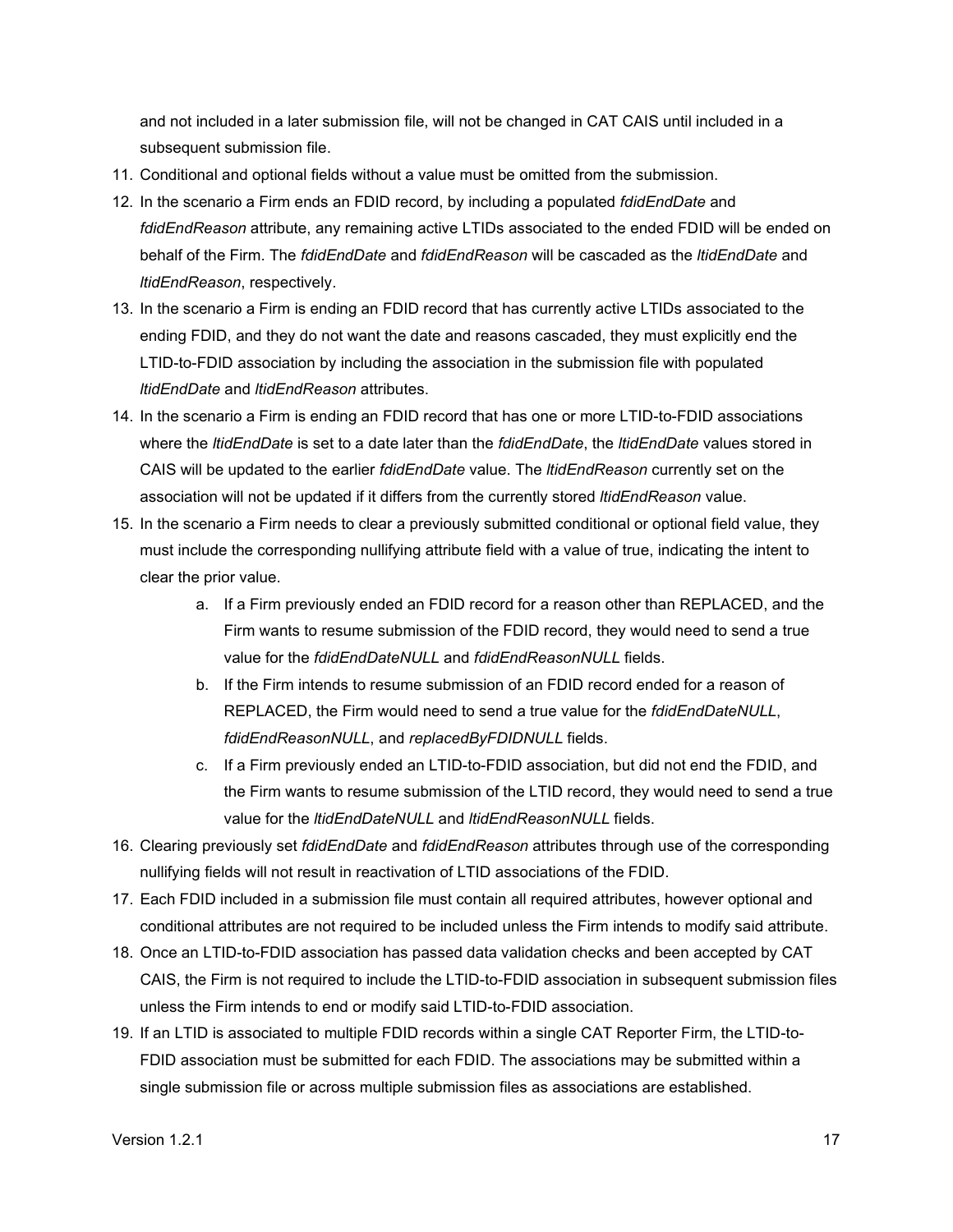and not included in a later submission file, will not be changed in CAT CAIS until included in a subsequent submission file.

11. Conditional and optional fields without a value must be omitted from the submission.
12. In the scenario a Firm ends an FDID record, by including a populated *fdidEndDate* and *fdidEndReason* attribute, any remaining active LTIDs associated to the ended FDID will be ended on behalf of the Firm. The *fdidEndDate* and *fdidEndReason* will be cascaded as the *ltidEndDate* and *ltidEndReason*, respectively.
13. In the scenario a Firm is ending an FDID record that has currently active LTIDs associated to the ending FDID, and they do not want the date and reasons cascaded, they must explicitly end the LTID-to-FDID association by including the association in the submission file with populated *ltidEndDate* and *ltidEndReason* attributes.
14. In the scenario a Firm is ending an FDID record that has one or more LTID-to-FDID associations where the *ltidEndDate* is set to a date later than the *fdidEndDate*, the *ltidEndDate* values stored in CAIS will be updated to the earlier *fdidEndDate* value. The *ltidEndReason* currently set on the association will not be updated if it differs from the currently stored *ltidEndReason* value.
15. In the scenario a Firm needs to clear a previously submitted conditional or optional field value, they must include the corresponding nullifying attribute field with a value of true, indicating the intent to clear the prior value.
    a. If a Firm previously ended an FDID record for a reason other than REPLACED, and the Firm wants to resume submission of the FDID record, they would need to send a true value for the *fdidEndDateNULL* and *fdidEndReasonNULL* fields.
    b. If the Firm intends to resume submission of an FDID record ended for a reason of REPLACED, the Firm would need to send a true value for the *fdidEndDateNULL*, *fdidEndReasonNULL*, and *replacedByFDIDNULL* fields.
    c. If a Firm previously ended an LTID-to-FDID association, but did not end the FDID, and the Firm wants to resume submission of the LTID record, they would need to send a true value for the *ltidEndDateNULL* and *ltidEndReasonNULL* fields.
16. Clearing previously set *fdidEndDate* and *fdidEndReason* attributes through use of the corresponding nullifying fields will not result in reactivation of LTID associations of the FDID.
17. Each FDID included in a submission file must contain all required attributes, however optional and conditional attributes are not required to be included unless the Firm intends to modify said attribute.
18. Once an LTID-to-FDID association has passed data validation checks and been accepted by CAT CAIS, the Firm is not required to include the LTID-to-FDID association in subsequent submission files unless the Firm intends to end or modify said LTID-to-FDID association.
19. If an LTID is associated to multiple FDID records within a single CAT Reporter Firm, the LTID-to-FDID association must be submitted for each FDID. The associations may be submitted within a single submission file or across multiple submission files as associations are established.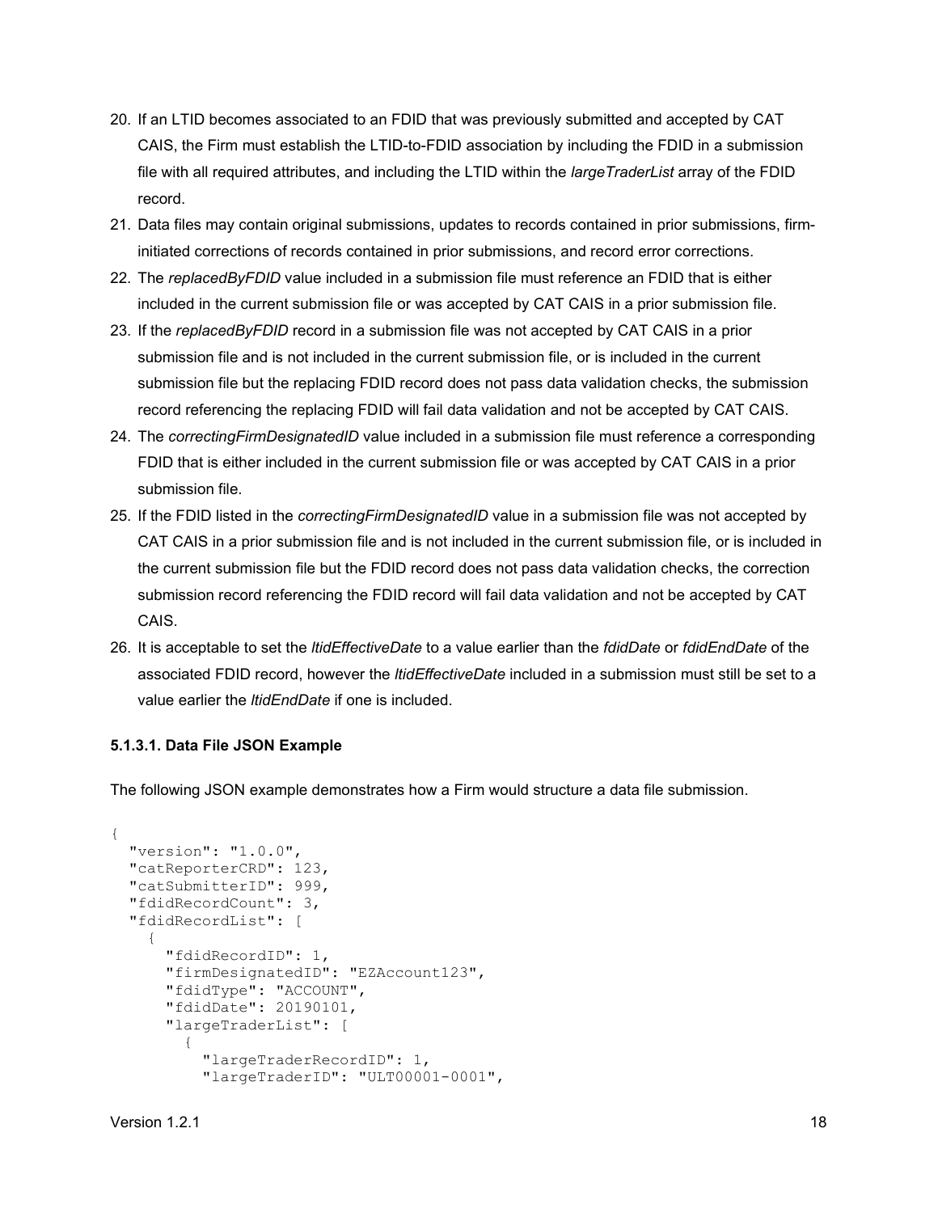20. If an LTID becomes associated to an FDID that was previously submitted and accepted by CAT CAIS, the Firm must establish the LTID-to-FDID association by including the FDID in a submission file with all required attributes, and including the LTID within the *largeTraderList* array of the FDID record.
21. Data files may contain original submissions, updates to records contained in prior submissions, firm-initiated corrections of records contained in prior submissions, and record error corrections.
22. The *replacedByFDID* value included in a submission file must reference an FDID that is either included in the current submission file or was accepted by CAT CAIS in a prior submission file.
23. If the *replacedByFDID* record in a submission file was not accepted by CAT CAIS in a prior submission file and is not included in the current submission file, or is included in the current submission file but the replacing FDID record does not pass data validation checks, the submission record referencing the replacing FDID will fail data validation and not be accepted by CAT CAIS.
24. The *correctingFirmDesignatedID* value included in a submission file must reference a corresponding FDID that is either included in the current submission file or was accepted by CAT CAIS in a prior submission file.
25. If the FDID listed in the *correctingFirmDesignatedID* value in a submission file was not accepted by CAT CAIS in a prior submission file and is not included in the current submission file, or is included in the current submission file but the FDID record does not pass data validation checks, the correction submission record referencing the FDID record will fail data validation and not be accepted by CAT CAIS.
26. It is acceptable to set the *ltidEffectiveDate* to a value earlier than the *fdidDate* or *fdidEndDate* of the associated FDID record, however the *ltidEffectiveDate* included in a submission must still be set to a value earlier the *ltidEndDate* if one is included.

#### 5.1.3.1. Data File JSON Example

The following JSON example demonstrates how a Firm would structure a data file submission.

```
{
  "version": "1.0.0",
  "catReporterCRD": 123,
  "catSubmitterID": 999,
  "fdidRecordCount": 3,
  "fdidRecordList": [
    {
      "fdidRecordID": 1,
      "firmDesignatedID": "EZAccount123",
      "fdidType": "ACCOUNT",
      "fdidDate": 20190101,
      "largeTraderList": [
        {
          "largeTraderRecordID": 1,
          "largeTraderID": "ULT00001-0001",
```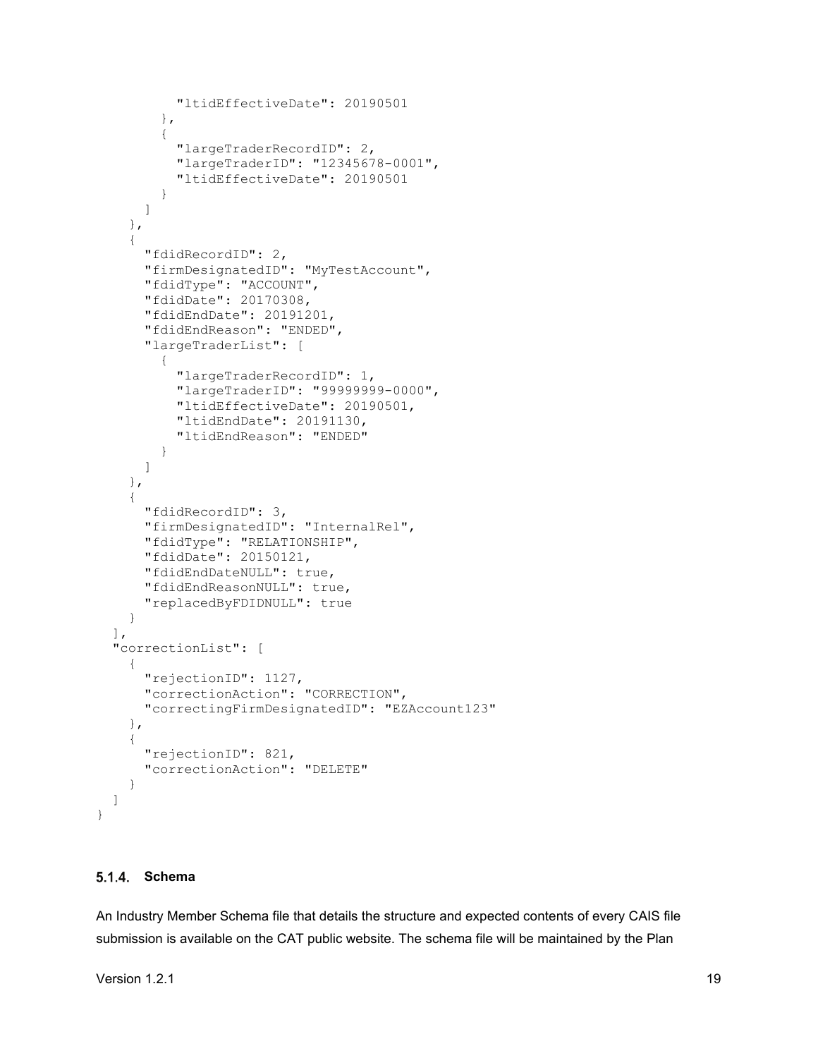```
          "ltidEffectiveDate": 20190501
        },
        {
          "largeTraderRecordID": 2,
          "largeTraderID": "12345678-0001",
          "ltidEffectiveDate": 20190501
        }
      ]
    },
    {
      "fdidRecordID": 2,
      "firmDesignatedID": "MyTestAccount",
      "fdidType": "ACCOUNT",
      "fdidDate": 20170308,
      "fdidEndDate": 20191201,
      "fdidEndReason": "ENDED",
      "largeTraderList": [
        {
          "largeTraderRecordID": 1,
          "largeTraderID": "99999999-0000",
          "ltidEffectiveDate": 20190501,
          "ltidEndDate": 20191130,
          "ltidEndReason": "ENDED"
        }
      ]
    },
    {
      "fdidRecordID": 3,
      "firmDesignatedID": "InternalRel",
      "fdidType": "RELATIONSHIP",
      "fdidDate": 20150121,
      "fdidEndDateNULL": true,
      "fdidEndReasonNULL": true,
      "replacedByFDIDNULL": true
    }
  ],
  "correctionList": [
    {
      "rejectionID": 1127,
      "correctionAction": "CORRECTION",
      "correctingFirmDesignatedID": "EZAccount123"
    },
    {
      "rejectionID": 821,
      "correctionAction": "DELETE"
    }
  ]
}
```

### 5.1.4. Schema

An Industry Member Schema file that details the structure and expected contents of every CAIS file submission is available on the CAT public website. The schema file will be maintained by the Plan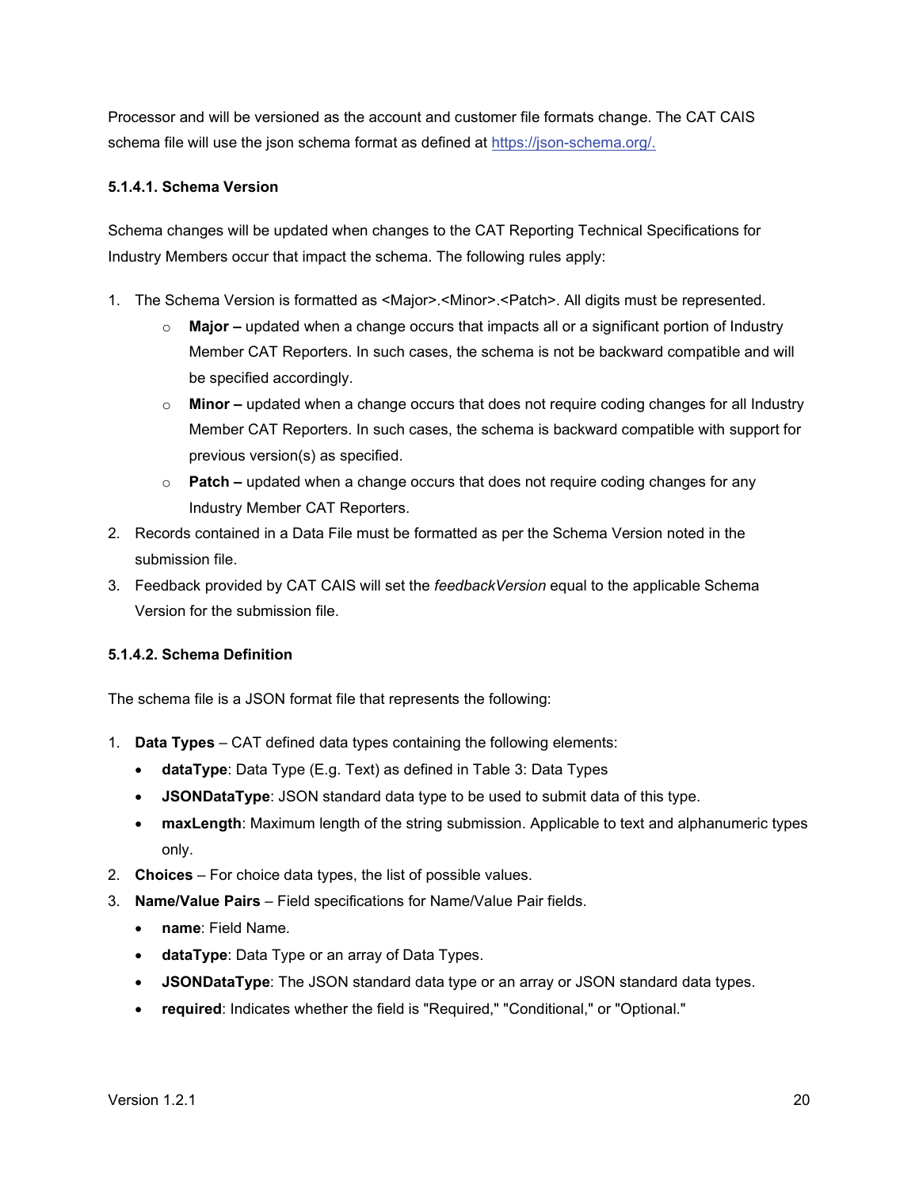Processor and will be versioned as the account and customer file formats change. The CAT CAIS schema file will use the json schema format as defined at https://json-schema.org/.

#### 5.1.4.1. Schema Version

Schema changes will be updated when changes to the CAT Reporting Technical Specifications for Industry Members occur that impact the schema. The following rules apply:

1. The Schema Version is formatted as <Major>.<Minor>.<Patch>. All digits must be represented.
   - **Major –** updated when a change occurs that impacts all or a significant portion of Industry Member CAT Reporters. In such cases, the schema is not be backward compatible and will be specified accordingly.
   - **Minor –** updated when a change occurs that does not require coding changes for all Industry Member CAT Reporters. In such cases, the schema is backward compatible with support for previous version(s) as specified.
   - **Patch –** updated when a change occurs that does not require coding changes for any Industry Member CAT Reporters.
2. Records contained in a Data File must be formatted as per the Schema Version noted in the submission file.
3. Feedback provided by CAT CAIS will set the *feedbackVersion* equal to the applicable Schema Version for the submission file.

#### 5.1.4.2. Schema Definition

The schema file is a JSON format file that represents the following:

1. **Data Types** – CAT defined data types containing the following elements:
   - **dataType**: Data Type (E.g. Text) as defined in Table 3: Data Types
   - **JSONDataType**: JSON standard data type to be used to submit data of this type.
   - **maxLength**: Maximum length of the string submission. Applicable to text and alphanumeric types only.
2. **Choices** – For choice data types, the list of possible values.
3. **Name/Value Pairs** – Field specifications for Name/Value Pair fields.
   - **name**: Field Name.
   - **dataType**: Data Type or an array of Data Types.
   - **JSONDataType**: The JSON standard data type or an array or JSON standard data types.
   - **required**: Indicates whether the field is "Required," "Conditional," or "Optional."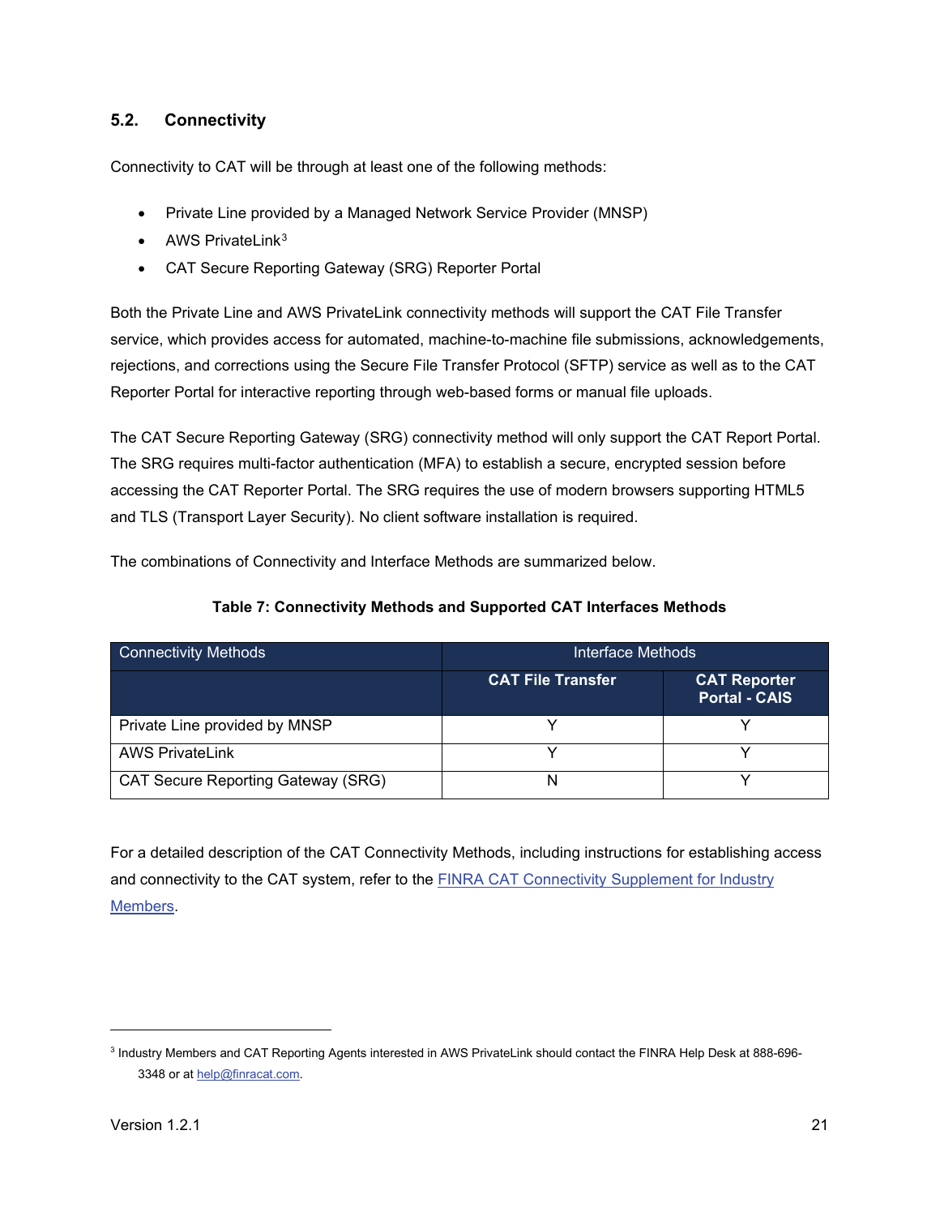## 5.2. Connectivity

Connectivity to CAT will be through at least one of the following methods:

- Private Line provided by a Managed Network Service Provider (MNSP)
- AWS PrivateLink[3]
- CAT Secure Reporting Gateway (SRG) Reporter Portal

Both the Private Line and AWS PrivateLink connectivity methods will support the CAT File Transfer service, which provides access for automated, machine-to-machine file submissions, acknowledgements, rejections, and corrections using the Secure File Transfer Protocol (SFTP) service as well as to the CAT Reporter Portal for interactive reporting through web-based forms or manual file uploads.

The CAT Secure Reporting Gateway (SRG) connectivity method will only support the CAT Report Portal. The SRG requires multi-factor authentication (MFA) to establish a secure, encrypted session before accessing the CAT Reporter Portal. The SRG requires the use of modern browsers supporting HTML5 and TLS (Transport Layer Security). No client software installation is required.

The combinations of Connectivity and Interface Methods are summarized below.

**Table 7: Connectivity Methods and Supported CAT Interfaces Methods**

| Connectivity Methods | Interface Methods | |
|---|---|---|
| | **CAT File Transfer** | **CAT Reporter Portal - CAIS** |
| Private Line provided by MNSP | Y | Y |
| AWS PrivateLink | Y | Y |
| CAT Secure Reporting Gateway (SRG) | N | Y |

For a detailed description of the CAT Connectivity Methods, including instructions for establishing access and connectivity to the CAT system, refer to the [FINRA CAT Connectivity Supplement for Industry Members](#).

[3] Industry Members and CAT Reporting Agents interested in AWS PrivateLink should contact the FINRA Help Desk at 888-696-3348 or at help@finracat.com.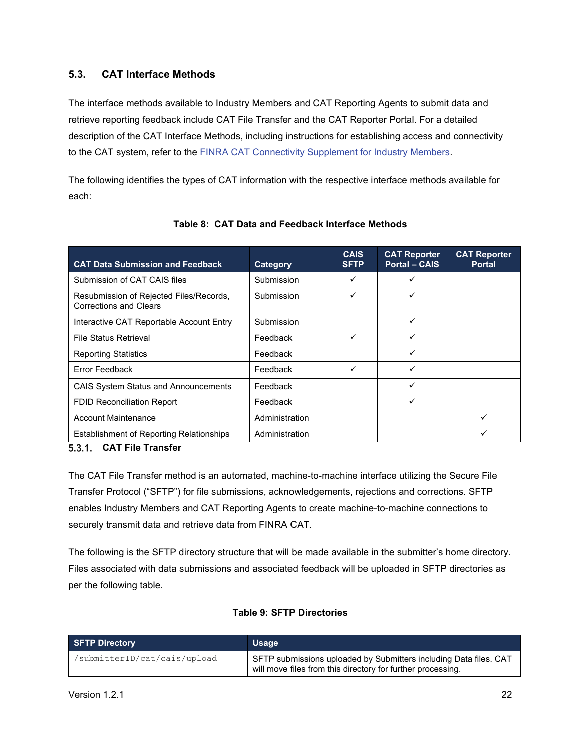## 5.3. CAT Interface Methods

The interface methods available to Industry Members and CAT Reporting Agents to submit data and retrieve reporting feedback include CAT File Transfer and the CAT Reporter Portal. For a detailed description of the CAT Interface Methods, including instructions for establishing access and connectivity to the CAT system, refer to the [FINRA CAT Connectivity Supplement for Industry Members](#).

The following identifies the types of CAT information with the respective interface methods available for each:

**Table 8: CAT Data and Feedback Interface Methods**

| CAT Data Submission and Feedback | Category | CAIS SFTP | CAT Reporter Portal – CAIS | CAT Reporter Portal |
|---|---|---|---|---|
| Submission of CAT CAIS files | Submission | ✓ | ✓ | |
| Resubmission of Rejected Files/Records, Corrections and Clears | Submission | ✓ | ✓ | |
| Interactive CAT Reportable Account Entry | Submission | | ✓ | |
| File Status Retrieval | Feedback | ✓ | ✓ | |
| Reporting Statistics | Feedback | | ✓ | |
| Error Feedback | Feedback | ✓ | ✓ | |
| CAIS System Status and Announcements | Feedback | | ✓ | |
| FDID Reconciliation Report | Feedback | | ✓ | |
| Account Maintenance | Administration | | | ✓ |
| Establishment of Reporting Relationships | Administration | | | ✓ |

### 5.3.1. CAT File Transfer

The CAT File Transfer method is an automated, machine-to-machine interface utilizing the Secure File Transfer Protocol ("SFTP") for file submissions, acknowledgements, rejections and corrections. SFTP enables Industry Members and CAT Reporting Agents to create machine-to-machine connections to securely transmit data and retrieve data from FINRA CAT.

The following is the SFTP directory structure that will be made available in the submitter's home directory. Files associated with data submissions and associated feedback will be uploaded in SFTP directories as per the following table.

**Table 9: SFTP Directories**

| SFTP Directory | Usage |
|---|---|
| `/submitterID/cat/cais/upload` | SFTP submissions uploaded by Submitters including Data files. CAT will move files from this directory for further processing. |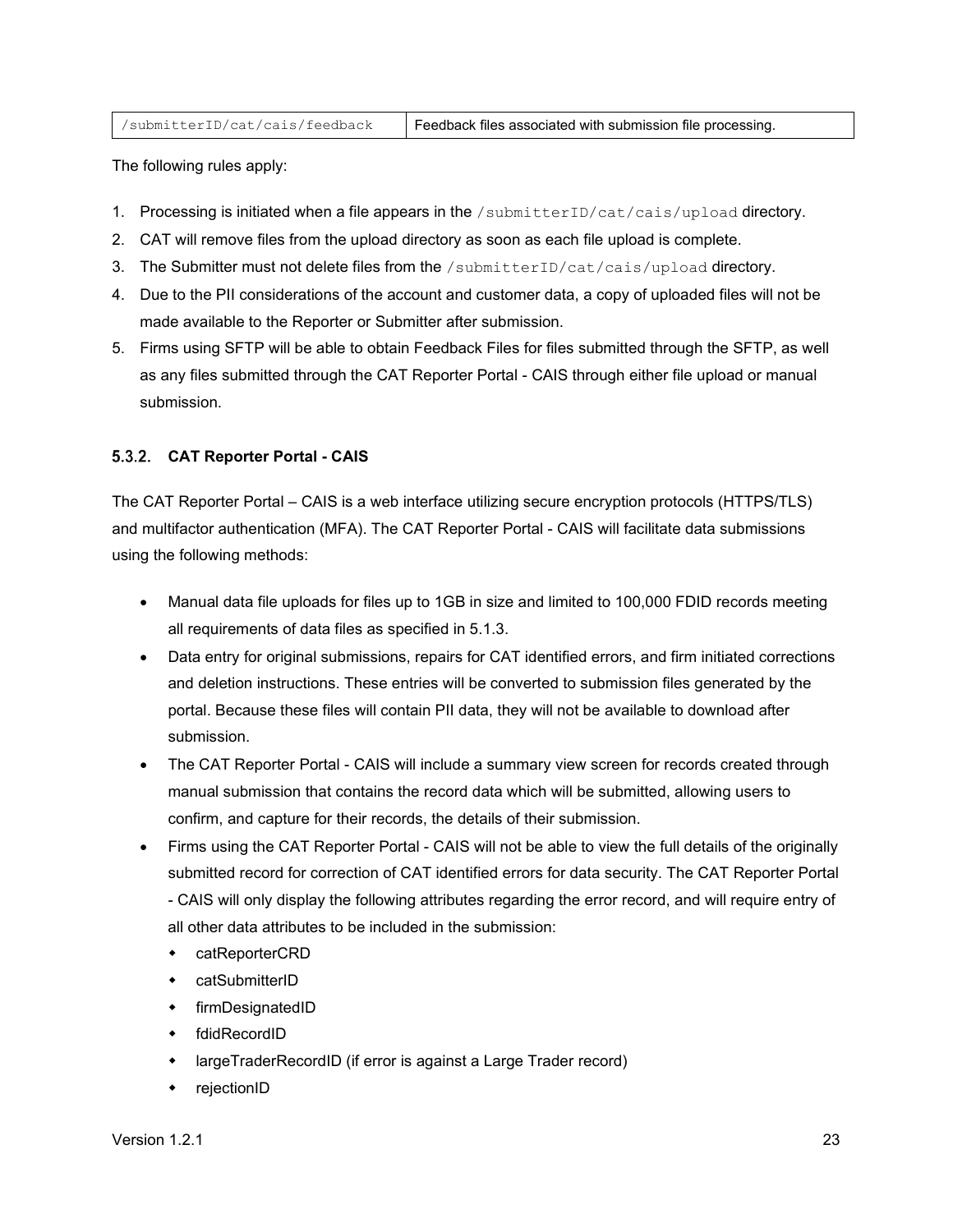| `/submitterID/cat/cais/feedback` | Feedback files associated with submission file processing. |
|---|---|

The following rules apply:

1. Processing is initiated when a file appears in the `/submitterID/cat/cais/upload` directory.
2. CAT will remove files from the upload directory as soon as each file upload is complete.
3. The Submitter must not delete files from the `/submitterID/cat/cais/upload` directory.
4. Due to the PII considerations of the account and customer data, a copy of uploaded files will not be made available to the Reporter or Submitter after submission.
5. Firms using SFTP will be able to obtain Feedback Files for files submitted through the SFTP, as well as any files submitted through the CAT Reporter Portal - CAIS through either file upload or manual submission.

### 5.3.2. CAT Reporter Portal - CAIS

The CAT Reporter Portal – CAIS is a web interface utilizing secure encryption protocols (HTTPS/TLS) and multifactor authentication (MFA). The CAT Reporter Portal - CAIS will facilitate data submissions using the following methods:

- Manual data file uploads for files up to 1GB in size and limited to 100,000 FDID records meeting all requirements of data files as specified in 5.1.3.
- Data entry for original submissions, repairs for CAT identified errors, and firm initiated corrections and deletion instructions. These entries will be converted to submission files generated by the portal. Because these files will contain PII data, they will not be available to download after submission.
- The CAT Reporter Portal - CAIS will include a summary view screen for records created through manual submission that contains the record data which will be submitted, allowing users to confirm, and capture for their records, the details of their submission.
- Firms using the CAT Reporter Portal - CAIS will not be able to view the full details of the originally submitted record for correction of CAT identified errors for data security. The CAT Reporter Portal - CAIS will only display the following attributes regarding the error record, and will require entry of all other data attributes to be included in the submission:
  - catReporterCRD
  - catSubmitterID
  - firmDesignatedID
  - fdidRecordID
  - largeTraderRecordID (if error is against a Large Trader record)
  - rejectionID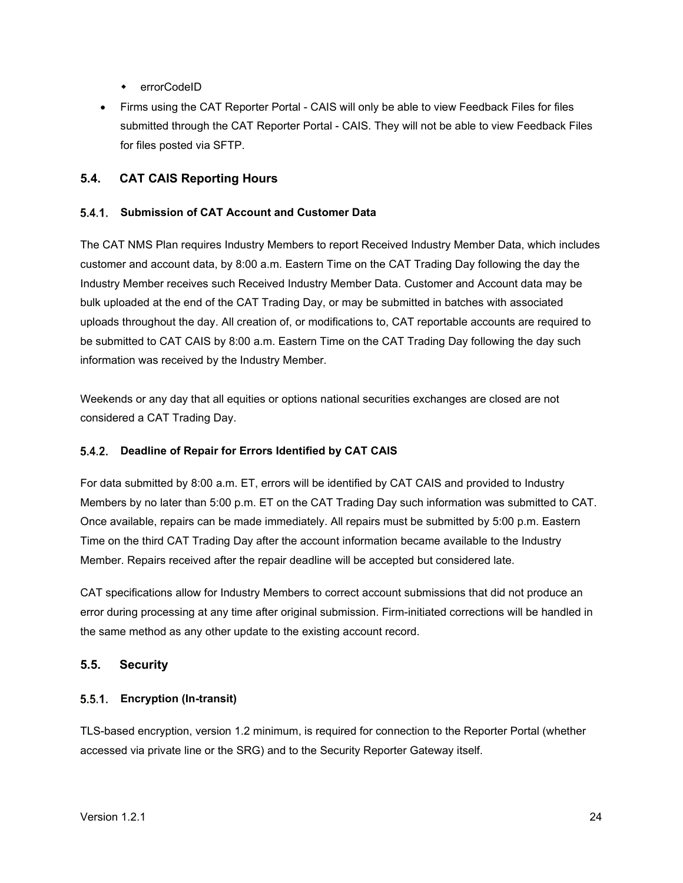- errorCodeID

- Firms using the CAT Reporter Portal - CAIS will only be able to view Feedback Files for files submitted through the CAT Reporter Portal - CAIS. They will not be able to view Feedback Files for files posted via SFTP.

## 5.4. CAT CAIS Reporting Hours

### 5.4.1. Submission of CAT Account and Customer Data

The CAT NMS Plan requires Industry Members to report Received Industry Member Data, which includes customer and account data, by 8:00 a.m. Eastern Time on the CAT Trading Day following the day the Industry Member receives such Received Industry Member Data. Customer and Account data may be bulk uploaded at the end of the CAT Trading Day, or may be submitted in batches with associated uploads throughout the day. All creation of, or modifications to, CAT reportable accounts are required to be submitted to CAT CAIS by 8:00 a.m. Eastern Time on the CAT Trading Day following the day such information was received by the Industry Member.

Weekends or any day that all equities or options national securities exchanges are closed are not considered a CAT Trading Day.

### 5.4.2. Deadline of Repair for Errors Identified by CAT CAIS

For data submitted by 8:00 a.m. ET, errors will be identified by CAT CAIS and provided to Industry Members by no later than 5:00 p.m. ET on the CAT Trading Day such information was submitted to CAT. Once available, repairs can be made immediately. All repairs must be submitted by 5:00 p.m. Eastern Time on the third CAT Trading Day after the account information became available to the Industry Member. Repairs received after the repair deadline will be accepted but considered late.

CAT specifications allow for Industry Members to correct account submissions that did not produce an error during processing at any time after original submission. Firm-initiated corrections will be handled in the same method as any other update to the existing account record.

## 5.5. Security

### 5.5.1. Encryption (In-transit)

TLS-based encryption, version 1.2 minimum, is required for connection to the Reporter Portal (whether accessed via private line or the SRG) and to the Security Reporter Gateway itself.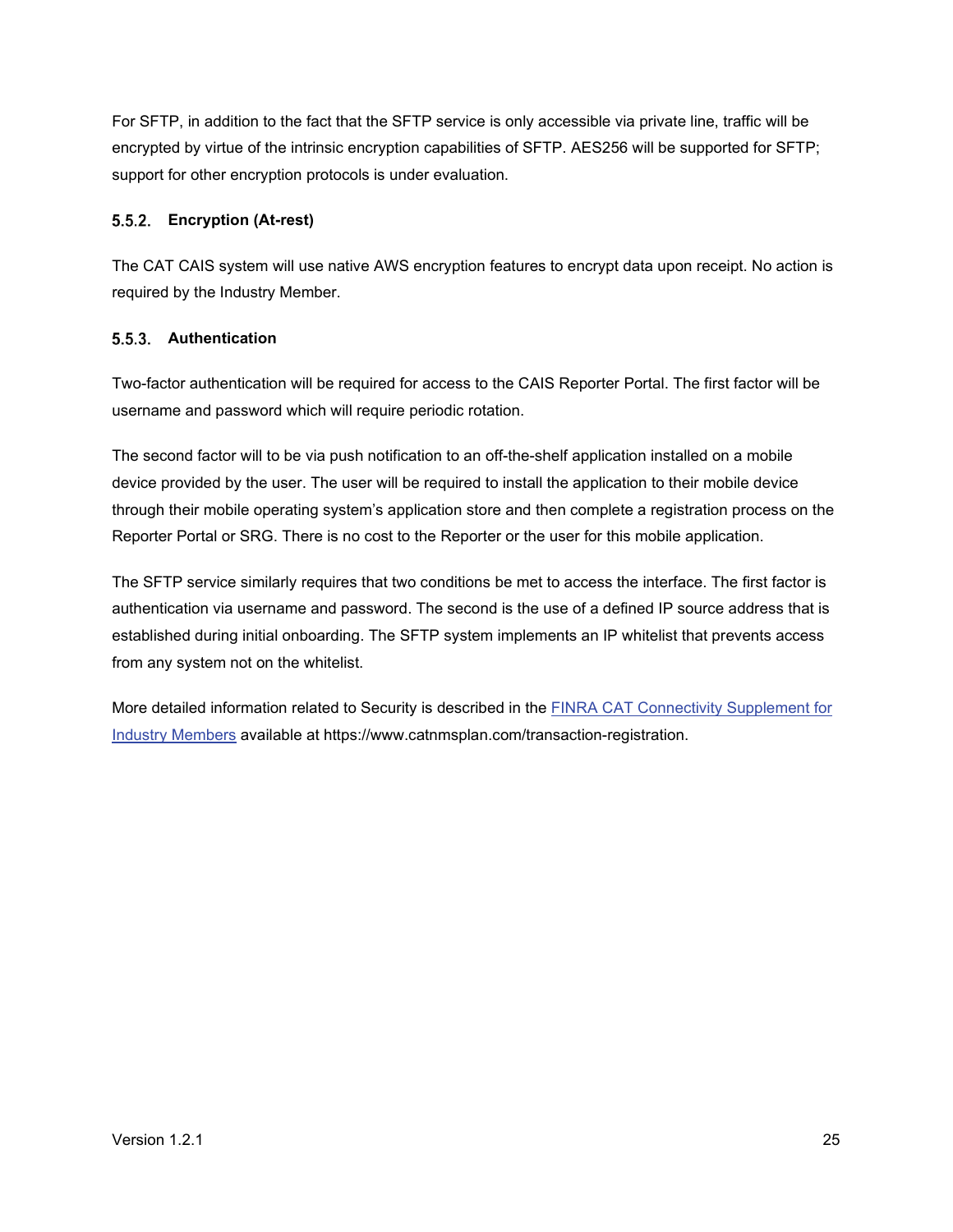For SFTP, in addition to the fact that the SFTP service is only accessible via private line, traffic will be encrypted by virtue of the intrinsic encryption capabilities of SFTP. AES256 will be supported for SFTP; support for other encryption protocols is under evaluation.

### 5.5.2. Encryption (At-rest)

The CAT CAIS system will use native AWS encryption features to encrypt data upon receipt. No action is required by the Industry Member.

### 5.5.3. Authentication

Two-factor authentication will be required for access to the CAIS Reporter Portal. The first factor will be username and password which will require periodic rotation.

The second factor will to be via push notification to an off-the-shelf application installed on a mobile device provided by the user. The user will be required to install the application to their mobile device through their mobile operating system's application store and then complete a registration process on the Reporter Portal or SRG. There is no cost to the Reporter or the user for this mobile application.

The SFTP service similarly requires that two conditions be met to access the interface. The first factor is authentication via username and password. The second is the use of a defined IP source address that is established during initial onboarding. The SFTP system implements an IP whitelist that prevents access from any system not on the whitelist.

More detailed information related to Security is described in the FINRA CAT Connectivity Supplement for Industry Members available at https://www.catnmsplan.com/transaction-registration.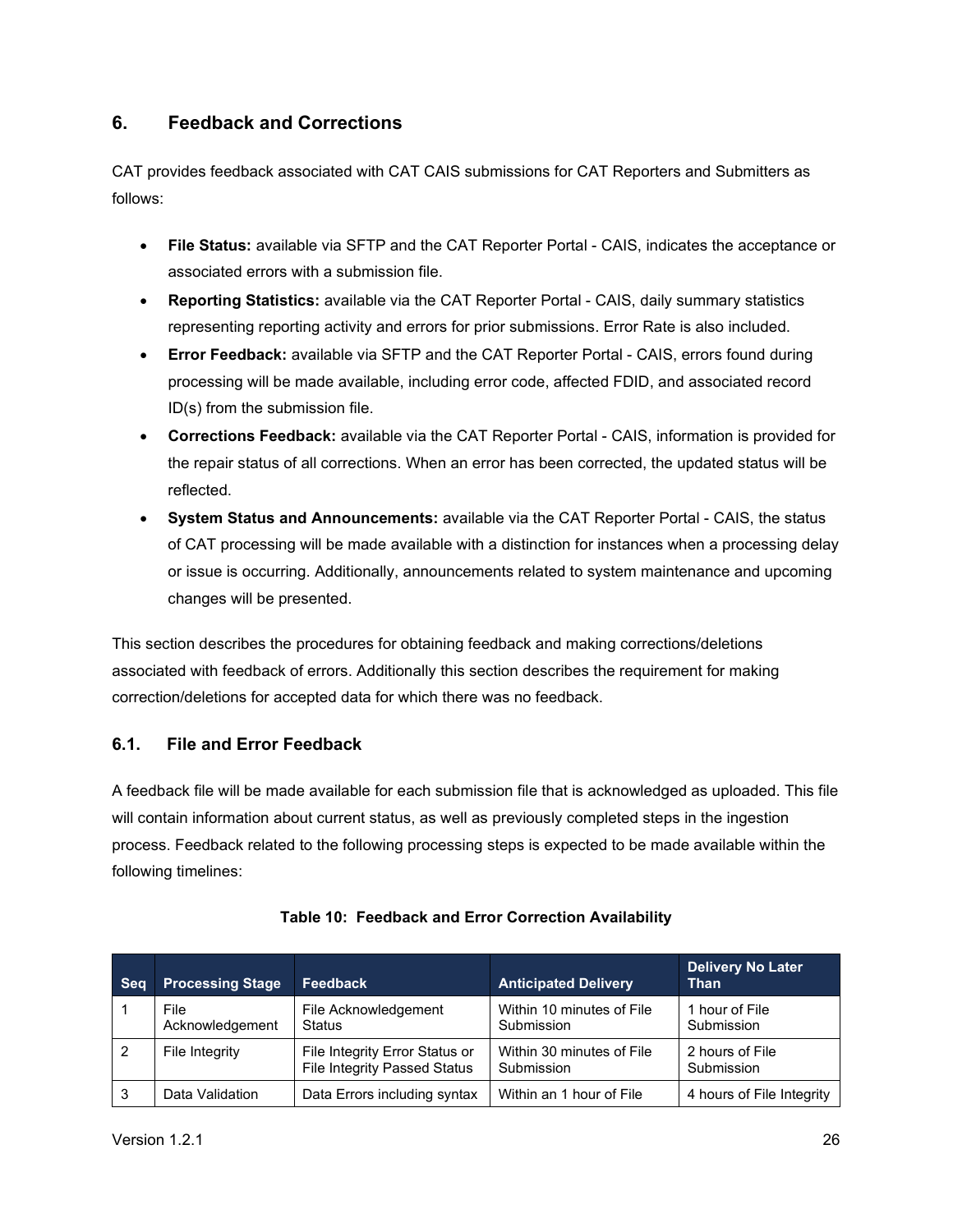# 6. Feedback and Corrections

CAT provides feedback associated with CAT CAIS submissions for CAT Reporters and Submitters as follows:

- **File Status:** available via SFTP and the CAT Reporter Portal - CAIS, indicates the acceptance or associated errors with a submission file.
- **Reporting Statistics:** available via the CAT Reporter Portal - CAIS, daily summary statistics representing reporting activity and errors for prior submissions. Error Rate is also included.
- **Error Feedback:** available via SFTP and the CAT Reporter Portal - CAIS, errors found during processing will be made available, including error code, affected FDID, and associated record ID(s) from the submission file.
- **Corrections Feedback:** available via the CAT Reporter Portal - CAIS, information is provided for the repair status of all corrections. When an error has been corrected, the updated status will be reflected.
- **System Status and Announcements:** available via the CAT Reporter Portal - CAIS, the status of CAT processing will be made available with a distinction for instances when a processing delay or issue is occurring. Additionally, announcements related to system maintenance and upcoming changes will be presented.

This section describes the procedures for obtaining feedback and making corrections/deletions associated with feedback of errors. Additionally this section describes the requirement for making correction/deletions for accepted data for which there was no feedback.

## 6.1. File and Error Feedback

A feedback file will be made available for each submission file that is acknowledged as uploaded. This file will contain information about current status, as well as previously completed steps in the ingestion process. Feedback related to the following processing steps is expected to be made available within the following timelines:

**Table 10: Feedback and Error Correction Availability**

| Seq | Processing Stage | Feedback | Anticipated Delivery | Delivery No Later Than |
|---|---|---|---|---|
| 1 | File Acknowledgement | File Acknowledgement Status | Within 10 minutes of File Submission | 1 hour of File Submission |
| 2 | File Integrity | File Integrity Error Status or File Integrity Passed Status | Within 30 minutes of File Submission | 2 hours of File Submission |
| 3 | Data Validation | Data Errors including syntax | Within an 1 hour of File | 4 hours of File Integrity |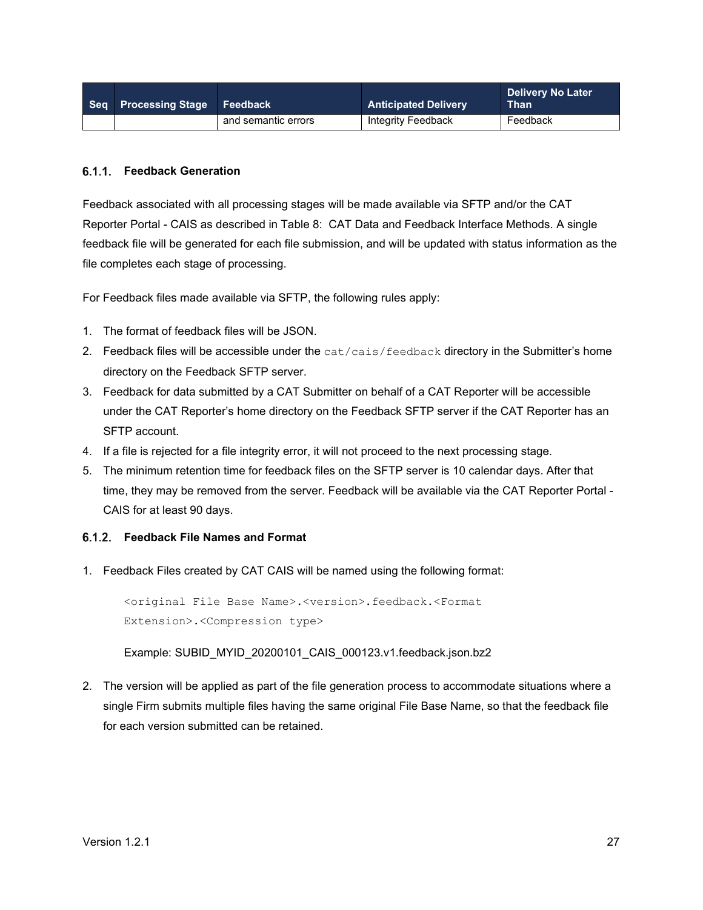| Seq | Processing Stage | Feedback | Anticipated Delivery | Delivery No Later Than |
|---|---|---|---|---|
| | | and semantic errors | Integrity Feedback | Feedback |

### 6.1.1. Feedback Generation

Feedback associated with all processing stages will be made available via SFTP and/or the CAT Reporter Portal - CAIS as described in Table 8: CAT Data and Feedback Interface Methods. A single feedback file will be generated for each file submission, and will be updated with status information as the file completes each stage of processing.

For Feedback files made available via SFTP, the following rules apply:

1. The format of feedback files will be JSON.
2. Feedback files will be accessible under the `cat/cais/feedback` directory in the Submitter's home directory on the Feedback SFTP server.
3. Feedback for data submitted by a CAT Submitter on behalf of a CAT Reporter will be accessible under the CAT Reporter's home directory on the Feedback SFTP server if the CAT Reporter has an SFTP account.
4. If a file is rejected for a file integrity error, it will not proceed to the next processing stage.
5. The minimum retention time for feedback files on the SFTP server is 10 calendar days. After that time, they may be removed from the server. Feedback will be available via the CAT Reporter Portal - CAIS for at least 90 days.

### 6.1.2. Feedback File Names and Format

1. Feedback Files created by CAT CAIS will be named using the following format:

   ```
   <original File Base Name>.<version>.feedback.<Format Extension>.<Compression type>
   ```

   Example: SUBID_MYID_20200101_CAIS_000123.v1.feedback.json.bz2

2. The version will be applied as part of the file generation process to accommodate situations where a single Firm submits multiple files having the same original File Base Name, so that the feedback file for each version submitted can be retained.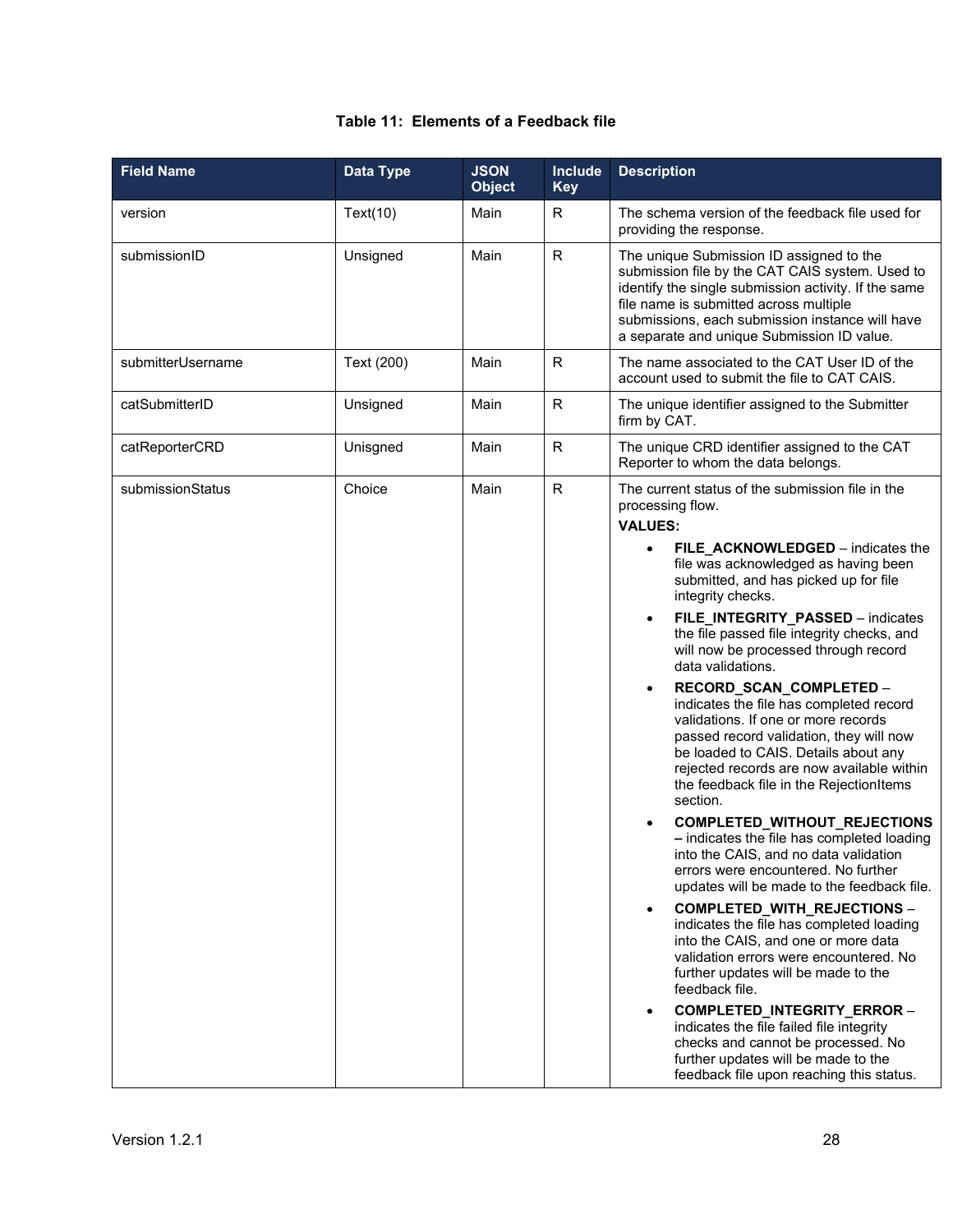**Table 11: Elements of a Feedback file**

| Field Name | Data Type | JSON Object | Include Key | Description |
|---|---|---|---|---|
| version | Text(10) | Main | R | The schema version of the feedback file used for providing the response. |
| submissionID | Unsigned | Main | R | The unique Submission ID assigned to the submission file by the CAT CAIS system. Used to identify the single submission activity. If the same file name is submitted across multiple submissions, each submission instance will have a separate and unique Submission ID value. |
| submitterUsername | Text (200) | Main | R | The name associated to the CAT User ID of the account used to submit the file to CAT CAIS. |
| catSubmitterID | Unsigned | Main | R | The unique identifier assigned to the Submitter firm by CAT. |
| catReporterCRD | Unisgned | Main | R | The unique CRD identifier assigned to the CAT Reporter to whom the data belongs. |
| submissionStatus | Choice | Main | R | The current status of the submission file in the processing flow.<br>**VALUES:**<br>• **FILE_ACKNOWLEDGED** – indicates the file was acknowledged as having been submitted, and has picked up for file integrity checks.<br>• **FILE_INTEGRITY_PASSED** – indicates the file passed file integrity checks, and will now be processed through record data validations.<br>• **RECORD_SCAN_COMPLETED** – indicates the file has completed record validations. If one or more records passed record validation, they will now be loaded to CAIS. Details about any rejected records are now available within the feedback file in the RejectionItems section.<br>• **COMPLETED_WITHOUT_REJECTIONS –** indicates the file has completed loading into the CAIS, and no data validation errors were encountered. No further updates will be made to the feedback file.<br>• **COMPLETED_WITH_REJECTIONS** – indicates the file has completed loading into the CAIS, and one or more data validation errors were encountered. No further updates will be made to the feedback file.<br>• **COMPLETED_INTEGRITY_ERROR** – indicates the file failed file integrity checks and cannot be processed. No further updates will be made to the feedback file upon reaching this status. |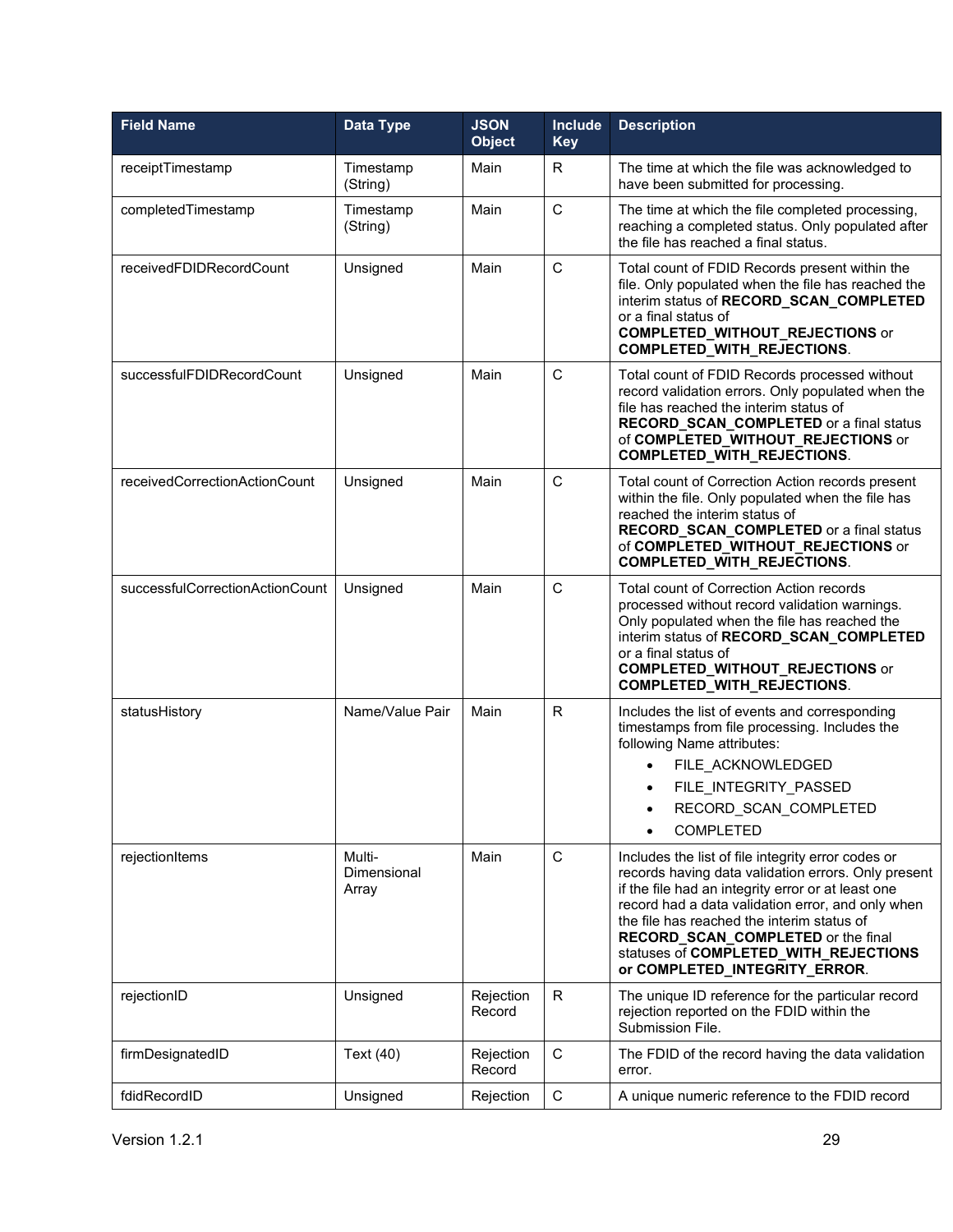| Field Name | Data Type | JSON Object | Include Key | Description |
|---|---|---|---|---|
| receiptTimestamp | Timestamp (String) | Main | R | The time at which the file was acknowledged to have been submitted for processing. |
| completedTimestamp | Timestamp (String) | Main | C | The time at which the file completed processing, reaching a completed status. Only populated after the file has reached a final status. |
| receivedFDIDRecordCount | Unsigned | Main | C | Total count of FDID Records present within the file. Only populated when the file has reached the interim status of **RECORD_SCAN_COMPLETED** or a final status of **COMPLETED_WITHOUT_REJECTIONS** or **COMPLETED_WITH_REJECTIONS**. |
| successfulFDIDRecordCount | Unsigned | Main | C | Total count of FDID Records processed without record validation errors. Only populated when the file has reached the interim status of **RECORD_SCAN_COMPLETED** or a final status of **COMPLETED_WITHOUT_REJECTIONS** or **COMPLETED_WITH_REJECTIONS**. |
| receivedCorrectionActionCount | Unsigned | Main | C | Total count of Correction Action records present within the file. Only populated when the file has reached the interim status of **RECORD_SCAN_COMPLETED** or a final status of **COMPLETED_WITHOUT_REJECTIONS** or **COMPLETED_WITH_REJECTIONS**. |
| successfulCorrectionActionCount | Unsigned | Main | C | Total count of Correction Action records processed without record validation warnings. Only populated when the file has reached the interim status of **RECORD_SCAN_COMPLETED** or a final status of **COMPLETED_WITHOUT_REJECTIONS** or **COMPLETED_WITH_REJECTIONS**. |
| statusHistory | Name/Value Pair | Main | R | Includes the list of events and corresponding timestamps from file processing. Includes the following Name attributes: <br>• FILE_ACKNOWLEDGED <br>• FILE_INTEGRITY_PASSED <br>• RECORD_SCAN_COMPLETED <br>• COMPLETED |
| rejectionItems | Multi-Dimensional Array | Main | C | Includes the list of file integrity error codes or records having data validation errors. Only present if the file had an integrity error or at least one record had a data validation error, and only when the file has reached the interim status of **RECORD_SCAN_COMPLETED** or the final statuses of **COMPLETED_WITH_REJECTIONS or COMPLETED_INTEGRITY_ERROR**. |
| rejectionID | Unsigned | Rejection Record | R | The unique ID reference for the particular record rejection reported on the FDID within the Submission File. |
| firmDesignatedID | Text (40) | Rejection Record | C | The FDID of the record having the data validation error. |
| fdidRecordID | Unsigned | Rejection | C | A unique numeric reference to the FDID record |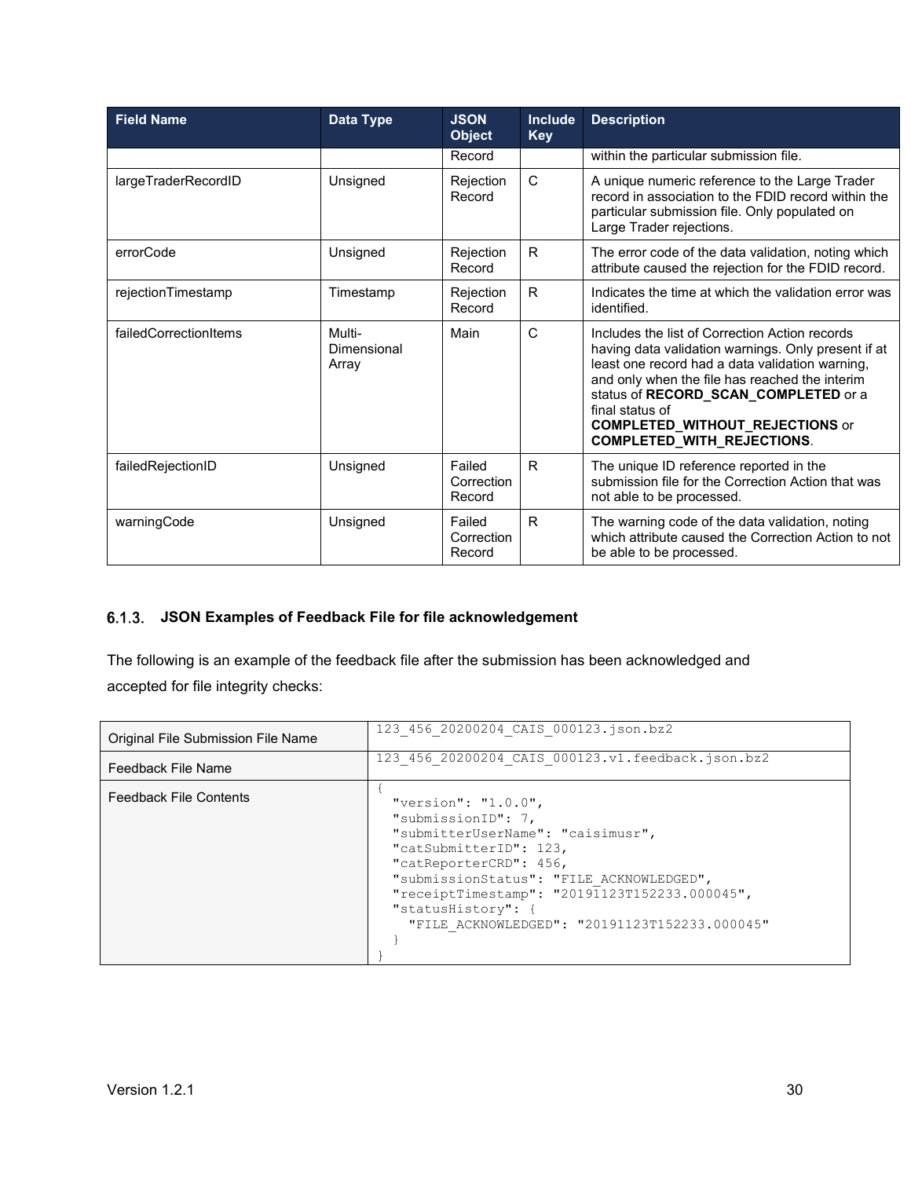| Field Name | Data Type | JSON Object | Include Key | Description |
|---|---|---|---|---|
| | | Record | | within the particular submission file. |
| largeTraderRecordID | Unsigned | Rejection Record | C | A unique numeric reference to the Large Trader record in association to the FDID record within the particular submission file. Only populated on Large Trader rejections. |
| errorCode | Unsigned | Rejection Record | R | The error code of the data validation, noting which attribute caused the rejection for the FDID record. |
| rejectionTimestamp | Timestamp | Rejection Record | R | Indicates the time at which the validation error was identified. |
| failedCorrectionItems | Multi-Dimensional Array | Main | C | Includes the list of Correction Action records having data validation warnings. Only present if at least one record had a data validation warning, and only when the file has reached the interim status of **RECORD_SCAN_COMPLETED** or a final status of **COMPLETED_WITHOUT_REJECTIONS** or **COMPLETED_WITH_REJECTIONS**. |
| failedRejectionID | Unsigned | Failed Correction Record | R | The unique ID reference reported in the submission file for the Correction Action that was not able to be processed. |
| warningCode | Unsigned | Failed Correction Record | R | The warning code of the data validation, noting which attribute caused the Correction Action to not be able to be processed. |

### 6.1.3. JSON Examples of Feedback File for file acknowledgement

The following is an example of the feedback file after the submission has been acknowledged and accepted for file integrity checks:

| | |
|---|---|
| Original File Submission File Name | `123_456_20200204_CAIS_000123.json.bz2` |
| Feedback File Name | `123_456_20200204_CAIS_000123.v1.feedback.json.bz2` |
| Feedback File Contents | (see below) |

```
{
  "version": "1.0.0",
  "submissionID": 7,
  "submitterUserName": "caisimusr",
  "catSubmitterID": 123,
  "catReporterCRD": 456,
  "submissionStatus": "FILE_ACKNOWLEDGED",
  "receiptTimestamp": "20191123T152233.000045",
  "statusHistory": {
    "FILE_ACKNOWLEDGED": "20191123T152233.000045"
  }
}
```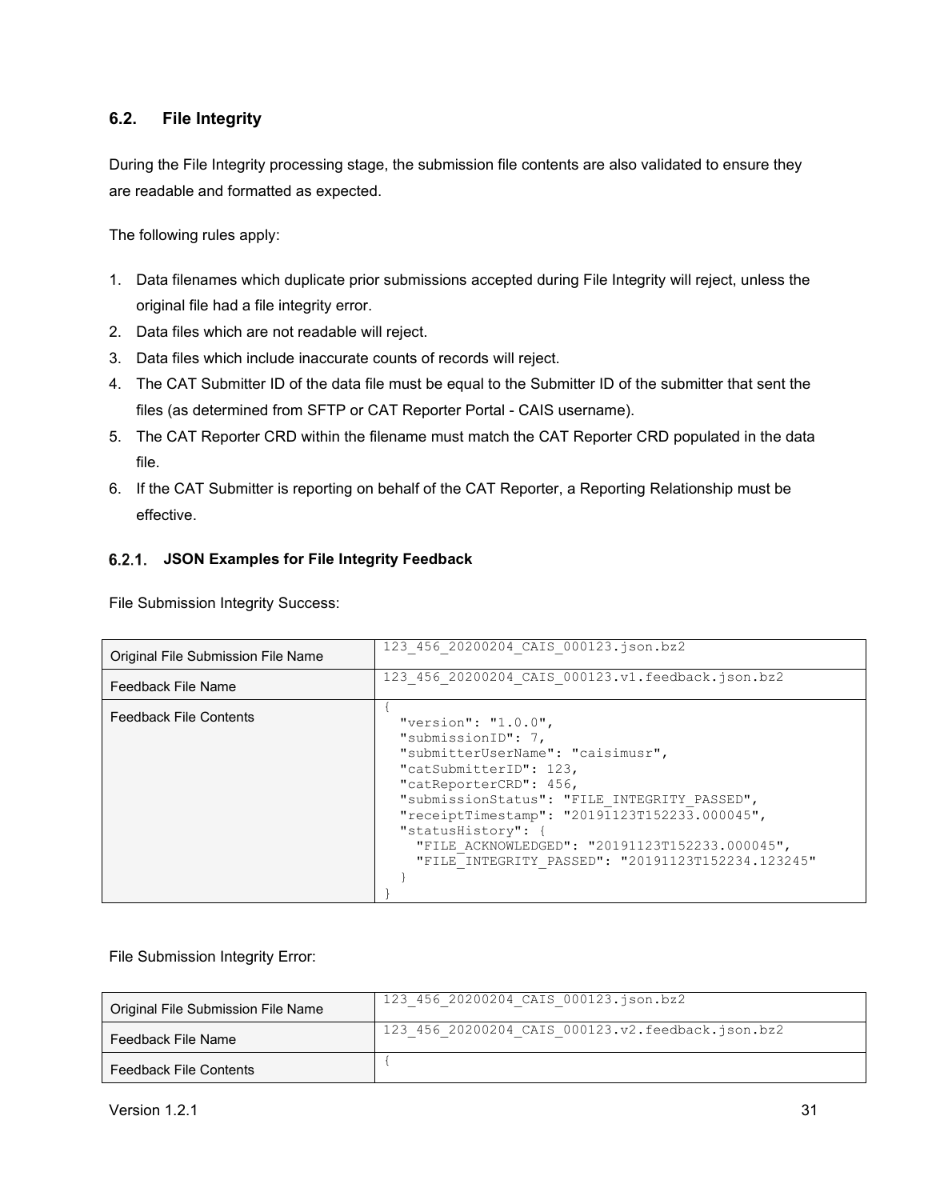## 6.2. File Integrity

During the File Integrity processing stage, the submission file contents are also validated to ensure they are readable and formatted as expected.

The following rules apply:

1. Data filenames which duplicate prior submissions accepted during File Integrity will reject, unless the original file had a file integrity error.
2. Data files which are not readable will reject.
3. Data files which include inaccurate counts of records will reject.
4. The CAT Submitter ID of the data file must be equal to the Submitter ID of the submitter that sent the files (as determined from SFTP or CAT Reporter Portal - CAIS username).
5. The CAT Reporter CRD within the filename must match the CAT Reporter CRD populated in the data file.
6. If the CAT Submitter is reporting on behalf of the CAT Reporter, a Reporting Relationship must be effective.

### 6.2.1. JSON Examples for File Integrity Feedback

File Submission Integrity Success:

| | |
|---|---|
| Original File Submission File Name | `123_456_20200204_CAIS_000123.json.bz2` |
| Feedback File Name | `123_456_20200204_CAIS_000123.v1.feedback.json.bz2` |
| Feedback File Contents | (see below) |

```
{
  "version": "1.0.0",
  "submissionID": 7,
  "submitterUserName": "caisimusr",
  "catSubmitterID": 123,
  "catReporterCRD": 456,
  "submissionStatus": "FILE_INTEGRITY_PASSED",
  "receiptTimestamp": "20191123T152233.000045",
  "statusHistory": {
    "FILE_ACKNOWLEDGED": "20191123T152233.000045",
    "FILE_INTEGRITY_PASSED": "20191123T152234.123245"
  }
}
```

File Submission Integrity Error:

| | |
|---|---|
| Original File Submission File Name | `123_456_20200204_CAIS_000123.json.bz2` |
| Feedback File Name | `123_456_20200204_CAIS_000123.v2.feedback.json.bz2` |
| Feedback File Contents | `{` |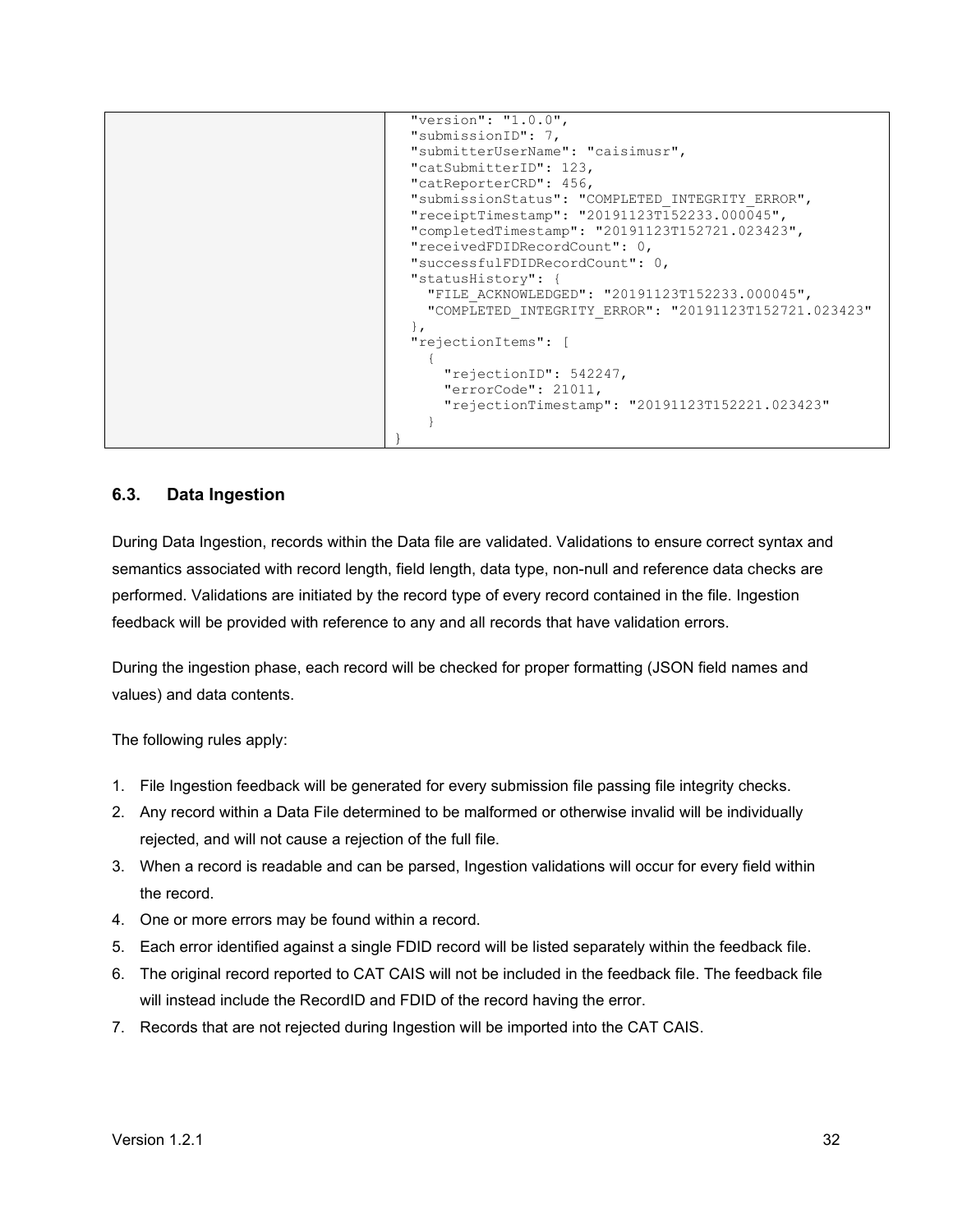| | "version": "1.0.0",<br>"submissionID": 7,<br>"submitterUserName": "caisimusr",<br>"catSubmitterID": 123,<br>"catReporterCRD": 456,<br>"submissionStatus": "COMPLETED_INTEGRITY_ERROR",<br>"receiptTimestamp": "20191123T152233.000045",<br>"completedTimestamp": "20191123T152721.023423",<br>"receivedFDIDRecordCount": 0,<br>"successfulFDIDRecordCount": 0,<br>"statusHistory": {<br>"FILE_ACKNOWLEDGED": "20191123T152233.000045",<br>"COMPLETED_INTEGRITY_ERROR": "20191123T152721.023423"<br>},<br>"rejectionItems": [<br>{<br>"rejectionID": 542247,<br>"errorCode": 21011,<br>"rejectionTimestamp": "20191123T152221.023423"<br>}<br>} |
|---|---|

## 6.3. Data Ingestion

During Data Ingestion, records within the Data file are validated. Validations to ensure correct syntax and semantics associated with record length, field length, data type, non-null and reference data checks are performed. Validations are initiated by the record type of every record contained in the file. Ingestion feedback will be provided with reference to any and all records that have validation errors.

During the ingestion phase, each record will be checked for proper formatting (JSON field names and values) and data contents.

The following rules apply:

1. File Ingestion feedback will be generated for every submission file passing file integrity checks.
2. Any record within a Data File determined to be malformed or otherwise invalid will be individually rejected, and will not cause a rejection of the full file.
3. When a record is readable and can be parsed, Ingestion validations will occur for every field within the record.
4. One or more errors may be found within a record.
5. Each error identified against a single FDID record will be listed separately within the feedback file.
6. The original record reported to CAT CAIS will not be included in the feedback file. The feedback file will instead include the RecordID and FDID of the record having the error.
7. Records that are not rejected during Ingestion will be imported into the CAT CAIS.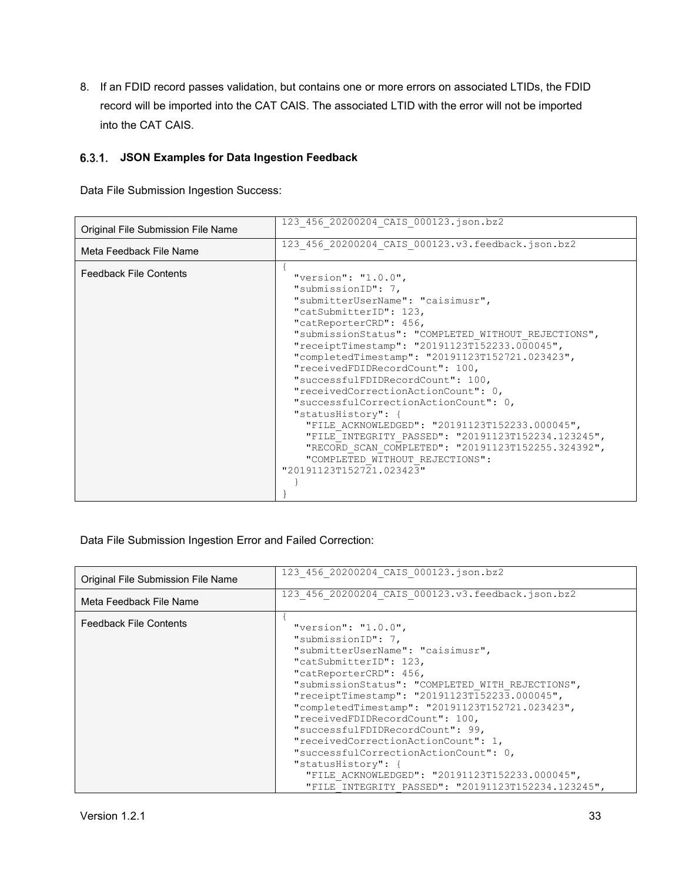8. If an FDID record passes validation, but contains one or more errors on associated LTIDs, the FDID record will be imported into the CAT CAIS. The associated LTID with the error will not be imported into the CAT CAIS.

### 6.3.1. JSON Examples for Data Ingestion Feedback

Data File Submission Ingestion Success:

| | |
|---|---|
| Original File Submission File Name | `123_456_20200204_CAIS_000123.json.bz2` |
| Meta Feedback File Name | `123_456_20200204_CAIS_000123.v3.feedback.json.bz2` |
| Feedback File Contents | `{ "version": "1.0.0", "submissionID": 7, "submitterUserName": "caisimusr", "catSubmitterID": 123, "catReporterCRD": 456, "submissionStatus": "COMPLETED_WITHOUT_REJECTIONS", "receiptTimestamp": "20191123T152233.000045", "completedTimestamp": "20191123T152721.023423", "receivedFDIDRecordCount": 100, "successfulFDIDRecordCount": 100, "receivedCorrectionActionCount": 0, "successfulCorrectionActionCount": 0, "statusHistory": { "FILE_ACKNOWLEDGED": "20191123T152233.000045", "FILE_INTEGRITY_PASSED": "20191123T152234.123245", "RECORD_SCAN_COMPLETED": "20191123T152255.324392", "COMPLETED_WITHOUT_REJECTIONS": "20191123T152721.023423" } }` |

Data File Submission Ingestion Error and Failed Correction:

| | |
|---|---|
| Original File Submission File Name | `123_456_20200204_CAIS_000123.json.bz2` |
| Meta Feedback File Name | `123_456_20200204_CAIS_000123.v3.feedback.json.bz2` |
| Feedback File Contents | `{ "version": "1.0.0", "submissionID": 7, "submitterUserName": "caisimusr", "catSubmitterID": 123, "catReporterCRD": 456, "submissionStatus": "COMPLETED_WITH_REJECTIONS", "receiptTimestamp": "20191123T152233.000045", "completedTimestamp": "20191123T152721.023423", "receivedFDIDRecordCount": 100, "successfulFDIDRecordCount": 99, "receivedCorrectionActionCount": 1, "successfulCorrectionActionCount": 0, "statusHistory": { "FILE_ACKNOWLEDGED": "20191123T152233.000045", "FILE_INTEGRITY_PASSED": "20191123T152234.123245",` |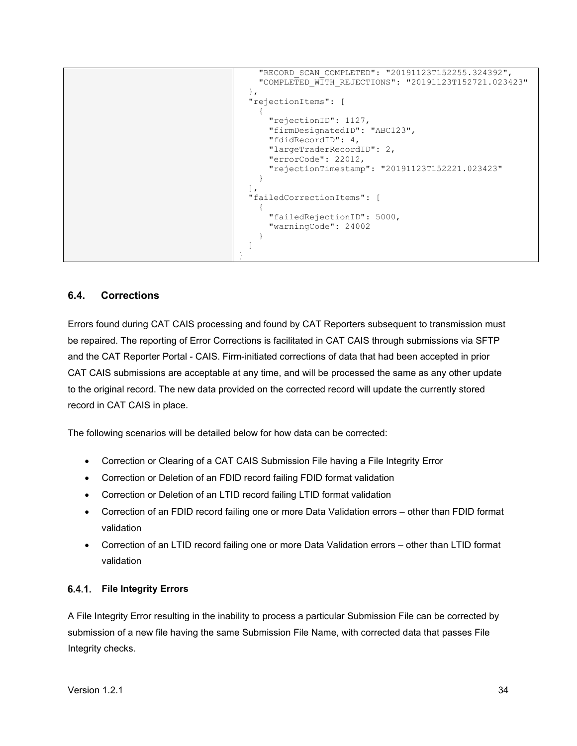| | ```"RECORD_SCAN_COMPLETED": "20191123T152255.324392",``` ```"COMPLETED_WITH_REJECTIONS": "20191123T152721.023423"``` ```},``` ```"rejectionItems": [``` ```{``` ```"rejectionID": 1127,``` ```"firmDesignatedID": "ABC123",``` ```"fdidRecordID": 4,``` ```"largeTraderRecordID": 2,``` ```"errorCode": 22012,``` ```"rejectionTimestamp": "20191123T152221.023423"``` ```}``` ```],``` ```"failedCorrectionItems": [``` ```{``` ```"failedRejectionID": 5000,``` ```"warningCode": 24002``` ```}``` ```]``` ```}``` |
|---|---|

## 6.4. Corrections

Errors found during CAT CAIS processing and found by CAT Reporters subsequent to transmission must be repaired. The reporting of Error Corrections is facilitated in CAT CAIS through submissions via SFTP and the CAT Reporter Portal - CAIS. Firm-initiated corrections of data that had been accepted in prior CAT CAIS submissions are acceptable at any time, and will be processed the same as any other update to the original record. The new data provided on the corrected record will update the currently stored record in CAT CAIS in place.

The following scenarios will be detailed below for how data can be corrected:

- Correction or Clearing of a CAT CAIS Submission File having a File Integrity Error
- Correction or Deletion of an FDID record failing FDID format validation
- Correction or Deletion of an LTID record failing LTID format validation
- Correction of an FDID record failing one or more Data Validation errors – other than FDID format validation
- Correction of an LTID record failing one or more Data Validation errors – other than LTID format validation

### 6.4.1. File Integrity Errors

A File Integrity Error resulting in the inability to process a particular Submission File can be corrected by submission of a new file having the same Submission File Name, with corrected data that passes File Integrity checks.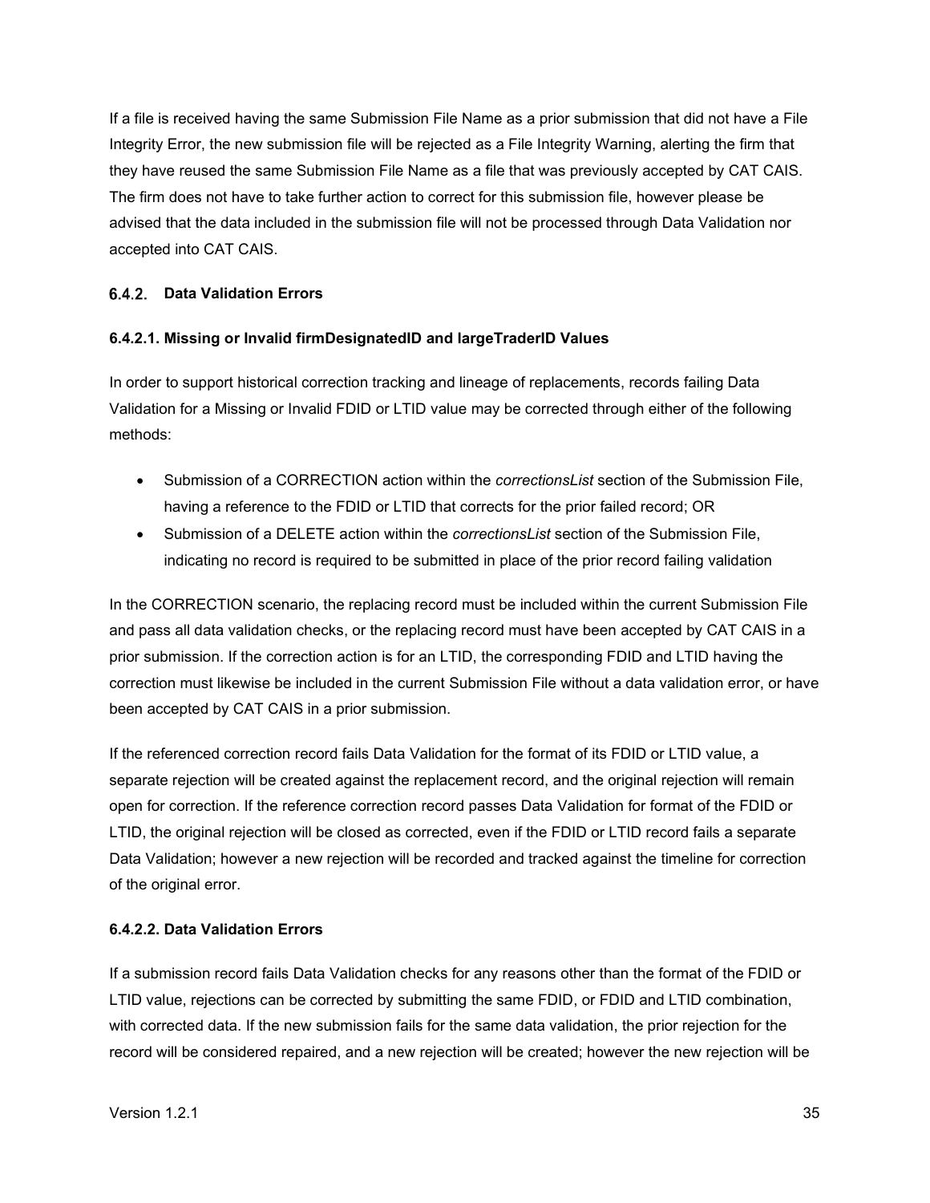If a file is received having the same Submission File Name as a prior submission that did not have a File Integrity Error, the new submission file will be rejected as a File Integrity Warning, alerting the firm that they have reused the same Submission File Name as a file that was previously accepted by CAT CAIS. The firm does not have to take further action to correct for this submission file, however please be advised that the data included in the submission file will not be processed through Data Validation nor accepted into CAT CAIS.

### 6.4.2. Data Validation Errors

#### 6.4.2.1. Missing or Invalid firmDesignatedID and largeTraderID Values

In order to support historical correction tracking and lineage of replacements, records failing Data Validation for a Missing or Invalid FDID or LTID value may be corrected through either of the following methods:

- Submission of a CORRECTION action within the *correctionsList* section of the Submission File, having a reference to the FDID or LTID that corrects for the prior failed record; OR
- Submission of a DELETE action within the *correctionsList* section of the Submission File, indicating no record is required to be submitted in place of the prior record failing validation

In the CORRECTION scenario, the replacing record must be included within the current Submission File and pass all data validation checks, or the replacing record must have been accepted by CAT CAIS in a prior submission. If the correction action is for an LTID, the corresponding FDID and LTID having the correction must likewise be included in the current Submission File without a data validation error, or have been accepted by CAT CAIS in a prior submission.

If the referenced correction record fails Data Validation for the format of its FDID or LTID value, a separate rejection will be created against the replacement record, and the original rejection will remain open for correction. If the reference correction record passes Data Validation for format of the FDID or LTID, the original rejection will be closed as corrected, even if the FDID or LTID record fails a separate Data Validation; however a new rejection will be recorded and tracked against the timeline for correction of the original error.

#### 6.4.2.2. Data Validation Errors

If a submission record fails Data Validation checks for any reasons other than the format of the FDID or LTID value, rejections can be corrected by submitting the same FDID, or FDID and LTID combination, with corrected data. If the new submission fails for the same data validation, the prior rejection for the record will be considered repaired, and a new rejection will be created; however the new rejection will be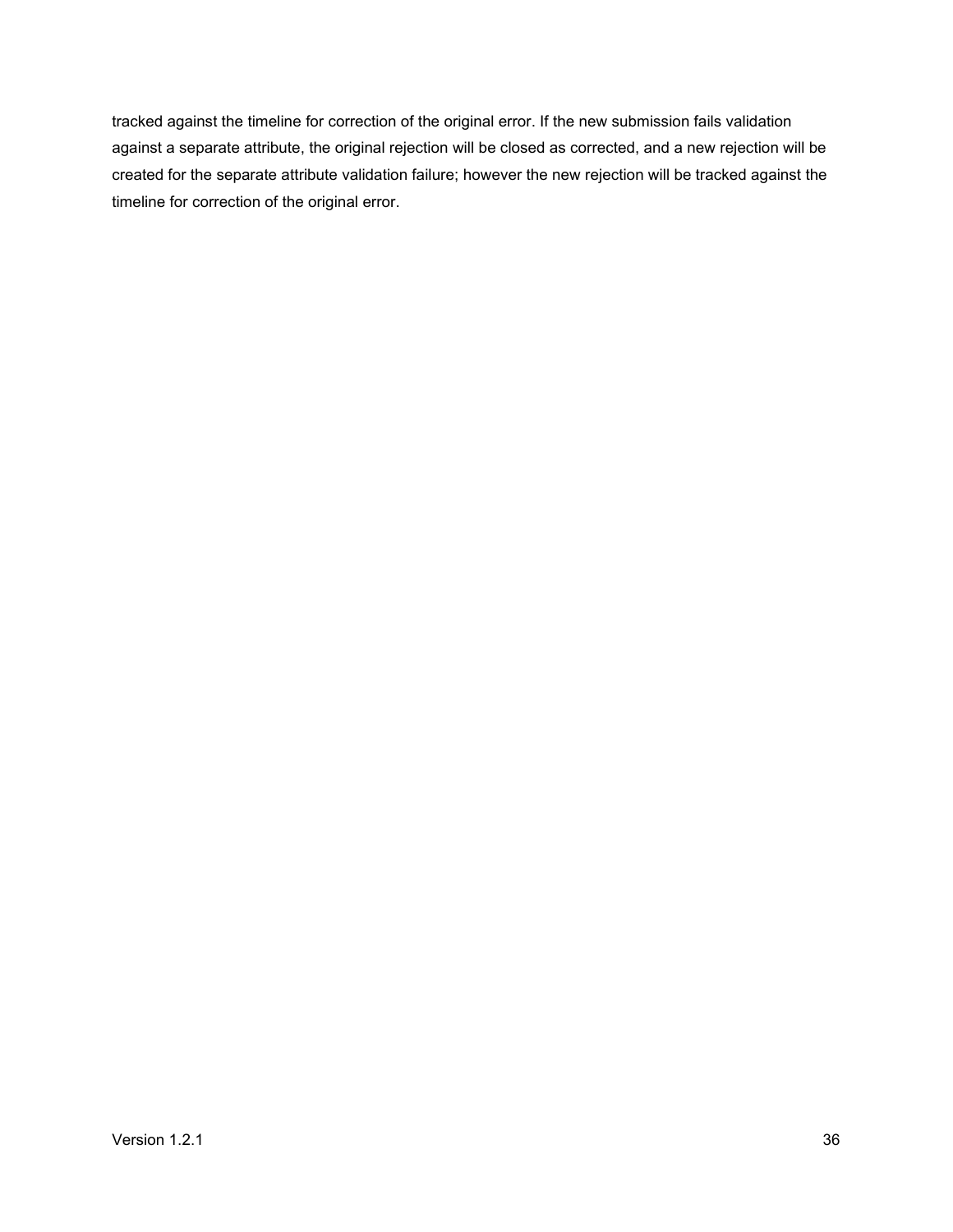tracked against the timeline for correction of the original error. If the new submission fails validation against a separate attribute, the original rejection will be closed as corrected, and a new rejection will be created for the separate attribute validation failure; however the new rejection will be tracked against the timeline for correction of the original error.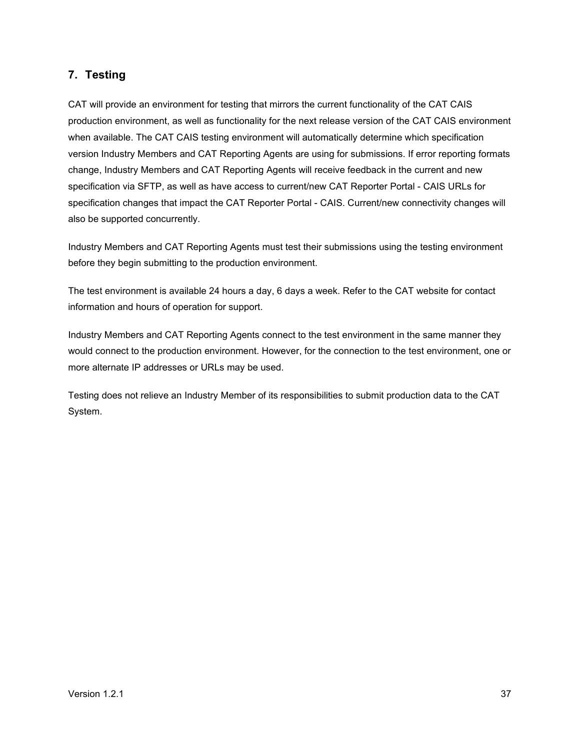## 7. Testing

CAT will provide an environment for testing that mirrors the current functionality of the CAT CAIS production environment, as well as functionality for the next release version of the CAT CAIS environment when available. The CAT CAIS testing environment will automatically determine which specification version Industry Members and CAT Reporting Agents are using for submissions. If error reporting formats change, Industry Members and CAT Reporting Agents will receive feedback in the current and new specification via SFTP, as well as have access to current/new CAT Reporter Portal - CAIS URLs for specification changes that impact the CAT Reporter Portal - CAIS. Current/new connectivity changes will also be supported concurrently.

Industry Members and CAT Reporting Agents must test their submissions using the testing environment before they begin submitting to the production environment.

The test environment is available 24 hours a day, 6 days a week. Refer to the CAT website for contact information and hours of operation for support.

Industry Members and CAT Reporting Agents connect to the test environment in the same manner they would connect to the production environment. However, for the connection to the test environment, one or more alternate IP addresses or URLs may be used.

Testing does not relieve an Industry Member of its responsibilities to submit production data to the CAT System.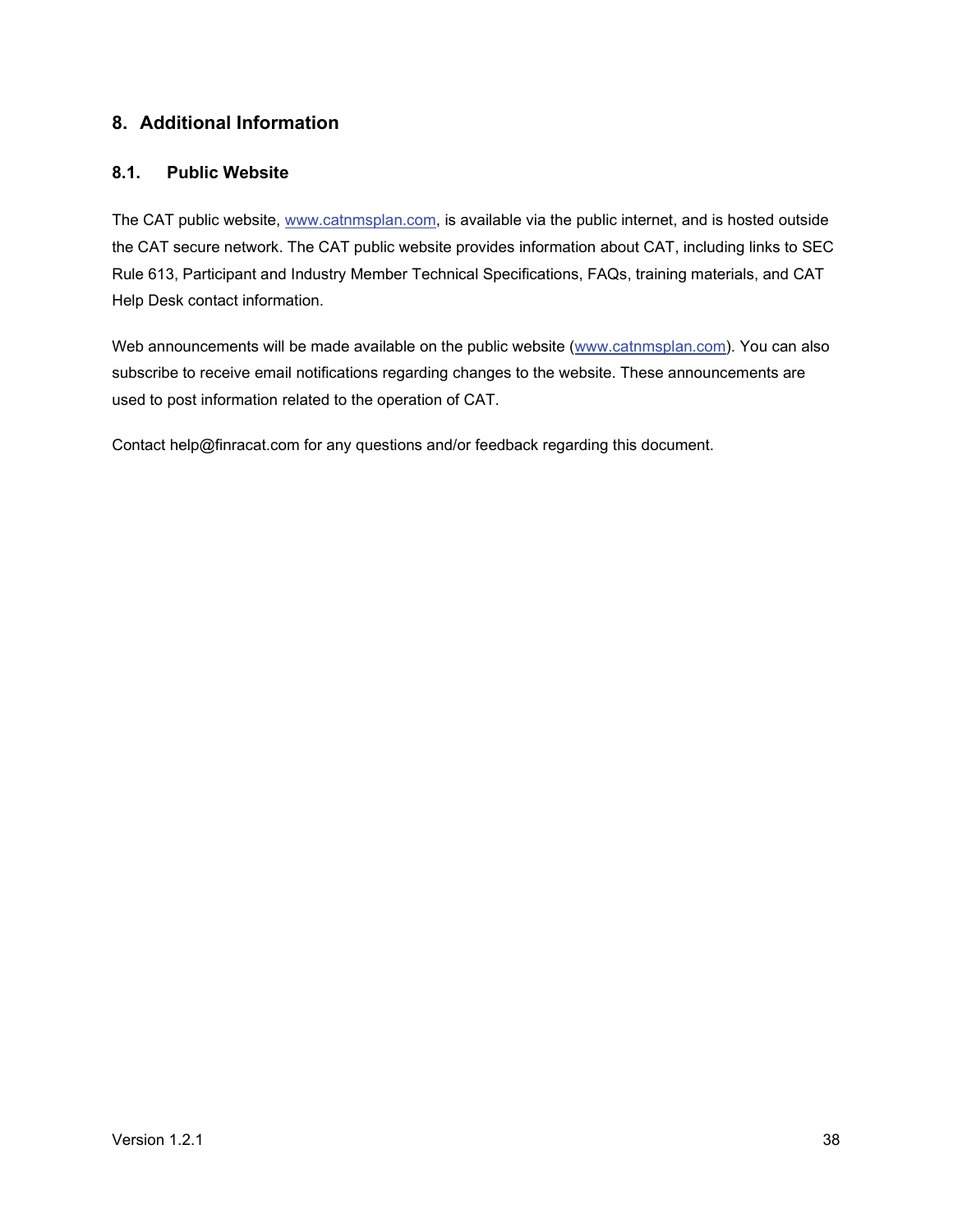# 8. Additional Information

## 8.1. Public Website

The CAT public website, www.catnmsplan.com, is available via the public internet, and is hosted outside the CAT secure network. The CAT public website provides information about CAT, including links to SEC Rule 613, Participant and Industry Member Technical Specifications, FAQs, training materials, and CAT Help Desk contact information.

Web announcements will be made available on the public website (www.catnmsplan.com). You can also subscribe to receive email notifications regarding changes to the website. These announcements are used to post information related to the operation of CAT.

Contact help@finracat.com for any questions and/or feedback regarding this document.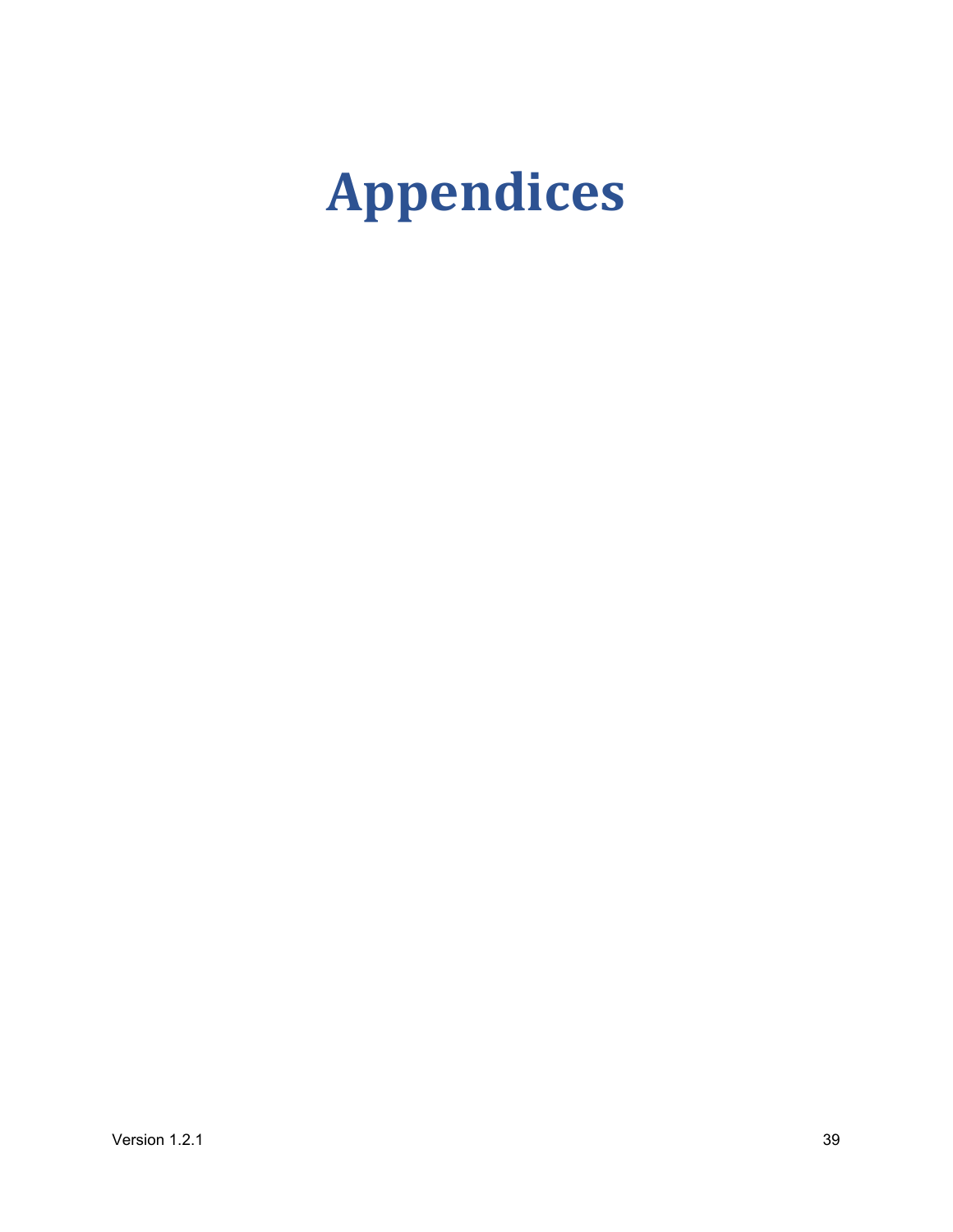# Appendices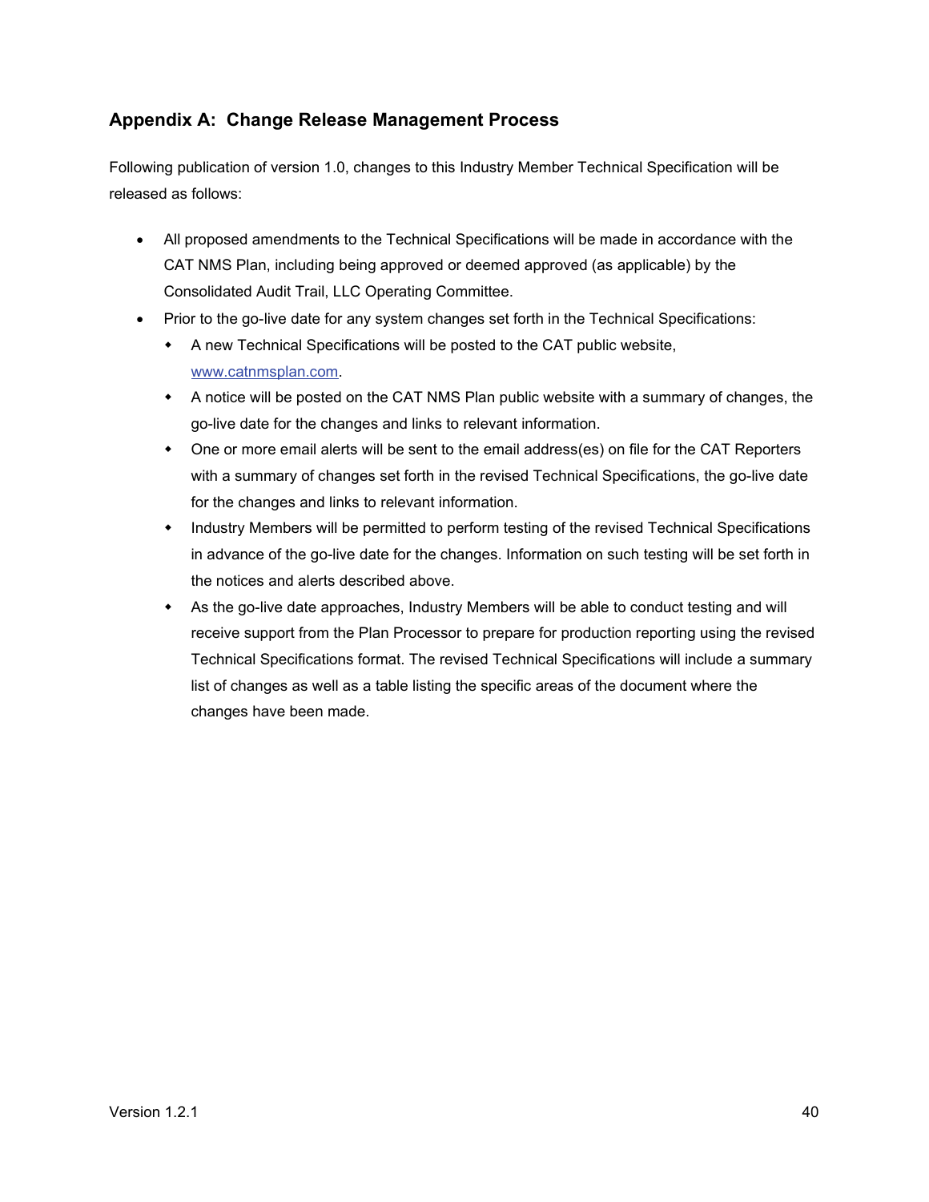## Appendix A: Change Release Management Process

Following publication of version 1.0, changes to this Industry Member Technical Specification will be released as follows:

- All proposed amendments to the Technical Specifications will be made in accordance with the CAT NMS Plan, including being approved or deemed approved (as applicable) by the Consolidated Audit Trail, LLC Operating Committee.
- Prior to the go-live date for any system changes set forth in the Technical Specifications:
  - A new Technical Specifications will be posted to the CAT public website, [www.catnmsplan.com](www.catnmsplan.com).
  - A notice will be posted on the CAT NMS Plan public website with a summary of changes, the go-live date for the changes and links to relevant information.
  - One or more email alerts will be sent to the email address(es) on file for the CAT Reporters with a summary of changes set forth in the revised Technical Specifications, the go-live date for the changes and links to relevant information.
  - Industry Members will be permitted to perform testing of the revised Technical Specifications in advance of the go-live date for the changes. Information on such testing will be set forth in the notices and alerts described above.
  - As the go-live date approaches, Industry Members will be able to conduct testing and will receive support from the Plan Processor to prepare for production reporting using the revised Technical Specifications format. The revised Technical Specifications will include a summary list of changes as well as a table listing the specific areas of the document where the changes have been made.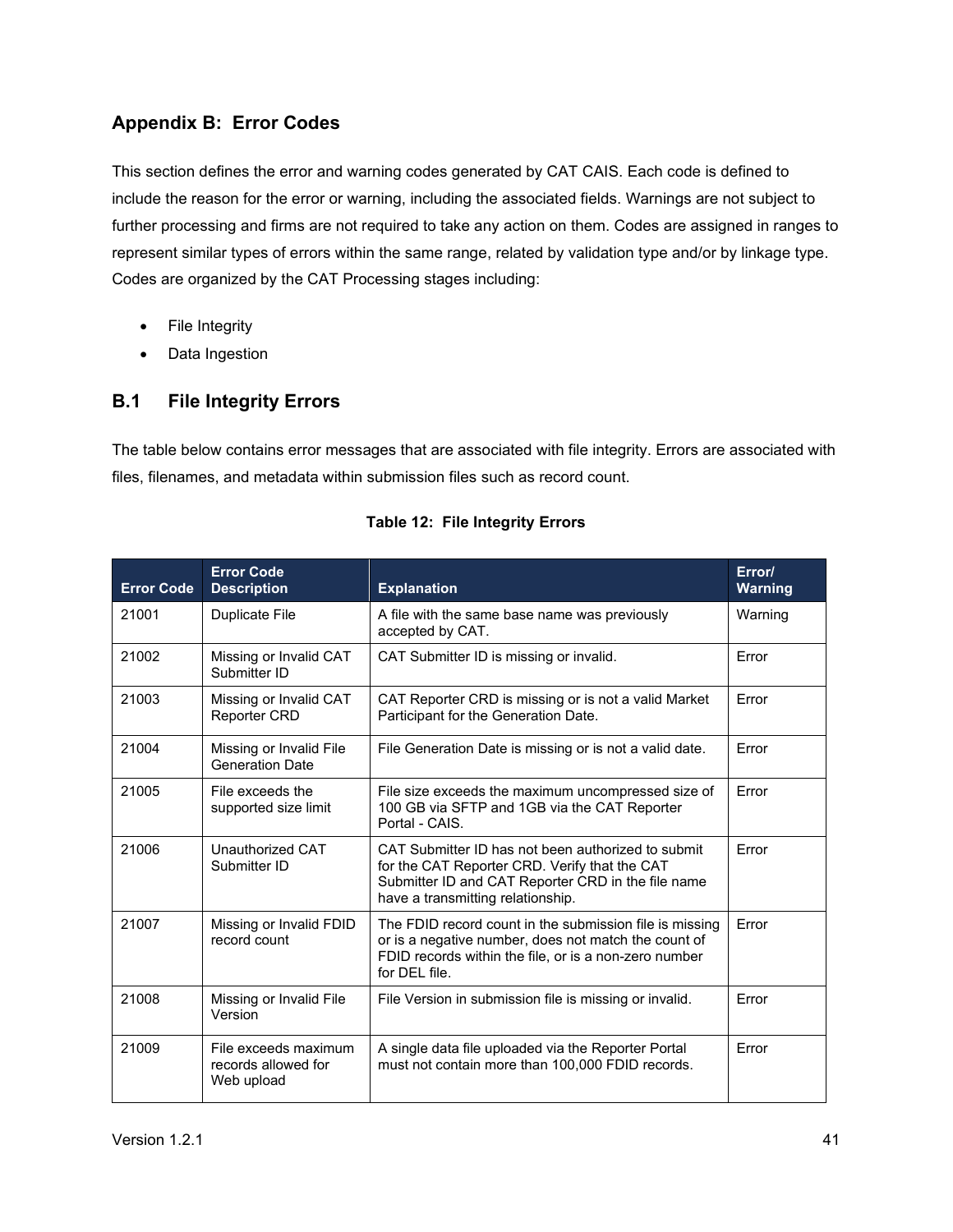## Appendix B: Error Codes

This section defines the error and warning codes generated by CAT CAIS. Each code is defined to include the reason for the error or warning, including the associated fields. Warnings are not subject to further processing and firms are not required to take any action on them. Codes are assigned in ranges to represent similar types of errors within the same range, related by validation type and/or by linkage type. Codes are organized by the CAT Processing stages including:

- File Integrity
- Data Ingestion

### B.1 File Integrity Errors

The table below contains error messages that are associated with file integrity. Errors are associated with files, filenames, and metadata within submission files such as record count.

**Table 12: File Integrity Errors**

| Error Code | Error Code Description | Explanation | Error/ Warning |
|---|---|---|---|
| 21001 | Duplicate File | A file with the same base name was previously accepted by CAT. | Warning |
| 21002 | Missing or Invalid CAT Submitter ID | CAT Submitter ID is missing or invalid. | Error |
| 21003 | Missing or Invalid CAT Reporter CRD | CAT Reporter CRD is missing or is not a valid Market Participant for the Generation Date. | Error |
| 21004 | Missing or Invalid File Generation Date | File Generation Date is missing or is not a valid date. | Error |
| 21005 | File exceeds the supported size limit | File size exceeds the maximum uncompressed size of 100 GB via SFTP and 1GB via the CAT Reporter Portal - CAIS. | Error |
| 21006 | Unauthorized CAT Submitter ID | CAT Submitter ID has not been authorized to submit for the CAT Reporter CRD. Verify that the CAT Submitter ID and CAT Reporter CRD in the file name have a transmitting relationship. | Error |
| 21007 | Missing or Invalid FDID record count | The FDID record count in the submission file is missing or is a negative number, does not match the count of FDID records within the file, or is a non-zero number for DEL file. | Error |
| 21008 | Missing or Invalid File Version | File Version in submission file is missing or invalid. | Error |
| 21009 | File exceeds maximum records allowed for Web upload | A single data file uploaded via the Reporter Portal must not contain more than 100,000 FDID records. | Error |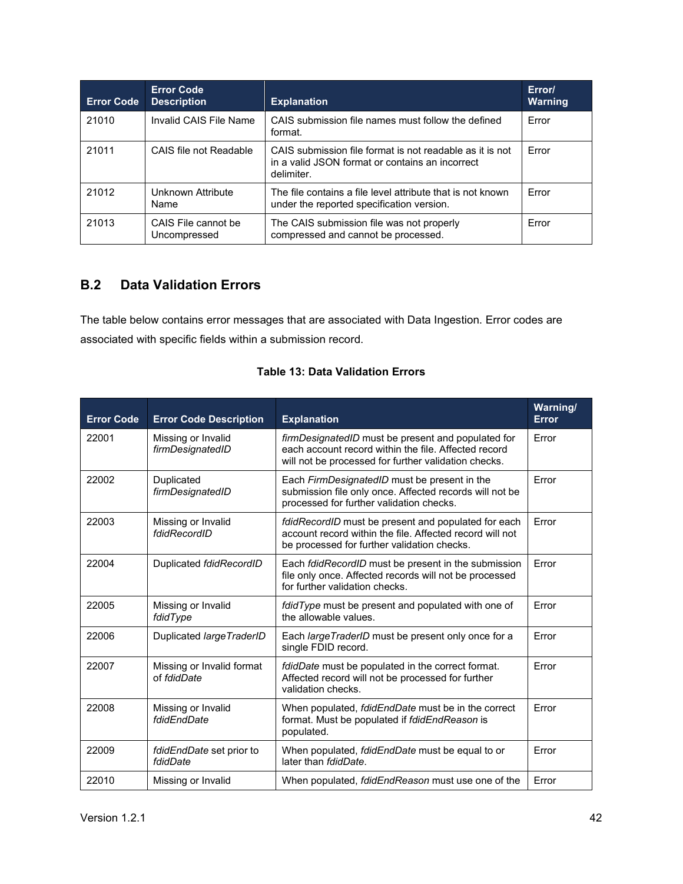| Error Code | Error Code Description | Explanation | Error/ Warning |
|---|---|---|---|
| 21010 | Invalid CAIS File Name | CAIS submission file names must follow the defined format. | Error |
| 21011 | CAIS file not Readable | CAIS submission file format is not readable as it is not in a valid JSON format or contains an incorrect delimiter. | Error |
| 21012 | Unknown Attribute Name | The file contains a file level attribute that is not known under the reported specification version. | Error |
| 21013 | CAIS File cannot be Uncompressed | The CAIS submission file was not properly compressed and cannot be processed. | Error |

## B.2 Data Validation Errors

The table below contains error messages that are associated with Data Ingestion. Error codes are associated with specific fields within a submission record.

**Table 13: Data Validation Errors**

| Error Code | Error Code Description | Explanation | Warning/ Error |
|---|---|---|---|
| 22001 | Missing or Invalid *firmDesignatedID* | *firmDesignatedID* must be present and populated for each account record within the file. Affected record will not be processed for further validation checks. | Error |
| 22002 | Duplicated *firmDesignatedID* | Each *FirmDesignatedID* must be present in the submission file only once. Affected records will not be processed for further validation checks. | Error |
| 22003 | Missing or Invalid *fdidRecordID* | *fdidRecordID* must be present and populated for each account record within the file. Affected record will not be processed for further validation checks. | Error |
| 22004 | Duplicated *fdidRecordID* | Each *fdidRecordID* must be present in the submission file only once. Affected records will not be processed for further validation checks. | Error |
| 22005 | Missing or Invalid *fdidType* | *fdidType* must be present and populated with one of the allowable values. | Error |
| 22006 | Duplicated *largeTraderID* | Each *largeTraderID* must be present only once for a single FDID record. | Error |
| 22007 | Missing or Invalid format of *fdidDate* | *fdidDate* must be populated in the correct format. Affected record will not be processed for further validation checks. | Error |
| 22008 | Missing or Invalid *fdidEndDate* | When populated, *fdidEndDate* must be in the correct format. Must be populated if *fdidEndReason* is populated. | Error |
| 22009 | *fdidEndDate* set prior to *fdidDate* | When populated, *fdidEndDate* must be equal to or later than *fdidDate*. | Error |
| 22010 | Missing or Invalid | When populated, *fdidEndReason* must use one of the | Error |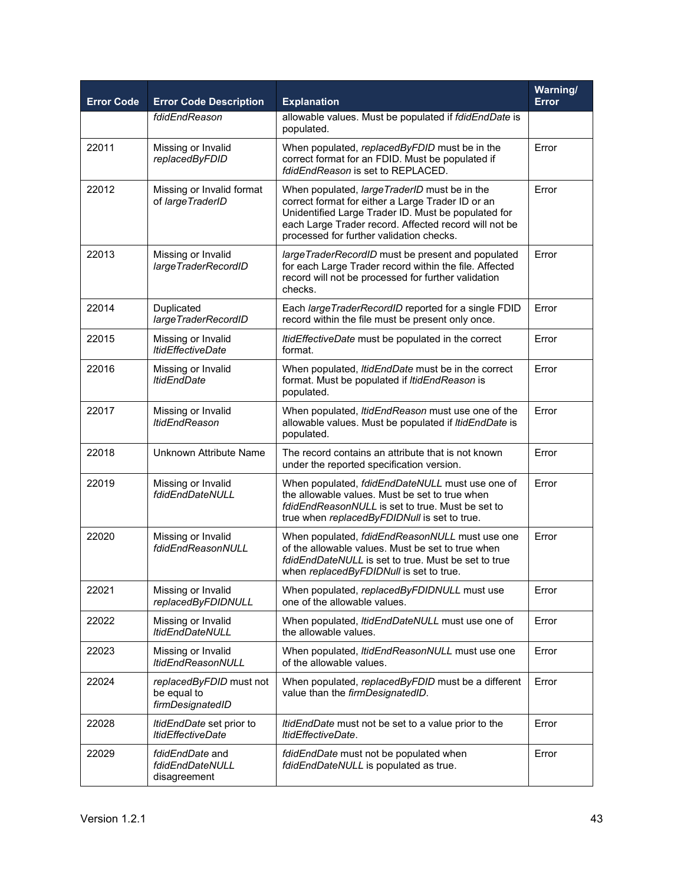| Error Code | Error Code Description | Explanation | Warning/ Error |
|---|---|---|---|
| | *fdidEndReason* | allowable values. Must be populated if *fdidEndDate* is populated. | |
| 22011 | Missing or Invalid *replacedByFDID* | When populated, *replacedByFDID* must be in the correct format for an FDID. Must be populated if *fdidEndReason* is set to REPLACED. | Error |
| 22012 | Missing or Invalid format of *largeTraderID* | When populated, *largeTraderID* must be in the correct format for either a Large Trader ID or an Unidentified Large Trader ID. Must be populated for each Large Trader record. Affected record will not be processed for further validation checks. | Error |
| 22013 | Missing or Invalid *largeTraderRecordID* | *largeTraderRecordID* must be present and populated for each Large Trader record within the file. Affected record will not be processed for further validation checks. | Error |
| 22014 | Duplicated *largeTraderRecordID* | Each *largeTraderRecordID* reported for a single FDID record within the file must be present only once. | Error |
| 22015 | Missing or Invalid *ltidEffectiveDate* | *ltidEffectiveDate* must be populated in the correct format. | Error |
| 22016 | Missing or Invalid *ltidEndDate* | When populated, *ltidEndDate* must be in the correct format. Must be populated if *ltidEndReason* is populated. | Error |
| 22017 | Missing or Invalid *ltidEndReason* | When populated, *ltidEndReason* must use one of the allowable values. Must be populated if *ltidEndDate* is populated. | Error |
| 22018 | Unknown Attribute Name | The record contains an attribute that is not known under the reported specification version. | Error |
| 22019 | Missing or Invalid *fdidEndDateNULL* | When populated, *fdidEndDateNULL* must use one of the allowable values. Must be set to true when *fdidEndReasonNULL* is set to true. Must be set to true when *replacedByFDIDNull* is set to true. | Error |
| 22020 | Missing or Invalid *fdidEndReasonNULL* | When populated, *fdidEndReasonNULL* must use one of the allowable values. Must be set to true when *fdidEndDateNULL* is set to true. Must be set to true when *replacedByFDIDNull* is set to true. | Error |
| 22021 | Missing or Invalid *replacedByFDIDNULL* | When populated, *replacedByFDIDNULL* must use one of the allowable values. | Error |
| 22022 | Missing or Invalid *ltidEndDateNULL* | When populated, *ltidEndDateNULL* must use one of the allowable values. | Error |
| 22023 | Missing or Invalid *ltidEndReasonNULL* | When populated, *ltidEndReasonNULL* must use one of the allowable values. | Error |
| 22024 | *replacedByFDID* must not be equal to *firmDesignatedID* | When populated, *replacedByFDID* must be a different value than the *firmDesignatedID*. | Error |
| 22028 | *ltidEndDate* set prior to *ltidEffectiveDate* | *ltidEndDate* must not be set to a value prior to the *ltidEffectiveDate*. | Error |
| 22029 | *fdidEndDate* and *fdidEndDateNULL* disagreement | *fdidEndDate* must not be populated when *fdidEndDateNULL* is populated as true. | Error |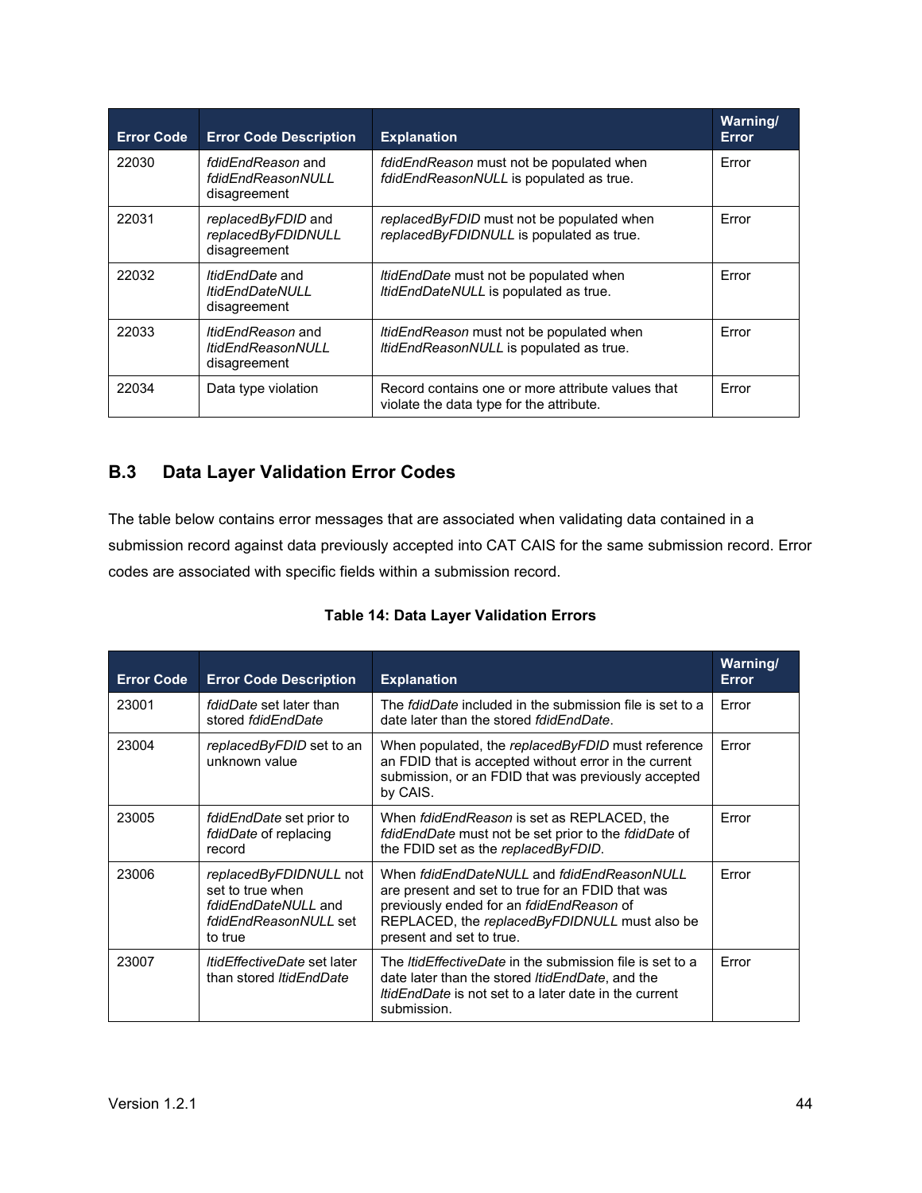| Error Code | Error Code Description | Explanation | Warning/ Error |
|---|---|---|---|
| 22030 | *fdidEndReason* and *fdidEndReasonNULL* disagreement | *fdidEndReason* must not be populated when *fdidEndReasonNULL* is populated as true. | Error |
| 22031 | *replacedByFDID* and *replacedByFDIDNULL* disagreement | *replacedByFDID* must not be populated when *replacedByFDIDNULL* is populated as true. | Error |
| 22032 | *ltidEndDate* and *ltidEndDateNULL* disagreement | *ltidEndDate* must not be populated when *ltidEndDateNULL* is populated as true. | Error |
| 22033 | *ltidEndReason* and *ltidEndReasonNULL* disagreement | *ltidEndReason* must not be populated when *ltidEndReasonNULL* is populated as true. | Error |
| 22034 | Data type violation | Record contains one or more attribute values that violate the data type for the attribute. | Error |

## B.3 Data Layer Validation Error Codes

The table below contains error messages that are associated when validating data contained in a submission record against data previously accepted into CAT CAIS for the same submission record. Error codes are associated with specific fields within a submission record.

**Table 14: Data Layer Validation Errors**

| Error Code | Error Code Description | Explanation | Warning/ Error |
|---|---|---|---|
| 23001 | *fdidDate* set later than stored *fdidEndDate* | The *fdidDate* included in the submission file is set to a date later than the stored *fdidEndDate*. | Error |
| 23004 | *replacedByFDID* set to an unknown value | When populated, the *replacedByFDID* must reference an FDID that is accepted without error in the current submission, or an FDID that was previously accepted by CAIS. | Error |
| 23005 | *fdidEndDate* set prior to *fdidDate* of replacing record | When *fdidEndReason* is set as REPLACED, the *fdidEndDate* must not be set prior to the *fdidDate* of the FDID set as the *replacedByFDID*. | Error |
| 23006 | *replacedByFDIDNULL* not set to true when *fdidEndDateNULL* and *fdidEndReasonNULL* set to true | When *fdidEndDateNULL* and *fdidEndReasonNULL* are present and set to true for an FDID that was previously ended for an *fdidEndReason* of REPLACED, the *replacedByFDIDNULL* must also be present and set to true. | Error |
| 23007 | *ltidEffectiveDate* set later than stored *ltidEndDate* | The *ltidEffectiveDate* in the submission file is set to a date later than the stored *ltidEndDate*, and the *ltidEndDate* is not set to a later date in the current submission. | Error |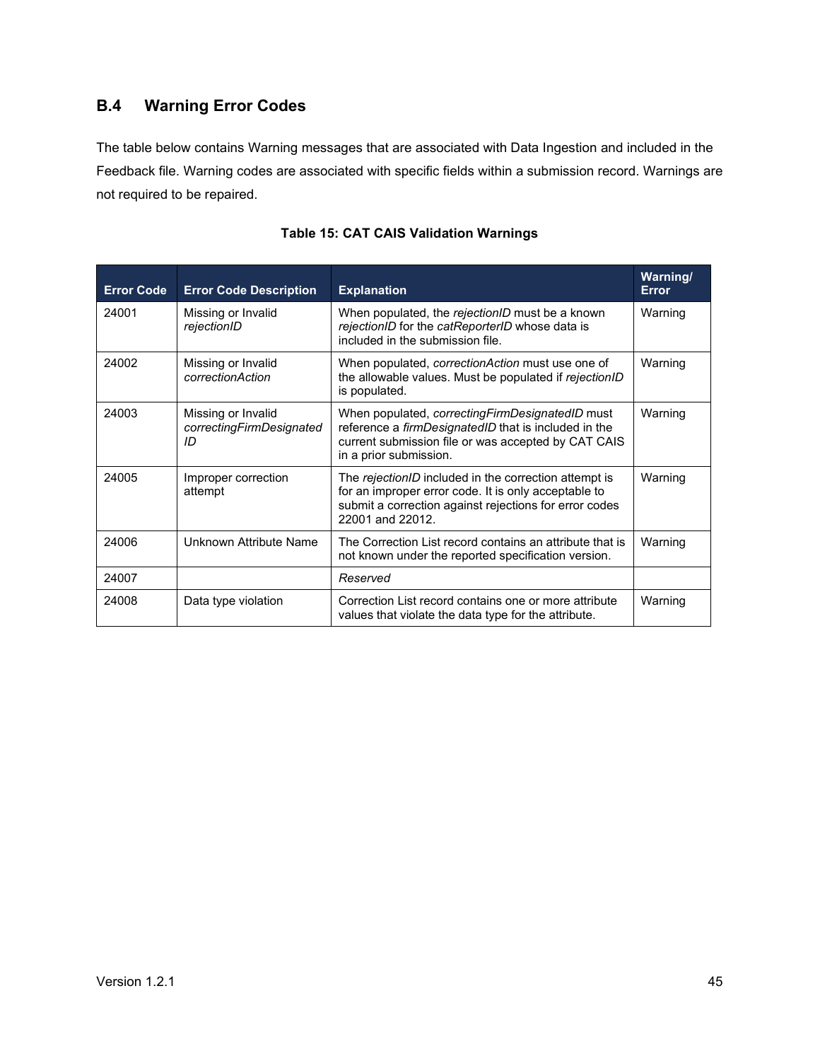## B.4 Warning Error Codes

The table below contains Warning messages that are associated with Data Ingestion and included in the Feedback file. Warning codes are associated with specific fields within a submission record. Warnings are not required to be repaired.

**Table 15: CAT CAIS Validation Warnings**

| Error Code | Error Code Description | Explanation | Warning/ Error |
|---|---|---|---|
| 24001 | Missing or Invalid *rejectionID* | When populated, the *rejectionID* must be a known *rejectionID* for the *catReporterID* whose data is included in the submission file. | Warning |
| 24002 | Missing or Invalid *correctionAction* | When populated, *correctionAction* must use one of the allowable values. Must be populated if *rejectionID* is populated. | Warning |
| 24003 | Missing or Invalid *correctingFirmDesignatedID* | When populated, *correctingFirmDesignatedID* must reference a *firmDesignatedID* that is included in the current submission file or was accepted by CAT CAIS in a prior submission. | Warning |
| 24005 | Improper correction attempt | The *rejectionID* included in the correction attempt is for an improper error code. It is only acceptable to submit a correction against rejections for error codes 22001 and 22012. | Warning |
| 24006 | Unknown Attribute Name | The Correction List record contains an attribute that is not known under the reported specification version. | Warning |
| 24007 | | *Reserved* | |
| 24008 | Data type violation | Correction List record contains one or more attribute values that violate the data type for the attribute. | Warning |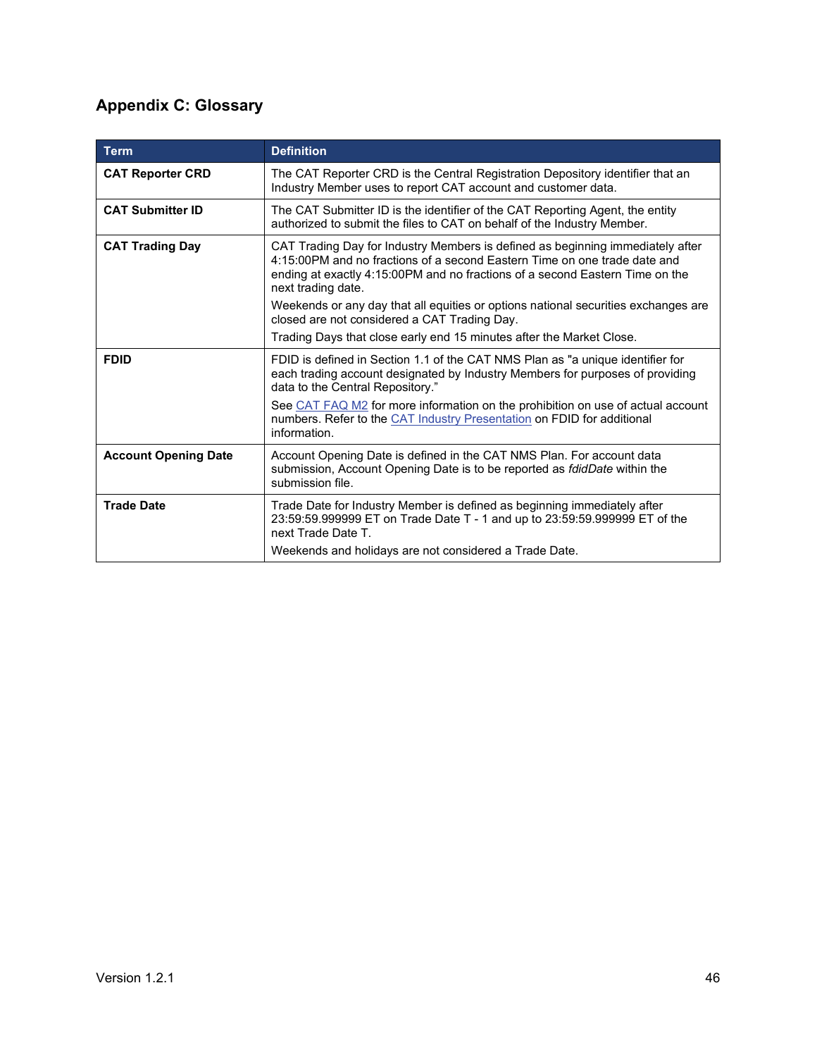## Appendix C: Glossary

| Term | Definition |
|---|---|
| **CAT Reporter CRD** | The CAT Reporter CRD is the Central Registration Depository identifier that an Industry Member uses to report CAT account and customer data. |
| **CAT Submitter ID** | The CAT Submitter ID is the identifier of the CAT Reporting Agent, the entity authorized to submit the files to CAT on behalf of the Industry Member. |
| **CAT Trading Day** | CAT Trading Day for Industry Members is defined as beginning immediately after 4:15:00PM and no fractions of a second Eastern Time on one trade date and ending at exactly 4:15:00PM and no fractions of a second Eastern Time on the next trading date.<br><br>Weekends or any day that all equities or options national securities exchanges are closed are not considered a CAT Trading Day.<br><br>Trading Days that close early end 15 minutes after the Market Close. |
| **FDID** | FDID is defined in Section 1.1 of the CAT NMS Plan as "a unique identifier for each trading account designated by Industry Members for purposes of providing data to the Central Repository."<br><br>See CAT FAQ M2 for more information on the prohibition on use of actual account numbers. Refer to the CAT Industry Presentation on FDID for additional information. |
| **Account Opening Date** | Account Opening Date is defined in the CAT NMS Plan. For account data submission, Account Opening Date is to be reported as *fdidDate* within the submission file. |
| **Trade Date** | Trade Date for Industry Member is defined as beginning immediately after 23:59:59.999999 ET on Trade Date T - 1 and up to 23:59:59.999999 ET of the next Trade Date T.<br><br>Weekends and holidays are not considered a Trade Date. |

Version 1.2.1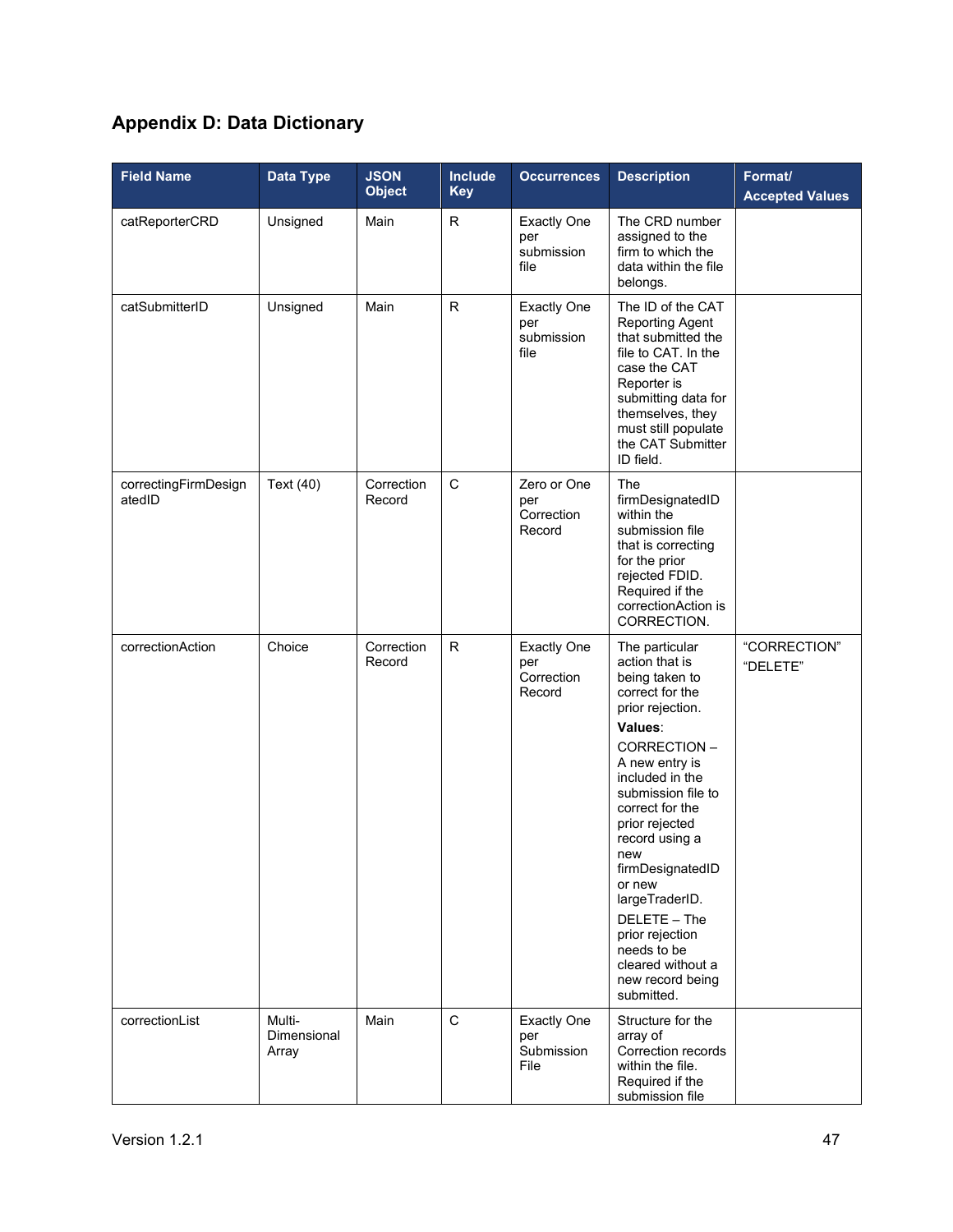## Appendix D: Data Dictionary

| Field Name | Data Type | JSON Object | Include Key | Occurrences | Description | Format/ Accepted Values |
|---|---|---|---|---|---|---|
| catReporterCRD | Unsigned | Main | R | Exactly One per submission file | The CRD number assigned to the firm to which the data within the file belongs. | |
| catSubmitterID | Unsigned | Main | R | Exactly One per submission file | The ID of the CAT Reporting Agent that submitted the file to CAT. In the case the CAT Reporter is submitting data for themselves, they must still populate the CAT Submitter ID field. | |
| correctingFirmDesignatedID | Text (40) | Correction Record | C | Zero or One per Correction Record | The firmDesignatedID within the submission file that is correcting for the prior rejected FDID. Required if the correctionAction is CORRECTION. | |
| correctionAction | Choice | Correction Record | R | Exactly One per Correction Record | The particular action that is being taken to correct for the prior rejection. **Values**: CORRECTION – A new entry is included in the submission file to correct for the prior rejected record using a new firmDesignatedID or new largeTraderID. DELETE – The prior rejection needs to be cleared without a new record being submitted. | "CORRECTION" "DELETE" |
| correctionList | Multi-Dimensional Array | Main | C | Exactly One per Submission File | Structure for the array of Correction records within the file. Required if the submission file | |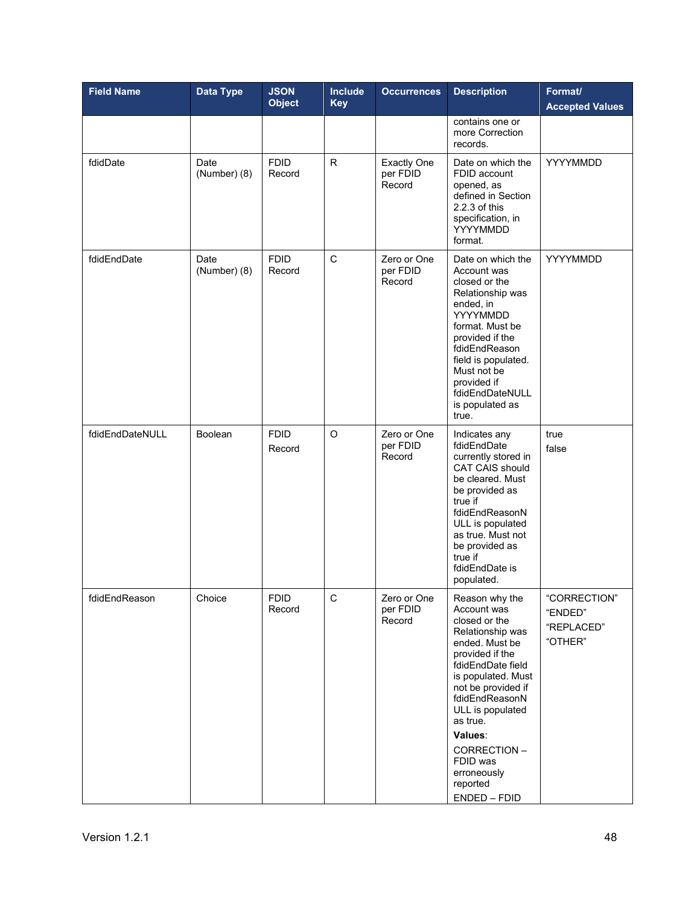| Field Name | Data Type | JSON Object | Include Key | Occurrences | Description | Format/ Accepted Values |
|---|---|---|---|---|---|---|
| | | | | | contains one or more Correction records. | |
| fdidDate | Date (Number) (8) | FDID Record | R | Exactly One per FDID Record | Date on which the FDID account opened, as defined in Section 2.2.3 of this specification, in YYYYMMDD format. | YYYYMMDD |
| fdidEndDate | Date (Number) (8) | FDID Record | C | Zero or One per FDID Record | Date on which the Account was closed or the Relationship was ended, in YYYYMMDD format. Must be provided if the fdidEndReason field is populated. Must not be provided if fdidEndDateNULL is populated as true. | YYYYMMDD |
| fdidEndDateNULL | Boolean | FDID Record | O | Zero or One per FDID Record | Indicates any fdidEndDate currently stored in CAT CAIS should be cleared. Must be provided as true if fdidEndReasonNULL is populated as true. Must not be provided as true if fdidEndDate is populated. | true<br>false |
| fdidEndReason | Choice | FDID Record | C | Zero or One per FDID Record | Reason why the Account was closed or the Relationship was ended. Must be provided if the fdidEndDate field is populated. Must not be provided if fdidEndReasonNULL is populated as true.<br>**Values**:<br>CORRECTION – FDID was erroneously reported<br>ENDED – FDID | "CORRECTION"<br>"ENDED"<br>"REPLACED"<br>"OTHER" |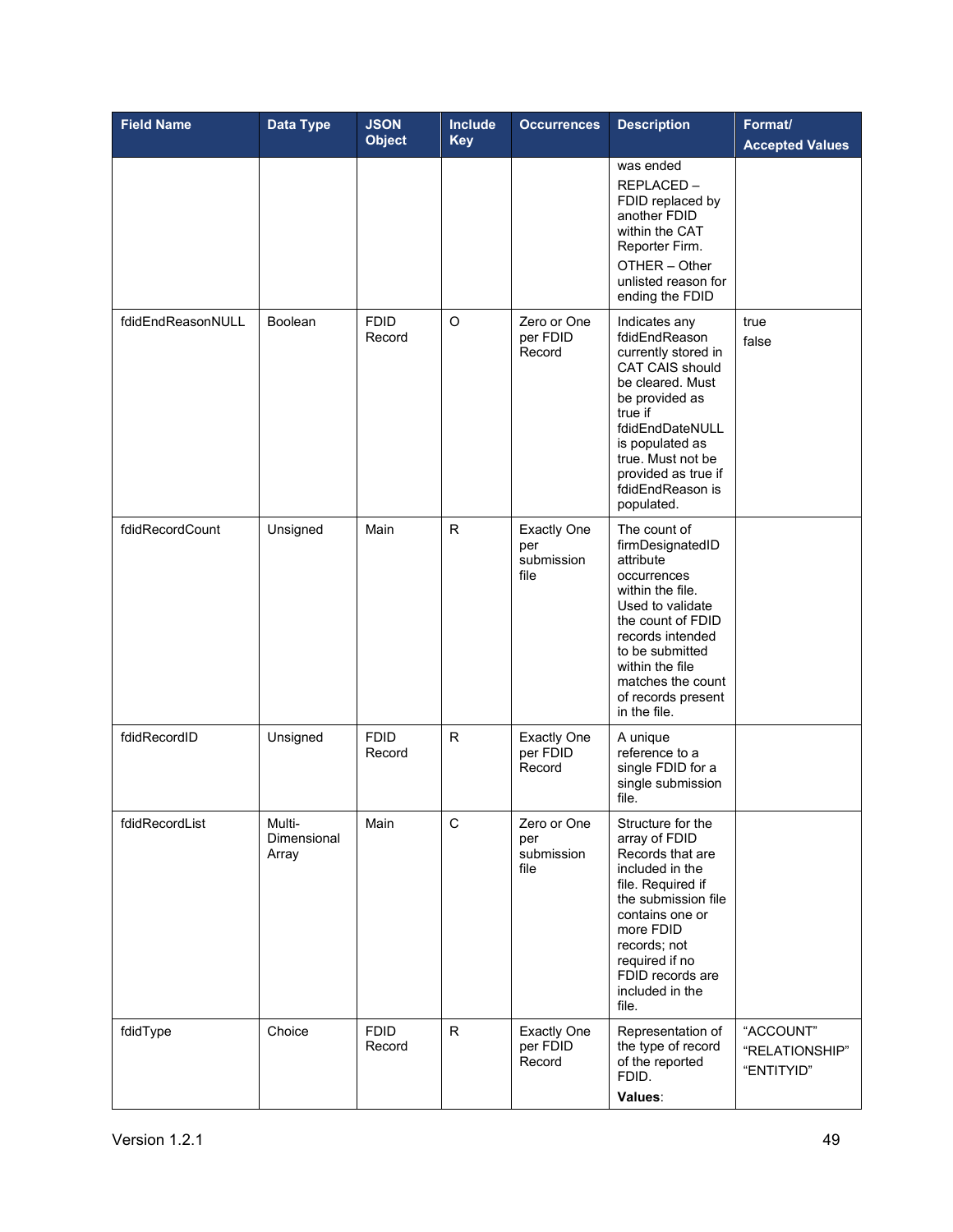| Field Name | Data Type | JSON Object | Include Key | Occurrences | Description | Format/ Accepted Values |
|---|---|---|---|---|---|---|
| | | | | | was ended<br>REPLACED – FDID replaced by another FDID within the CAT Reporter Firm.<br>OTHER – Other unlisted reason for ending the FDID | |
| fdidEndReasonNULL | Boolean | FDID Record | O | Zero or One per FDID Record | Indicates any fdidEndReason currently stored in CAT CAIS should be cleared. Must be provided as true if fdidEndDateNULL is populated as true. Must not be provided as true if fdidEndReason is populated. | true<br>false |
| fdidRecordCount | Unsigned | Main | R | Exactly One per submission file | The count of firmDesignatedID attribute occurrences within the file. Used to validate the count of FDID records intended to be submitted within the file matches the count of records present in the file. | |
| fdidRecordID | Unsigned | FDID Record | R | Exactly One per FDID Record | A unique reference to a single FDID for a single submission file. | |
| fdidRecordList | Multi-Dimensional Array | Main | C | Zero or One per submission file | Structure for the array of FDID Records that are included in the file. Required if the submission file contains one or more FDID records; not required if no FDID records are included in the file. | |
| fdidType | Choice | FDID Record | R | Exactly One per FDID Record | Representation of the type of record of the reported FDID.<br>**Values**: | "ACCOUNT"<br>"RELATIONSHIP"<br>"ENTITYID" |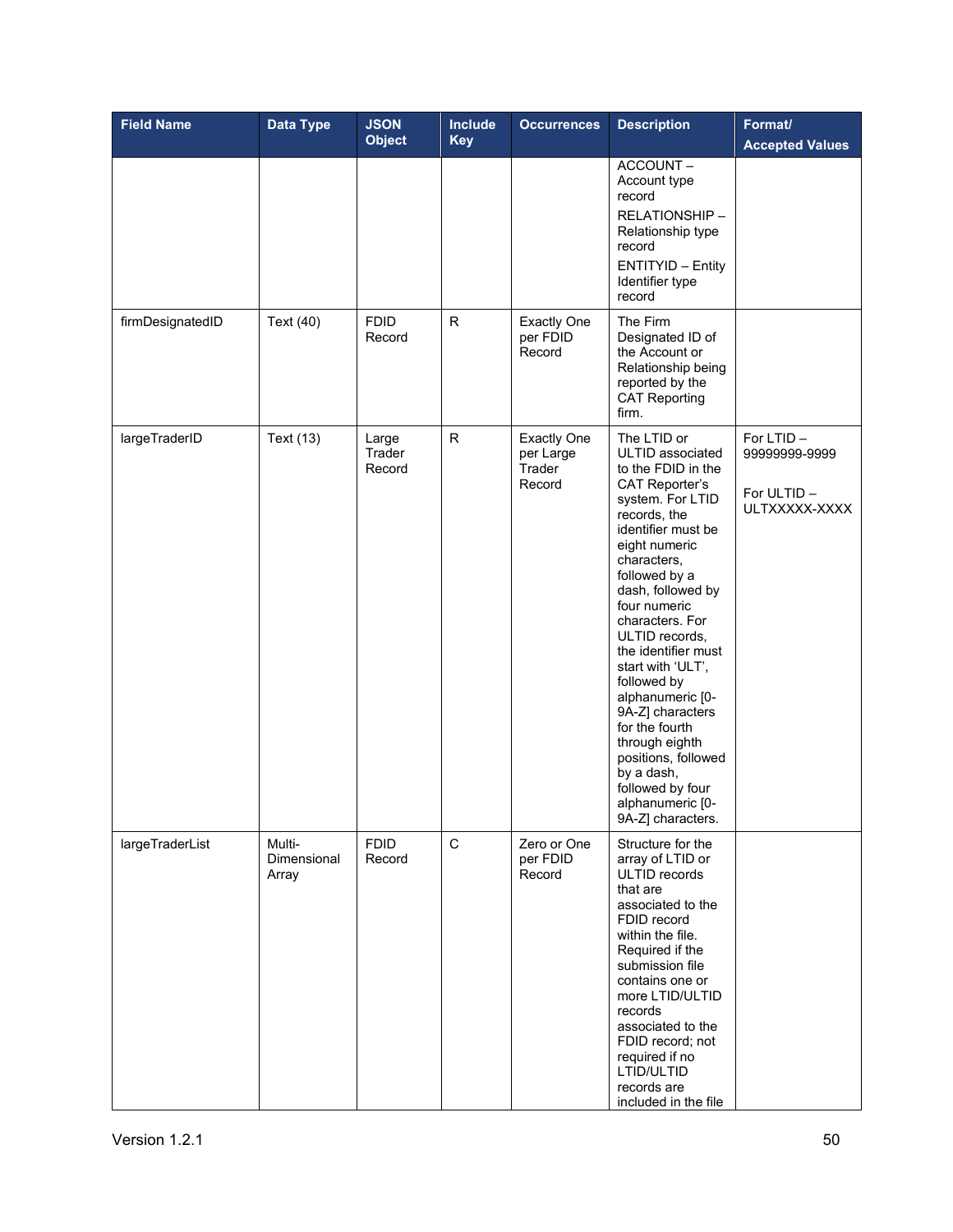| Field Name | Data Type | JSON Object | Include Key | Occurrences | Description | Format/ Accepted Values |
|---|---|---|---|---|---|---|
| | | | | | ACCOUNT – Account type record<br>RELATIONSHIP – Relationship type record<br>ENTITYID – Entity Identifier type record | |
| firmDesignatedID | Text (40) | FDID Record | R | Exactly One per FDID Record | The Firm Designated ID of the Account or Relationship being reported by the CAT Reporting firm. | |
| largeTraderID | Text (13) | Large Trader Record | R | Exactly One per Large Trader Record | The LTID or ULTID associated to the FDID in the CAT Reporter's system. For LTID records, the identifier must be eight numeric characters, followed by a dash, followed by four numeric characters. For ULTID records, the identifier must start with 'ULT', followed by alphanumeric [0-9A-Z] characters for the fourth through eighth positions, followed by a dash, followed by four alphanumeric [0-9A-Z] characters. | For LTID – 99999999-9999<br><br>For ULTID – ULTXXXXX-XXXX |
| largeTraderList | Multi-Dimensional Array | FDID Record | C | Zero or One per FDID Record | Structure for the array of LTID or ULTID records that are associated to the FDID record within the file. Required if the submission file contains one or more LTID/ULTID records associated to the FDID record; not required if no LTID/ULTID records are included in the file | |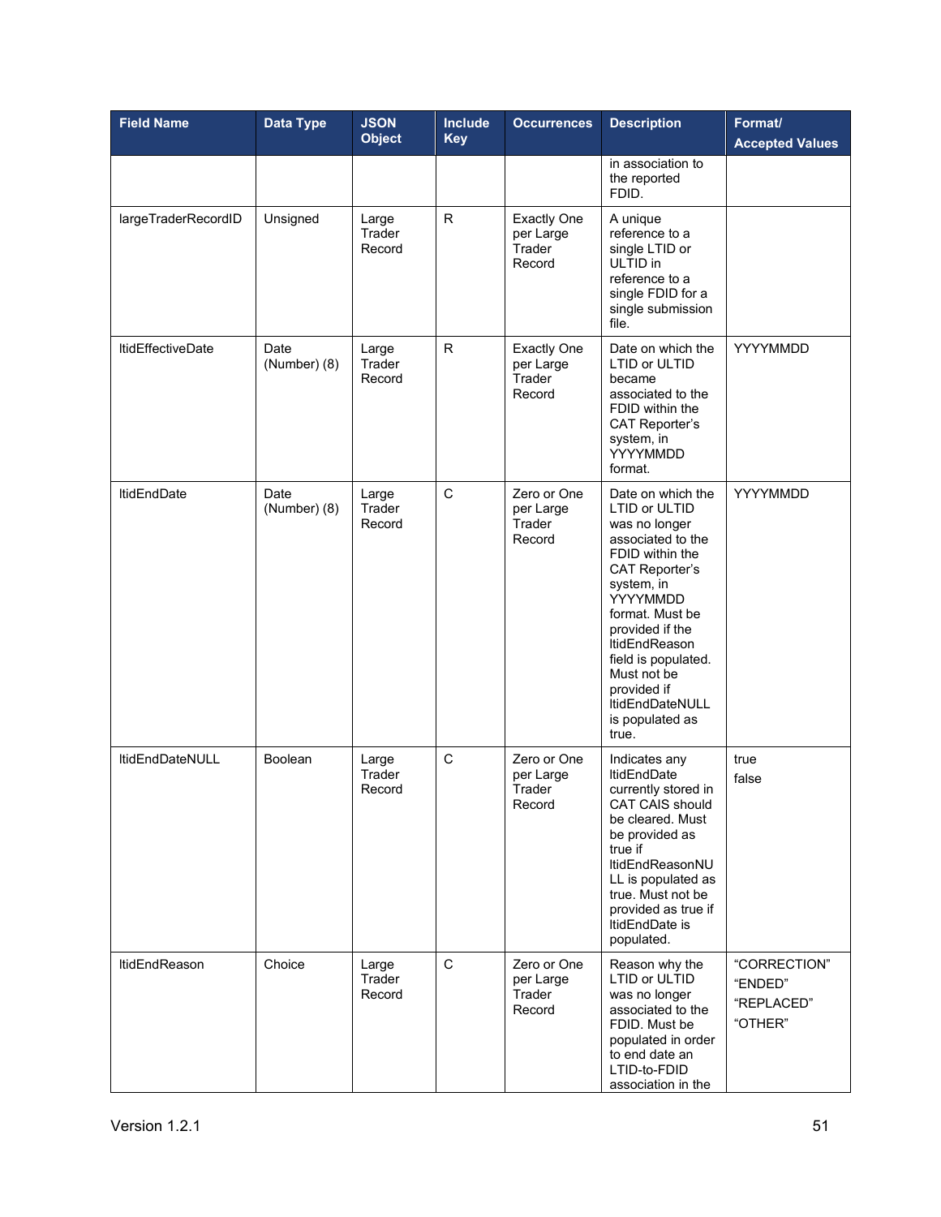| Field Name | Data Type | JSON Object | Include Key | Occurrences | Description | Format/ Accepted Values |
|---|---|---|---|---|---|---|
| | | | | | in association to the reported FDID. | |
| largeTraderRecordID | Unsigned | Large Trader Record | R | Exactly One per Large Trader Record | A unique reference to a single LTID or ULTID in reference to a single FDID for a single submission file. | |
| ltidEffectiveDate | Date (Number) (8) | Large Trader Record | R | Exactly One per Large Trader Record | Date on which the LTID or ULTID became associated to the FDID within the CAT Reporter's system, in YYYYMMDD format. | YYYYMMDD |
| ltidEndDate | Date (Number) (8) | Large Trader Record | C | Zero or One per Large Trader Record | Date on which the LTID or ULTID was no longer associated to the FDID within the CAT Reporter's system, in YYYYMMDD format. Must be provided if the ltidEndReason field is populated. Must not be provided if ltidEndDateNULL is populated as true. | YYYYMMDD |
| ltidEndDateNULL | Boolean | Large Trader Record | C | Zero or One per Large Trader Record | Indicates any ltidEndDate currently stored in CAT CAIS should be cleared. Must be provided as true if ltidEndReasonNULL is populated as true. Must not be provided as true if ltidEndDate is populated. | true<br>false |
| ltidEndReason | Choice | Large Trader Record | C | Zero or One per Large Trader Record | Reason why the LTID or ULTID was no longer associated to the FDID. Must be populated in order to end date an LTID-to-FDID association in the | "CORRECTION"<br>"ENDED"<br>"REPLACED"<br>"OTHER" |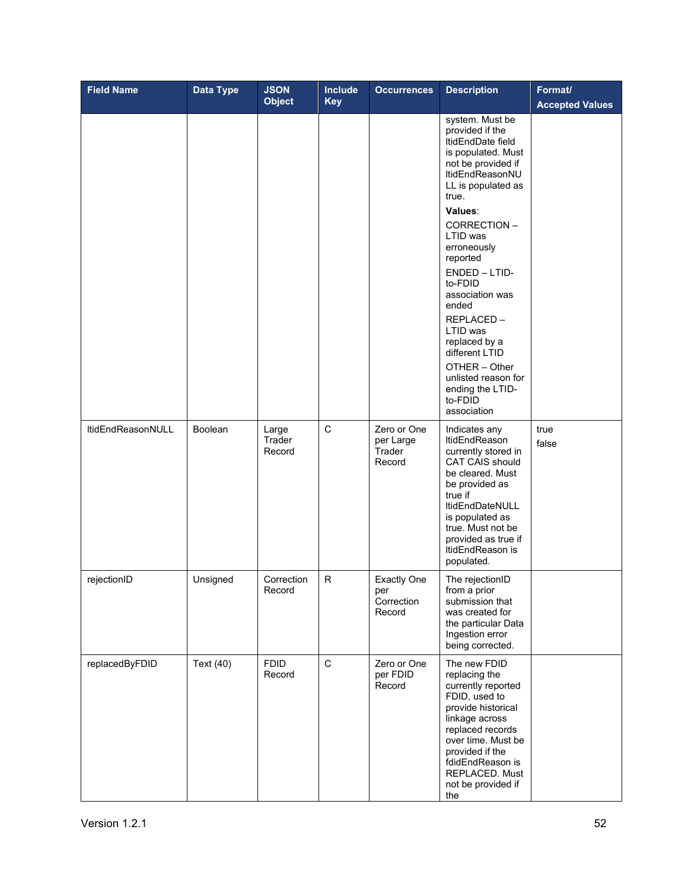| Field Name | Data Type | JSON Object | Include Key | Occurrences | Description | Format/ Accepted Values |
|---|---|---|---|---|---|---|
| | | | | | system. Must be provided if the ltidEndDate field is populated. Must not be provided if ltidEndReasonNULL is populated as true. **Values**: CORRECTION – LTID was erroneously reported ENDED – LTID-to-FDID association was ended REPLACED – LTID was replaced by a different LTID OTHER – Other unlisted reason for ending the LTID-to-FDID association | |
| ltidEndReasonNULL | Boolean | Large Trader Record | C | Zero or One per Large Trader Record | Indicates any ltidEndReason currently stored in CAT CAIS should be cleared. Must be provided as true if ltidEndDateNULL is populated as true. Must not be provided as true if ltidEndReason is populated. | true false |
| rejectionID | Unsigned | Correction Record | R | Exactly One per Correction Record | The rejectionID from a prior submission that was created for the particular Data Ingestion error being corrected. | |
| replacedByFDID | Text (40) | FDID Record | C | Zero or One per FDID Record | The new FDID replacing the currently reported FDID, used to provide historical linkage across replaced records over time. Must be provided if the fdidEndReason is REPLACED. Must not be provided if the | |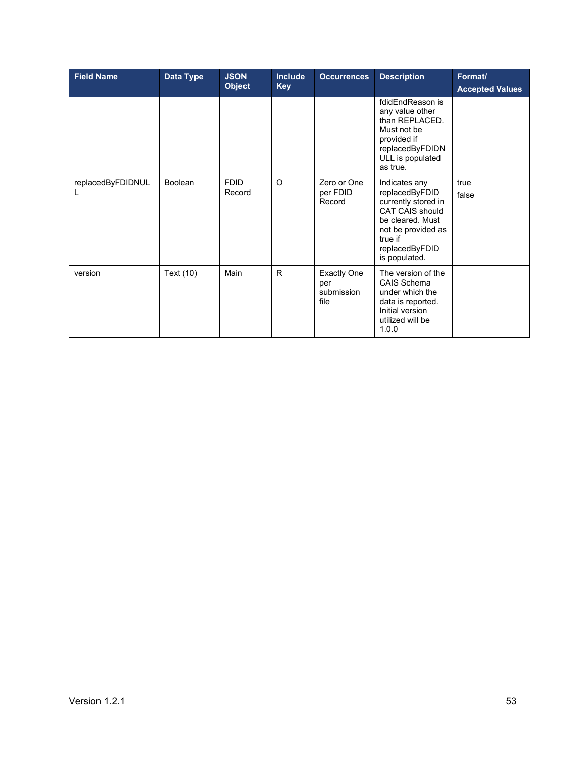| Field Name | Data Type | JSON Object | Include Key | Occurrences | Description | Format/ Accepted Values |
|---|---|---|---|---|---|---|
| | | | | | fdidEndReason is any value other than REPLACED. Must not be provided if replacedByFDIDNULL is populated as true. | |
| replacedByFDIDNULL | Boolean | FDID Record | O | Zero or One per FDID Record | Indicates any replacedByFDID currently stored in CAT CAIS should be cleared. Must not be provided as true if replacedByFDID is populated. | true<br>false |
| version | Text (10) | Main | R | Exactly One per submission file | The version of the CAIS Schema under which the data is reported. Initial version utilized will be 1.0.0 | |